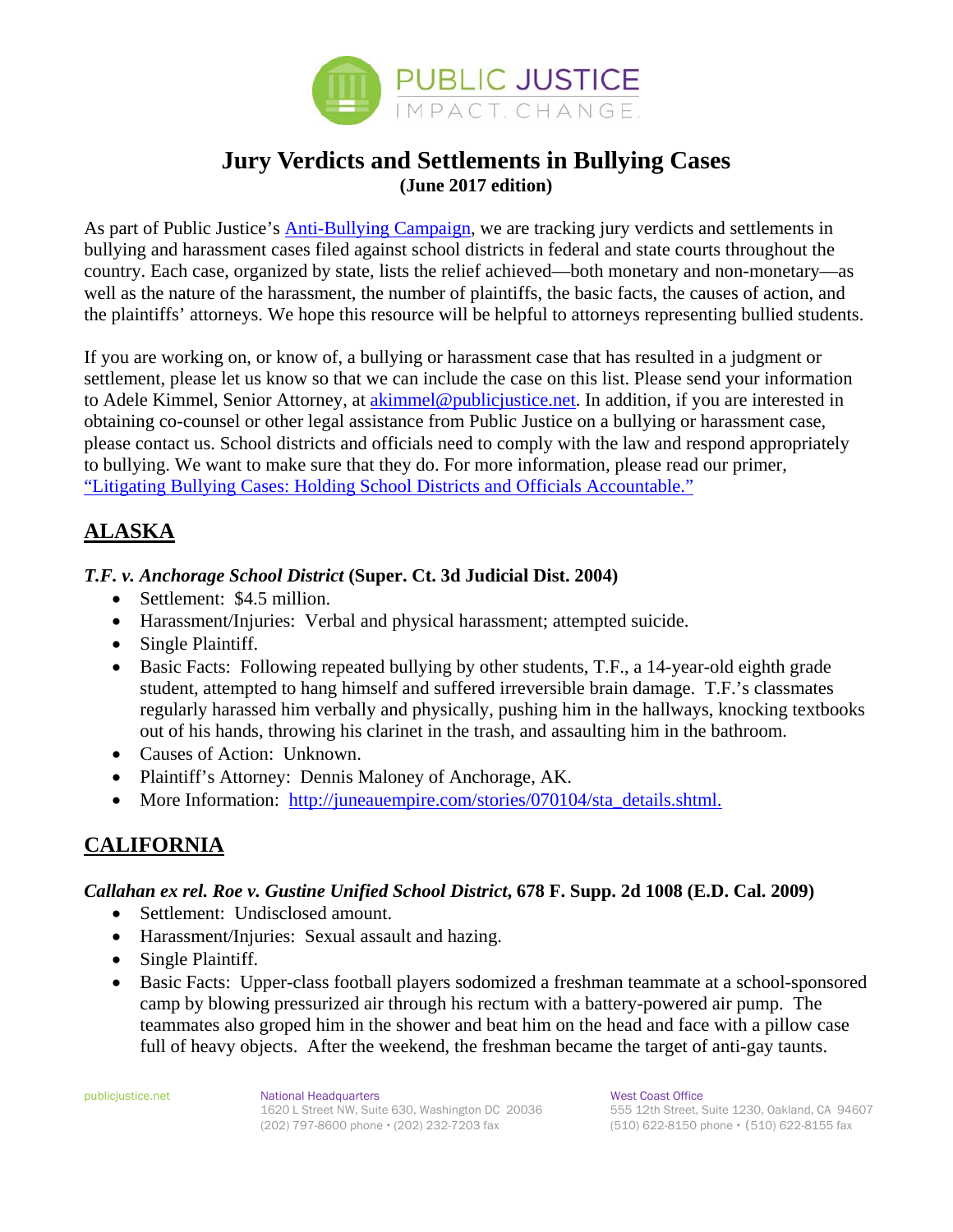# Jury Verdicts and Settlements in Bullying Cases
**(June 2017 edition)**

As part of Public Justice's Anti-Bullying Campaign, we are tracking jury verdicts and settlements in bullying and harassment cases filed against school districts in federal and state courts throughout the country. Each case, organized by state, lists the relief achieved—both monetary and non-monetary—as well as the nature of the harassment, the number of plaintiffs, the basic facts, the causes of action, and the plaintiffs' attorneys. We hope this resource will be helpful to attorneys representing bullied students.

If you are working on, or know of, a bullying or harassment case that has resulted in a judgment or settlement, please let us know so that we can include the case on this list. Please send your information to Adele Kimmel, Senior Attorney, at akimmel@publicjustice.net. In addition, if you are interested in obtaining co-counsel or other legal assistance from Public Justice on a bullying or harassment case, please contact us. School districts and officials need to comply with the law and respond appropriately to bullying. We want to make sure that they do. For more information, please read our primer, "Litigating Bullying Cases: Holding School Districts and Officials Accountable."

## ALASKA

### *T.F. v. Anchorage School District* (Super. Ct. 3d Judicial Dist. 2004)

- Settlement: $4.5 million.
- Harassment/Injuries: Verbal and physical harassment; attempted suicide.
- Single Plaintiff.
- Basic Facts: Following repeated bullying by other students, T.F., a 14-year-old eighth grade student, attempted to hang himself and suffered irreversible brain damage. T.F.'s classmates regularly harassed him verbally and physically, pushing him in the hallways, knocking textbooks out of his hands, throwing his clarinet in the trash, and assaulting him in the bathroom.
- Causes of Action: Unknown.
- Plaintiff's Attorney: Dennis Maloney of Anchorage, AK.
- More Information: http://juneauempire.com/stories/070104/sta_details.shtml.

## CALIFORNIA

### *Callahan ex rel. Roe v. Gustine Unified School District*, 678 F. Supp. 2d 1008 (E.D. Cal. 2009)

- Settlement: Undisclosed amount.
- Harassment/Injuries: Sexual assault and hazing.
- Single Plaintiff.
- Basic Facts: Upper-class football players sodomized a freshman teammate at a school-sponsored camp by blowing pressurized air through his rectum with a battery-powered air pump. The teammates also groped him in the shower and beat him on the head and face with a pillow case full of heavy objects. After the weekend, the freshman became the target of anti-gay taunts.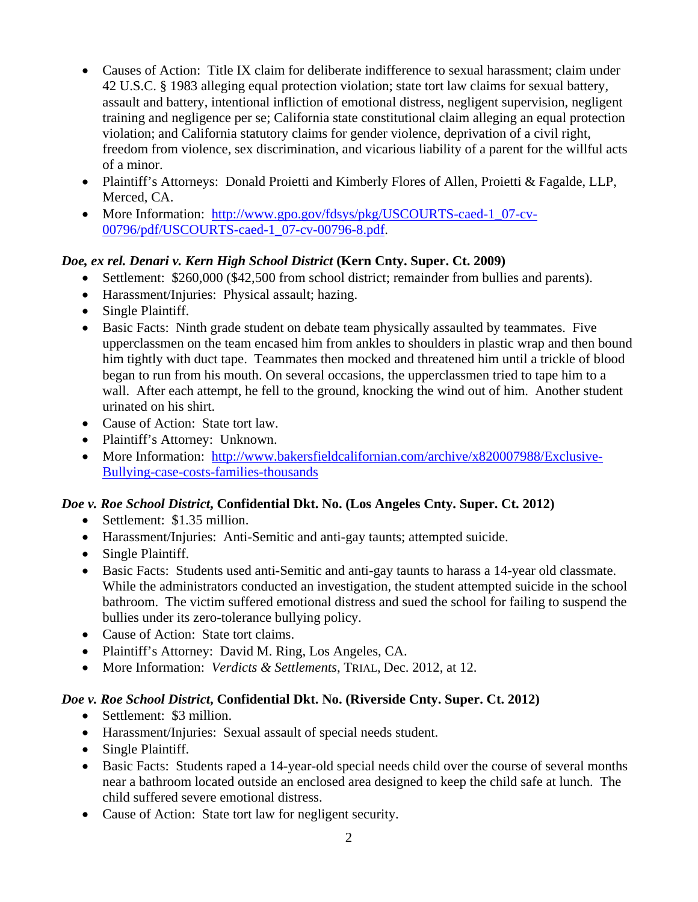- Causes of Action: Title IX claim for deliberate indifference to sexual harassment; claim under 42 U.S.C. § 1983 alleging equal protection violation; state tort law claims for sexual battery, assault and battery, intentional infliction of emotional distress, negligent supervision, negligent training and negligence per se; California state constitutional claim alleging an equal protection violation; and California statutory claims for gender violence, deprivation of a civil right, freedom from violence, sex discrimination, and vicarious liability of a parent for the willful acts of a minor.
- Plaintiff's Attorneys: Donald Proietti and Kimberly Flores of Allen, Proietti & Fagalde, LLP, Merced, CA.
- More Information: [http://www.gpo.gov/fdsys/pkg/USCOURTS-caed-1_07-cv-00796/pdf/USCOURTS-caed-1_07-cv-00796-8.pdf](http://www.gpo.gov/fdsys/pkg/USCOURTS-caed-1_07-cv-00796/pdf/USCOURTS-caed-1_07-cv-00796-8.pdf).

***Doe, ex rel. Denari v. Kern High School District* (Kern Cnty. Super. Ct. 2009)**

- Settlement: $260,000 ($42,500 from school district; remainder from bullies and parents).
- Harassment/Injuries: Physical assault; hazing.
- Single Plaintiff.
- Basic Facts: Ninth grade student on debate team physically assaulted by teammates. Five upperclassmen on the team encased him from ankles to shoulders in plastic wrap and then bound him tightly with duct tape. Teammates then mocked and threatened him until a trickle of blood began to run from his mouth. On several occasions, the upperclassmen tried to tape him to a wall. After each attempt, he fell to the ground, knocking the wind out of him. Another student urinated on his shirt.
- Cause of Action: State tort law.
- Plaintiff's Attorney: Unknown.
- More Information: [http://www.bakersfieldcalifornian.com/archive/x820007988/Exclusive-Bullying-case-costs-families-thousands](http://www.bakersfieldcalifornian.com/archive/x820007988/Exclusive-Bullying-case-costs-families-thousands)

***Doe v. Roe School District*, Confidential Dkt. No. (Los Angeles Cnty. Super. Ct. 2012)**

- Settlement: $1.35 million.
- Harassment/Injuries: Anti-Semitic and anti-gay taunts; attempted suicide.
- Single Plaintiff.
- Basic Facts: Students used anti-Semitic and anti-gay taunts to harass a 14-year old classmate. While the administrators conducted an investigation, the student attempted suicide in the school bathroom. The victim suffered emotional distress and sued the school for failing to suspend the bullies under its zero-tolerance bullying policy.
- Cause of Action: State tort claims.
- Plaintiff's Attorney: David M. Ring, Los Angeles, CA.
- More Information: *Verdicts & Settlements*, TRIAL, Dec. 2012, at 12.

***Doe v. Roe School District*, Confidential Dkt. No. (Riverside Cnty. Super. Ct. 2012)**

- Settlement: $3 million.
- Harassment/Injuries: Sexual assault of special needs student.
- Single Plaintiff.
- Basic Facts: Students raped a 14-year-old special needs child over the course of several months near a bathroom located outside an enclosed area designed to keep the child safe at lunch. The child suffered severe emotional distress.
- Cause of Action: State tort law for negligent security.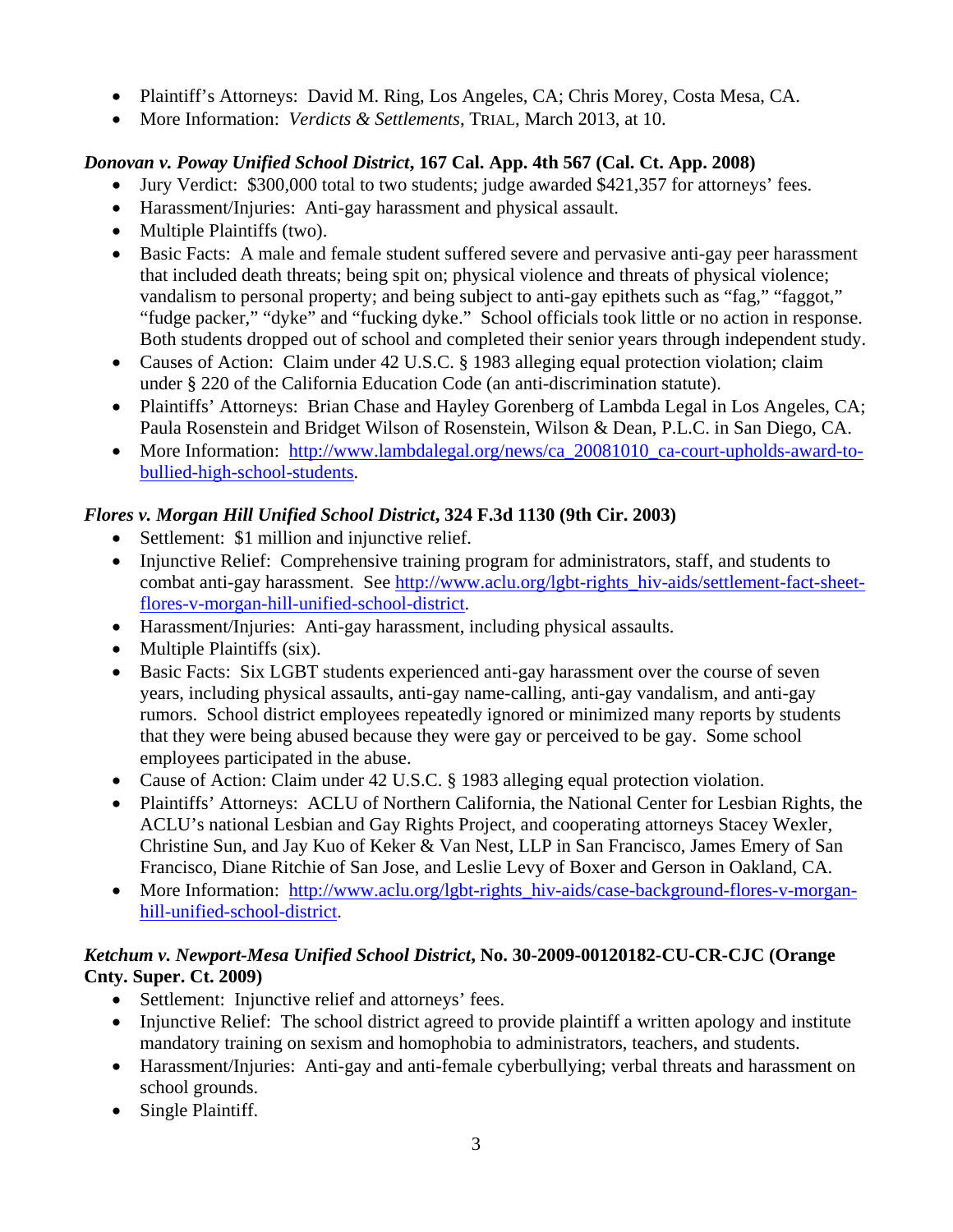- Plaintiff's Attorneys: David M. Ring, Los Angeles, CA; Chris Morey, Costa Mesa, CA.
- More Information: *Verdicts & Settlements*, TRIAL, March 2013, at 10.

***Donovan v. Poway Unified School District*, 167 Cal. App. 4th 567 (Cal. Ct. App. 2008)**

- Jury Verdict: $300,000 total to two students; judge awarded $421,357 for attorneys' fees.
- Harassment/Injuries: Anti-gay harassment and physical assault.
- Multiple Plaintiffs (two).
- Basic Facts: A male and female student suffered severe and pervasive anti-gay peer harassment that included death threats; being spit on; physical violence and threats of physical violence; vandalism to personal property; and being subject to anti-gay epithets such as "fag," "faggot," "fudge packer," "dyke" and "fucking dyke." School officials took little or no action in response. Both students dropped out of school and completed their senior years through independent study.
- Causes of Action: Claim under 42 U.S.C. § 1983 alleging equal protection violation; claim under § 220 of the California Education Code (an anti-discrimination statute).
- Plaintiffs' Attorneys: Brian Chase and Hayley Gorenberg of Lambda Legal in Los Angeles, CA; Paula Rosenstein and Bridget Wilson of Rosenstein, Wilson & Dean, P.L.C. in San Diego, CA.
- More Information: http://www.lambdalegal.org/news/ca_20081010_ca-court-upholds-award-to-bullied-high-school-students.

***Flores v. Morgan Hill Unified School District*, 324 F.3d 1130 (9th Cir. 2003)**

- Settlement: $1 million and injunctive relief.
- Injunctive Relief: Comprehensive training program for administrators, staff, and students to combat anti-gay harassment. See http://www.aclu.org/lgbt-rights_hiv-aids/settlement-fact-sheet-flores-v-morgan-hill-unified-school-district.
- Harassment/Injuries: Anti-gay harassment, including physical assaults.
- Multiple Plaintiffs (six).
- Basic Facts: Six LGBT students experienced anti-gay harassment over the course of seven years, including physical assaults, anti-gay name-calling, anti-gay vandalism, and anti-gay rumors. School district employees repeatedly ignored or minimized many reports by students that they were being abused because they were gay or perceived to be gay. Some school employees participated in the abuse.
- Cause of Action: Claim under 42 U.S.C. § 1983 alleging equal protection violation.
- Plaintiffs' Attorneys: ACLU of Northern California, the National Center for Lesbian Rights, the ACLU's national Lesbian and Gay Rights Project, and cooperating attorneys Stacey Wexler, Christine Sun, and Jay Kuo of Keker & Van Nest, LLP in San Francisco, James Emery of San Francisco, Diane Ritchie of San Jose, and Leslie Levy of Boxer and Gerson in Oakland, CA.
- More Information: http://www.aclu.org/lgbt-rights_hiv-aids/case-background-flores-v-morgan-hill-unified-school-district.

***Ketchum v. Newport-Mesa Unified School District*, No. 30-2009-00120182-CU-CR-CJC (Orange Cnty. Super. Ct. 2009)**

- Settlement: Injunctive relief and attorneys' fees.
- Injunctive Relief: The school district agreed to provide plaintiff a written apology and institute mandatory training on sexism and homophobia to administrators, teachers, and students.
- Harassment/Injuries: Anti-gay and anti-female cyberbullying; verbal threats and harassment on school grounds.
- Single Plaintiff.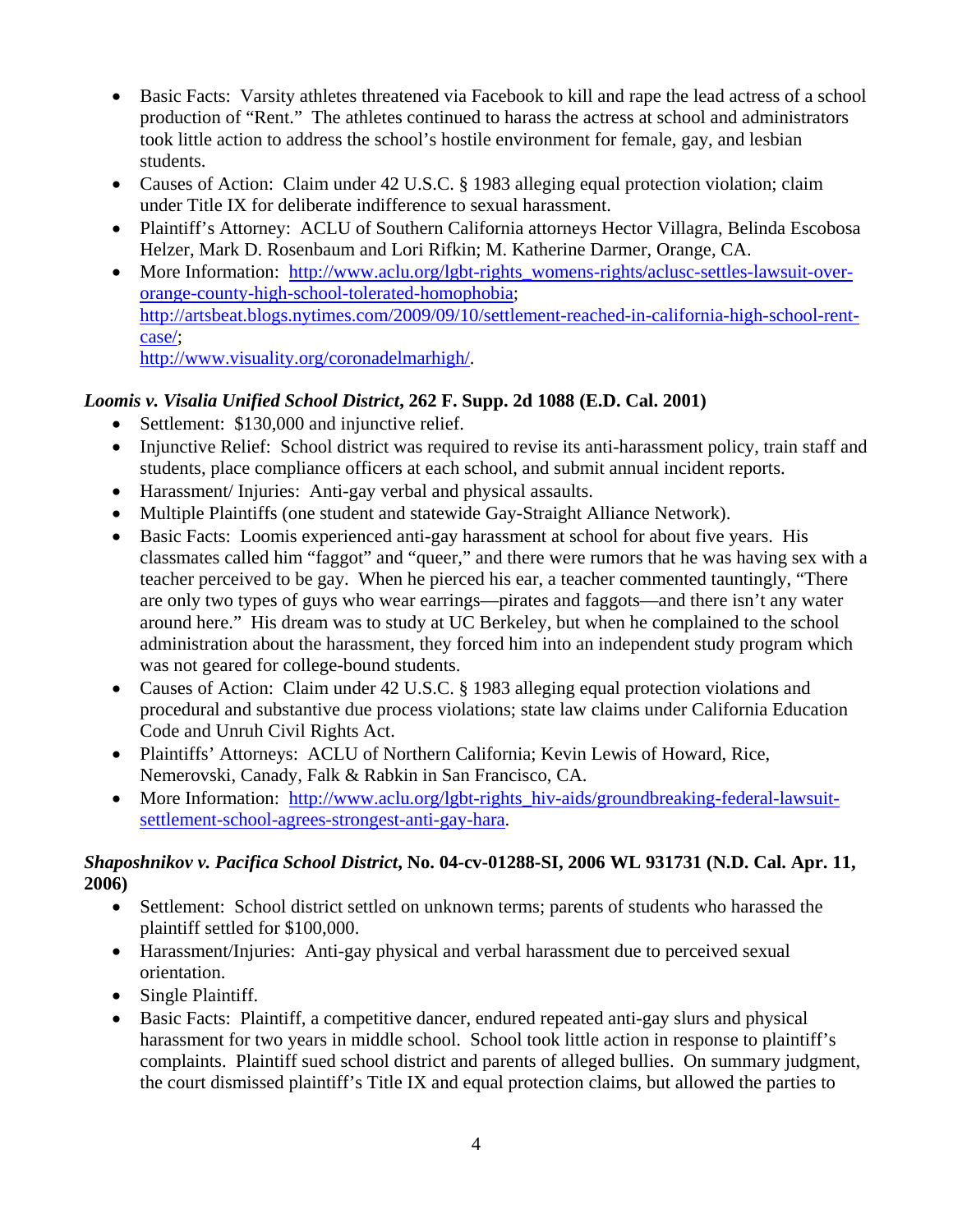- Basic Facts: Varsity athletes threatened via Facebook to kill and rape the lead actress of a school production of "Rent." The athletes continued to harass the actress at school and administrators took little action to address the school's hostile environment for female, gay, and lesbian students.
- Causes of Action: Claim under 42 U.S.C. § 1983 alleging equal protection violation; claim under Title IX for deliberate indifference to sexual harassment.
- Plaintiff's Attorney: ACLU of Southern California attorneys Hector Villagra, Belinda Escobosa Helzer, Mark D. Rosenbaum and Lori Rifkin; M. Katherine Darmer, Orange, CA.
- More Information: [http://www.aclu.org/lgbt-rights_womens-rights/aclusc-settles-lawsuit-over-orange-county-high-school-tolerated-homophobia](http://www.aclu.org/lgbt-rights_womens-rights/aclusc-settles-lawsuit-over-orange-county-high-school-tolerated-homophobia); [http://artsbeat.blogs.nytimes.com/2009/09/10/settlement-reached-in-california-high-school-rent-case/](http://artsbeat.blogs.nytimes.com/2009/09/10/settlement-reached-in-california-high-school-rent-case/); [http://www.visuality.org/coronadelmarhigh/](http://www.visuality.org/coronadelmarhigh/).

### *Loomis v. Visalia Unified School District*, 262 F. Supp. 2d 1088 (E.D. Cal. 2001)

- Settlement: $130,000 and injunctive relief.
- Injunctive Relief: School district was required to revise its anti-harassment policy, train staff and students, place compliance officers at each school, and submit annual incident reports.
- Harassment/ Injuries: Anti-gay verbal and physical assaults.
- Multiple Plaintiffs (one student and statewide Gay-Straight Alliance Network).
- Basic Facts: Loomis experienced anti-gay harassment at school for about five years. His classmates called him "faggot" and "queer," and there were rumors that he was having sex with a teacher perceived to be gay. When he pierced his ear, a teacher commented tauntingly, "There are only two types of guys who wear earrings—pirates and faggots—and there isn't any water around here." His dream was to study at UC Berkeley, but when he complained to the school administration about the harassment, they forced him into an independent study program which was not geared for college-bound students.
- Causes of Action: Claim under 42 U.S.C. § 1983 alleging equal protection violations and procedural and substantive due process violations; state law claims under California Education Code and Unruh Civil Rights Act.
- Plaintiffs' Attorneys: ACLU of Northern California; Kevin Lewis of Howard, Rice, Nemerovski, Canady, Falk & Rabkin in San Francisco, CA.
- More Information: [http://www.aclu.org/lgbt-rights_hiv-aids/groundbreaking-federal-lawsuit-settlement-school-agrees-strongest-anti-gay-hara](http://www.aclu.org/lgbt-rights_hiv-aids/groundbreaking-federal-lawsuit-settlement-school-agrees-strongest-anti-gay-hara).

### *Shaposhnikov v. Pacifica School District*, No. 04-cv-01288-SI, 2006 WL 931731 (N.D. Cal. Apr. 11, 2006)

- Settlement: School district settled on unknown terms; parents of students who harassed the plaintiff settled for $100,000.
- Harassment/Injuries: Anti-gay physical and verbal harassment due to perceived sexual orientation.
- Single Plaintiff.
- Basic Facts: Plaintiff, a competitive dancer, endured repeated anti-gay slurs and physical harassment for two years in middle school. School took little action in response to plaintiff's complaints. Plaintiff sued school district and parents of alleged bullies. On summary judgment, the court dismissed plaintiff's Title IX and equal protection claims, but allowed the parties to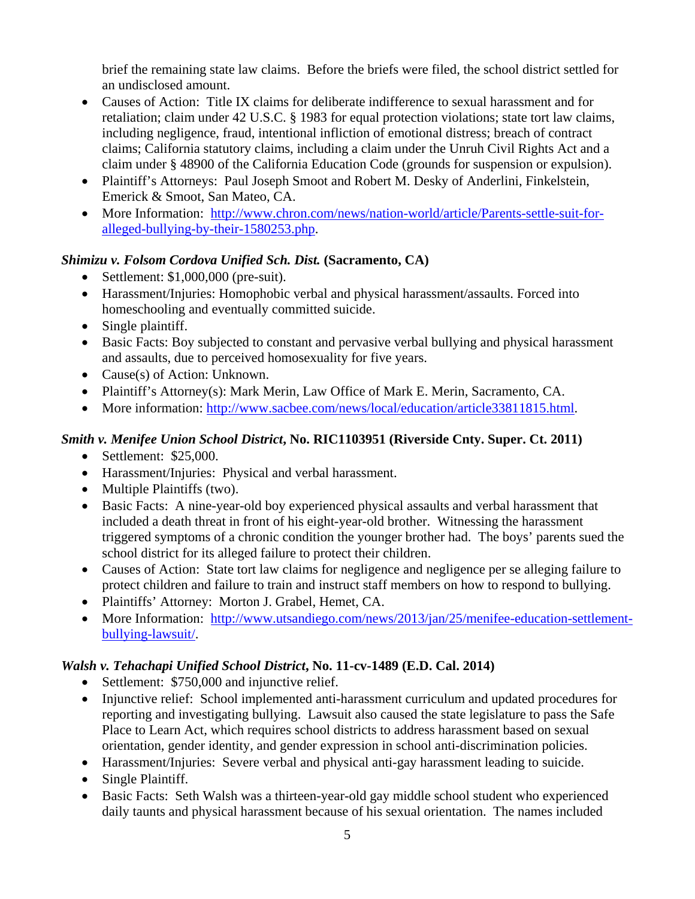brief the remaining state law claims. Before the briefs were filed, the school district settled for an undisclosed amount.

- Causes of Action: Title IX claims for deliberate indifference to sexual harassment and for retaliation; claim under 42 U.S.C. § 1983 for equal protection violations; state tort law claims, including negligence, fraud, intentional infliction of emotional distress; breach of contract claims; California statutory claims, including a claim under the Unruh Civil Rights Act and a claim under § 48900 of the California Education Code (grounds for suspension or expulsion).
- Plaintiff's Attorneys: Paul Joseph Smoot and Robert M. Desky of Anderlini, Finkelstein, Emerick & Smoot, San Mateo, CA.
- More Information: [http://www.chron.com/news/nation-world/article/Parents-settle-suit-for-alleged-bullying-by-their-1580253.php](http://www.chron.com/news/nation-world/article/Parents-settle-suit-for-alleged-bullying-by-their-1580253.php).

***Shimizu v. Folsom Cordova Unified Sch. Dist.* (Sacramento, CA)**

- Settlement: $1,000,000 (pre-suit).
- Harassment/Injuries: Homophobic verbal and physical harassment/assaults. Forced into homeschooling and eventually committed suicide.
- Single plaintiff.
- Basic Facts: Boy subjected to constant and pervasive verbal bullying and physical harassment and assaults, due to perceived homosexuality for five years.
- Cause(s) of Action: Unknown.
- Plaintiff's Attorney(s): Mark Merin, Law Office of Mark E. Merin, Sacramento, CA.
- More information: [http://www.sacbee.com/news/local/education/article33811815.html](http://www.sacbee.com/news/local/education/article33811815.html).

***Smith v. Menifee Union School District*, No. RIC1103951 (Riverside Cnty. Super. Ct. 2011)**

- Settlement: $25,000.
- Harassment/Injuries: Physical and verbal harassment.
- Multiple Plaintiffs (two).
- Basic Facts: A nine-year-old boy experienced physical assaults and verbal harassment that included a death threat in front of his eight-year-old brother. Witnessing the harassment triggered symptoms of a chronic condition the younger brother had. The boys' parents sued the school district for its alleged failure to protect their children.
- Causes of Action: State tort law claims for negligence and negligence per se alleging failure to protect children and failure to train and instruct staff members on how to respond to bullying.
- Plaintiffs' Attorney: Morton J. Grabel, Hemet, CA.
- More Information: [http://www.utsandiego.com/news/2013/jan/25/menifee-education-settlement-bullying-lawsuit/](http://www.utsandiego.com/news/2013/jan/25/menifee-education-settlement-bullying-lawsuit/).

***Walsh v. Tehachapi Unified School District*, No. 11-cv-1489 (E.D. Cal. 2014)**

- Settlement: $750,000 and injunctive relief.
- Injunctive relief: School implemented anti-harassment curriculum and updated procedures for reporting and investigating bullying. Lawsuit also caused the state legislature to pass the Safe Place to Learn Act, which requires school districts to address harassment based on sexual orientation, gender identity, and gender expression in school anti-discrimination policies.
- Harassment/Injuries: Severe verbal and physical anti-gay harassment leading to suicide.
- Single Plaintiff.
- Basic Facts: Seth Walsh was a thirteen-year-old gay middle school student who experienced daily taunts and physical harassment because of his sexual orientation. The names included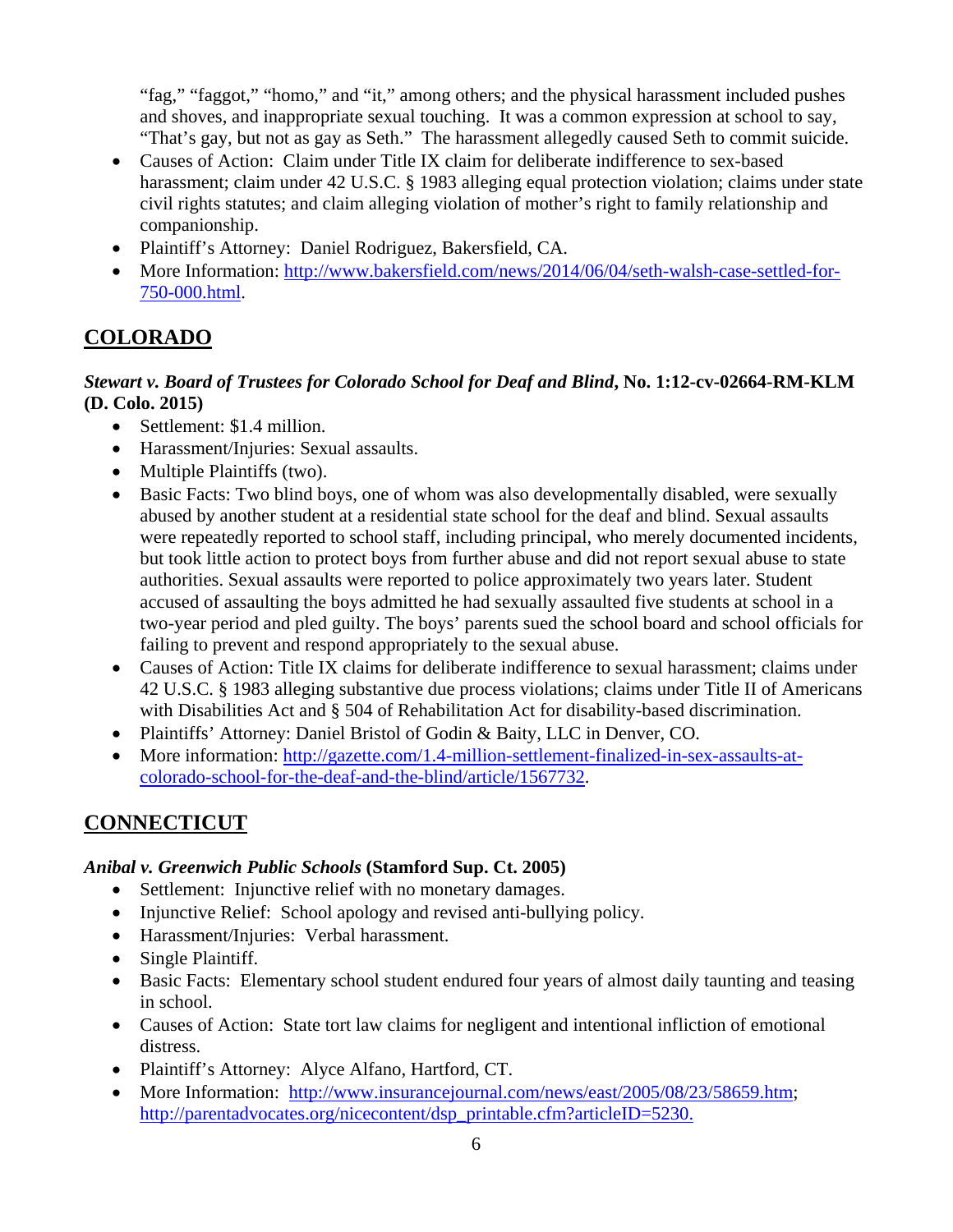"fag," "faggot," "homo," and "it," among others; and the physical harassment included pushes and shoves, and inappropriate sexual touching. It was a common expression at school to say, "That's gay, but not as gay as Seth." The harassment allegedly caused Seth to commit suicide.

- Causes of Action: Claim under Title IX claim for deliberate indifference to sex-based harassment; claim under 42 U.S.C. § 1983 alleging equal protection violation; claims under state civil rights statutes; and claim alleging violation of mother's right to family relationship and companionship.
- Plaintiff's Attorney: Daniel Rodriguez, Bakersfield, CA.
- More Information: http://www.bakersfield.com/news/2014/06/04/seth-walsh-case-settled-for-750-000.html.

## COLORADO

***Stewart v. Board of Trustees for Colorado School for Deaf and Blind*, No. 1:12-cv-02664-RM-KLM (D. Colo. 2015)**

- Settlement: $1.4 million.
- Harassment/Injuries: Sexual assaults.
- Multiple Plaintiffs (two).
- Basic Facts: Two blind boys, one of whom was also developmentally disabled, were sexually abused by another student at a residential state school for the deaf and blind. Sexual assaults were repeatedly reported to school staff, including principal, who merely documented incidents, but took little action to protect boys from further abuse and did not report sexual abuse to state authorities. Sexual assaults were reported to police approximately two years later. Student accused of assaulting the boys admitted he had sexually assaulted five students at school in a two-year period and pled guilty. The boys' parents sued the school board and school officials for failing to prevent and respond appropriately to the sexual abuse.
- Causes of Action: Title IX claims for deliberate indifference to sexual harassment; claims under 42 U.S.C. § 1983 alleging substantive due process violations; claims under Title II of Americans with Disabilities Act and § 504 of Rehabilitation Act for disability-based discrimination.
- Plaintiffs' Attorney: Daniel Bristol of Godin & Baity, LLC in Denver, CO.
- More information: http://gazette.com/1.4-million-settlement-finalized-in-sex-assaults-at-colorado-school-for-the-deaf-and-the-blind/article/1567732.

## CONNECTICUT

***Anibal v. Greenwich Public Schools* (Stamford Sup. Ct. 2005)**

- Settlement: Injunctive relief with no monetary damages.
- Injunctive Relief: School apology and revised anti-bullying policy.
- Harassment/Injuries: Verbal harassment.
- Single Plaintiff.
- Basic Facts: Elementary school student endured four years of almost daily taunting and teasing in school.
- Causes of Action: State tort law claims for negligent and intentional infliction of emotional distress.
- Plaintiff's Attorney: Alyce Alfano, Hartford, CT.
- More Information: http://www.insurancejournal.com/news/east/2005/08/23/58659.htm; http://parentadvocates.org/nicecontent/dsp_printable.cfm?articleID=5230.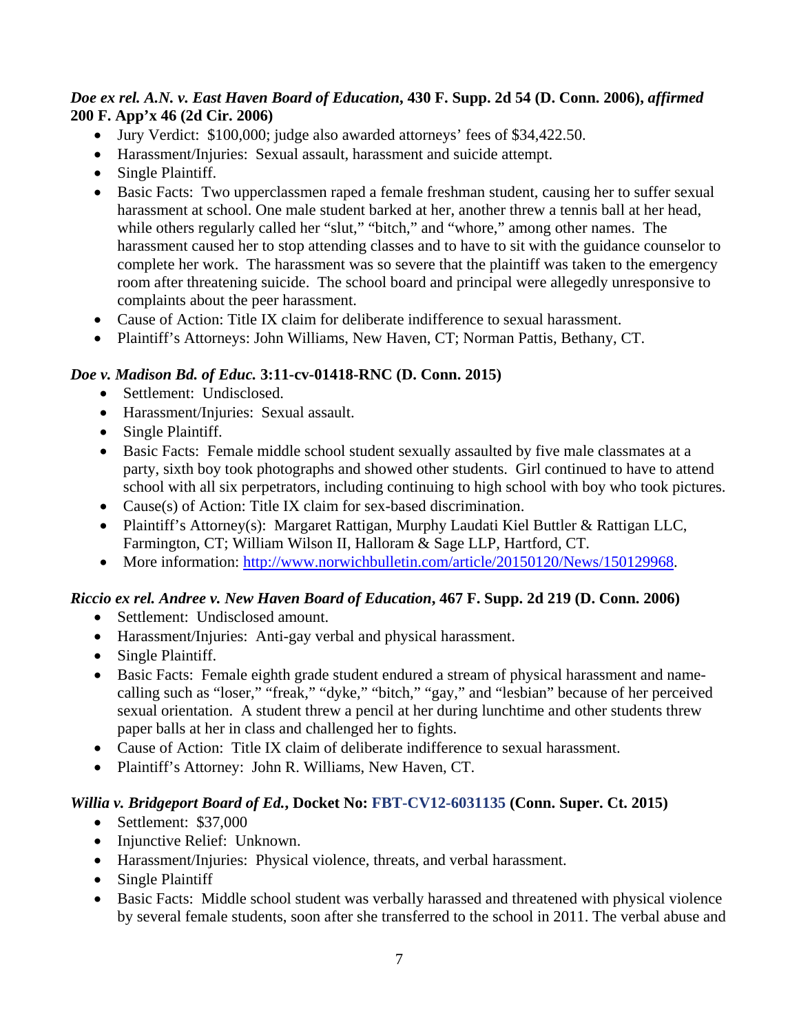***Doe ex rel. A.N. v. East Haven Board of Education*, 430 F. Supp. 2d 54 (D. Conn. 2006), *affirmed* 200 F. App'x 46 (2d Cir. 2006)**

- Jury Verdict: $100,000; judge also awarded attorneys' fees of $34,422.50.
- Harassment/Injuries: Sexual assault, harassment and suicide attempt.
- Single Plaintiff.
- Basic Facts: Two upperclassmen raped a female freshman student, causing her to suffer sexual harassment at school. One male student barked at her, another threw a tennis ball at her head, while others regularly called her "slut," "bitch," and "whore," among other names. The harassment caused her to stop attending classes and to have to sit with the guidance counselor to complete her work. The harassment was so severe that the plaintiff was taken to the emergency room after threatening suicide. The school board and principal were allegedly unresponsive to complaints about the peer harassment.
- Cause of Action: Title IX claim for deliberate indifference to sexual harassment.
- Plaintiff's Attorneys: John Williams, New Haven, CT; Norman Pattis, Bethany, CT.

***Doe v. Madison Bd. of Educ.* 3:11-cv-01418-RNC (D. Conn. 2015)**

- Settlement: Undisclosed.
- Harassment/Injuries: Sexual assault.
- Single Plaintiff.
- Basic Facts: Female middle school student sexually assaulted by five male classmates at a party, sixth boy took photographs and showed other students. Girl continued to have to attend school with all six perpetrators, including continuing to high school with boy who took pictures.
- Cause(s) of Action: Title IX claim for sex-based discrimination.
- Plaintiff's Attorney(s): Margaret Rattigan, Murphy Laudati Kiel Buttler & Rattigan LLC, Farmington, CT; William Wilson II, Halloram & Sage LLP, Hartford, CT.
- More information: http://www.norwichbulletin.com/article/20150120/News/150129968.

***Riccio ex rel. Andree v. New Haven Board of Education*, 467 F. Supp. 2d 219 (D. Conn. 2006)**

- Settlement: Undisclosed amount.
- Harassment/Injuries: Anti-gay verbal and physical harassment.
- Single Plaintiff.
- Basic Facts: Female eighth grade student endured a stream of physical harassment and name-calling such as "loser," "freak," "dyke," "bitch," "gay," and "lesbian" because of her perceived sexual orientation. A student threw a pencil at her during lunchtime and other students threw paper balls at her in class and challenged her to fights.
- Cause of Action: Title IX claim of deliberate indifference to sexual harassment.
- Plaintiff's Attorney: John R. Williams, New Haven, CT.

***Willia v. Bridgeport Board of Ed.*, Docket No: FBT-CV12-6031135 (Conn. Super. Ct. 2015)**

- Settlement: $37,000
- Injunctive Relief: Unknown.
- Harassment/Injuries: Physical violence, threats, and verbal harassment.
- Single Plaintiff
- Basic Facts: Middle school student was verbally harassed and threatened with physical violence by several female students, soon after she transferred to the school in 2011. The verbal abuse and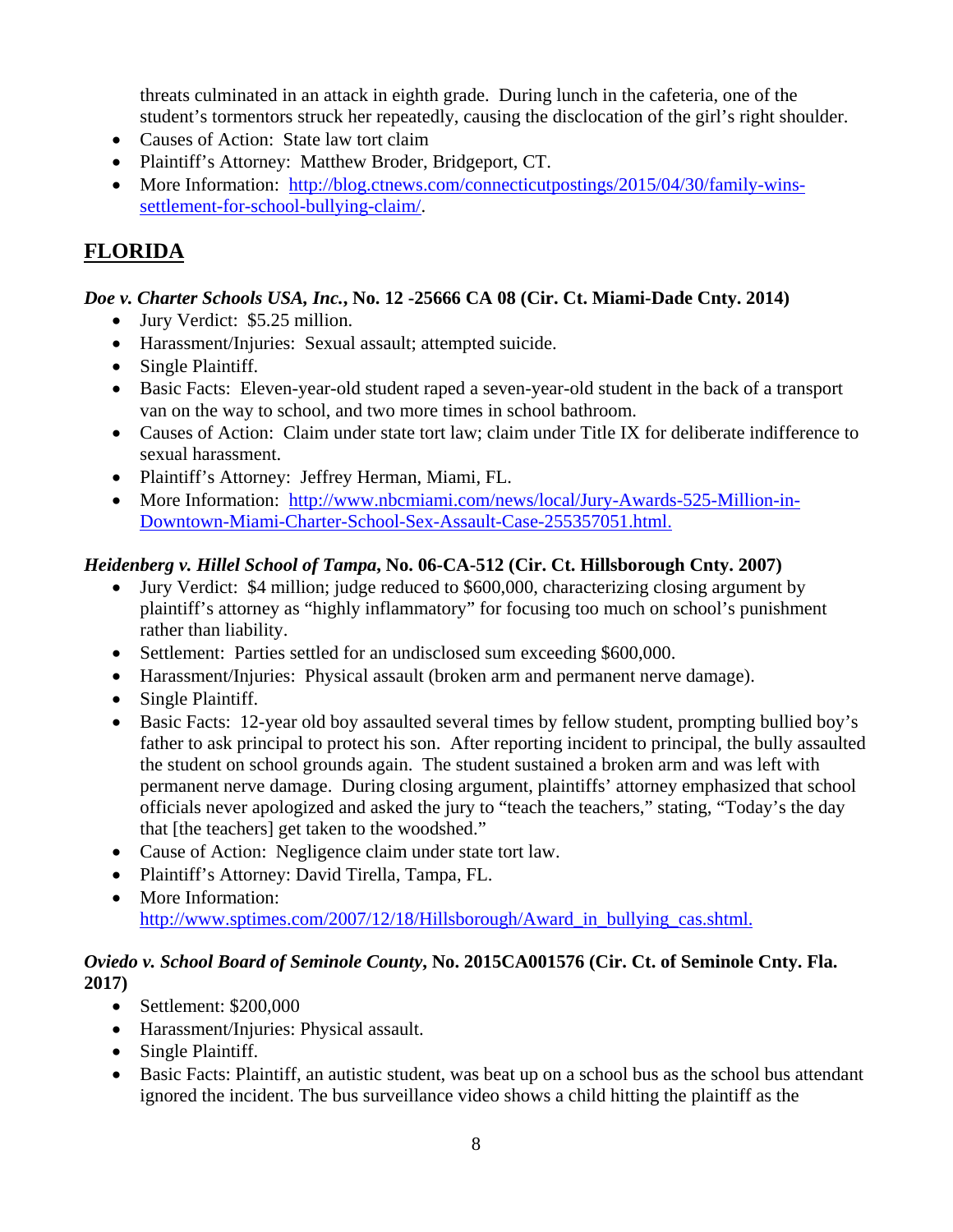threats culminated in an attack in eighth grade. During lunch in the cafeteria, one of the student's tormentors struck her repeatedly, causing the disclocation of the girl's right shoulder.

- Causes of Action: State law tort claim
- Plaintiff's Attorney: Matthew Broder, Bridgeport, CT.
- More Information: http://blog.ctnews.com/connecticutpostings/2015/04/30/family-wins-settlement-for-school-bullying-claim/.

## FLORIDA

### *Doe v. Charter Schools USA, Inc.*, No. 12 -25666 CA 08 (Cir. Ct. Miami-Dade Cnty. 2014)

- Jury Verdict: $5.25 million.
- Harassment/Injuries: Sexual assault; attempted suicide.
- Single Plaintiff.
- Basic Facts: Eleven-year-old student raped a seven-year-old student in the back of a transport van on the way to school, and two more times in school bathroom.
- Causes of Action: Claim under state tort law; claim under Title IX for deliberate indifference to sexual harassment.
- Plaintiff's Attorney: Jeffrey Herman, Miami, FL.
- More Information: http://www.nbcmiami.com/news/local/Jury-Awards-525-Million-in-Downtown-Miami-Charter-School-Sex-Assault-Case-255357051.html.

### *Heidenberg v. Hillel School of Tampa*, No. 06-CA-512 (Cir. Ct. Hillsborough Cnty. 2007)

- Jury Verdict: $4 million; judge reduced to $600,000, characterizing closing argument by plaintiff's attorney as "highly inflammatory" for focusing too much on school's punishment rather than liability.
- Settlement: Parties settled for an undisclosed sum exceeding $600,000.
- Harassment/Injuries: Physical assault (broken arm and permanent nerve damage).
- Single Plaintiff.
- Basic Facts: 12-year old boy assaulted several times by fellow student, prompting bullied boy's father to ask principal to protect his son. After reporting incident to principal, the bully assaulted the student on school grounds again. The student sustained a broken arm and was left with permanent nerve damage. During closing argument, plaintiffs' attorney emphasized that school officials never apologized and asked the jury to "teach the teachers," stating, "Today's the day that [the teachers] get taken to the woodshed."
- Cause of Action: Negligence claim under state tort law.
- Plaintiff's Attorney: David Tirella, Tampa, FL.
- More Information: http://www.sptimes.com/2007/12/18/Hillsborough/Award_in_bullying_cas.shtml.

### *Oviedo v. School Board of Seminole County*, No. 2015CA001576 (Cir. Ct. of Seminole Cnty. Fla. 2017)

- Settlement: $200,000
- Harassment/Injuries: Physical assault.
- Single Plaintiff.
- Basic Facts: Plaintiff, an autistic student, was beat up on a school bus as the school bus attendant ignored the incident. The bus surveillance video shows a child hitting the plaintiff as the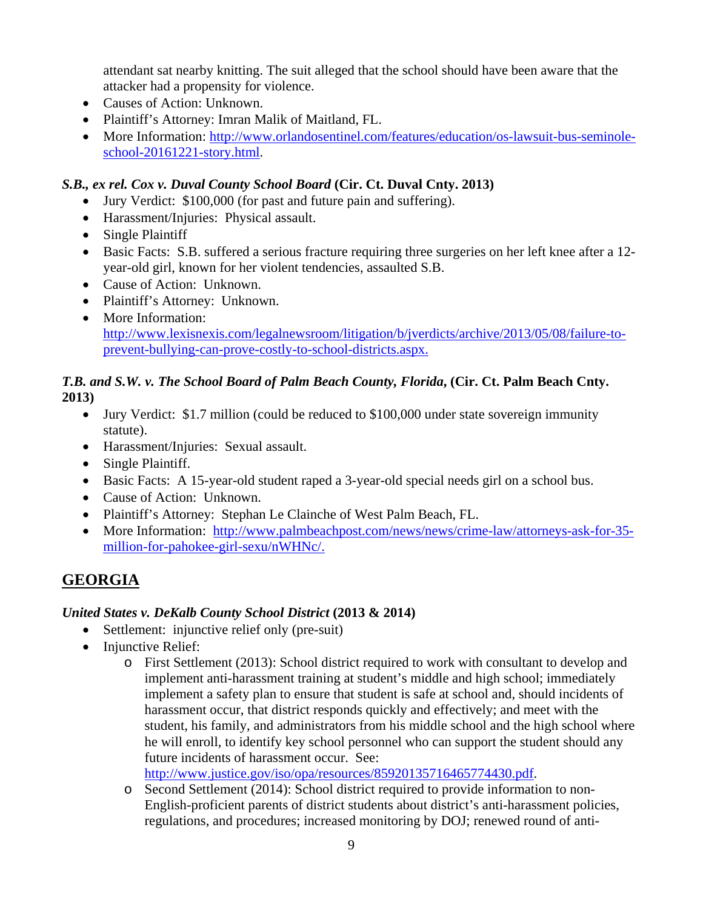attendant sat nearby knitting. The suit alleged that the school should have been aware that the attacker had a propensity for violence.

- Causes of Action: Unknown.
- Plaintiff's Attorney: Imran Malik of Maitland, FL.
- More Information: http://www.orlandosentinel.com/features/education/os-lawsuit-bus-seminole-school-20161221-story.html.

### *S.B., ex rel. Cox v. Duval County School Board* (Cir. Ct. Duval Cnty. 2013)

- Jury Verdict: $100,000 (for past and future pain and suffering).
- Harassment/Injuries: Physical assault.
- Single Plaintiff
- Basic Facts: S.B. suffered a serious fracture requiring three surgeries on her left knee after a 12-year-old girl, known for her violent tendencies, assaulted S.B.
- Cause of Action: Unknown.
- Plaintiff's Attorney: Unknown.
- More Information: http://www.lexisnexis.com/legalnewsroom/litigation/b/jverdicts/archive/2013/05/08/failure-to-prevent-bullying-can-prove-costly-to-school-districts.aspx.

### *T.B. and S.W. v. The School Board of Palm Beach County, Florida,* (Cir. Ct. Palm Beach Cnty. 2013)

- Jury Verdict: $1.7 million (could be reduced to $100,000 under state sovereign immunity statute).
- Harassment/Injuries: Sexual assault.
- Single Plaintiff.
- Basic Facts: A 15-year-old student raped a 3-year-old special needs girl on a school bus.
- Cause of Action: Unknown.
- Plaintiff's Attorney: Stephan Le Clainche of West Palm Beach, FL.
- More Information: http://www.palmbeachpost.com/news/news/crime-law/attorneys-ask-for-35-million-for-pahokee-girl-sexu/nWHNc/.

## GEORGIA

### *United States v. DeKalb County School District* (2013 & 2014)

- Settlement: injunctive relief only (pre-suit)
- Injunctive Relief:
  - First Settlement (2013): School district required to work with consultant to develop and implement anti-harassment training at student's middle and high school; immediately implement a safety plan to ensure that student is safe at school and, should incidents of harassment occur, that district responds quickly and effectively; and meet with the student, his family, and administrators from his middle school and the high school where he will enroll, to identify key school personnel who can support the student should any future incidents of harassment occur. See: http://www.justice.gov/iso/opa/resources/85920135716465774430.pdf.
  - Second Settlement (2014): School district required to provide information to non-English-proficient parents of district students about district's anti-harassment policies, regulations, and procedures; increased monitoring by DOJ; renewed round of anti-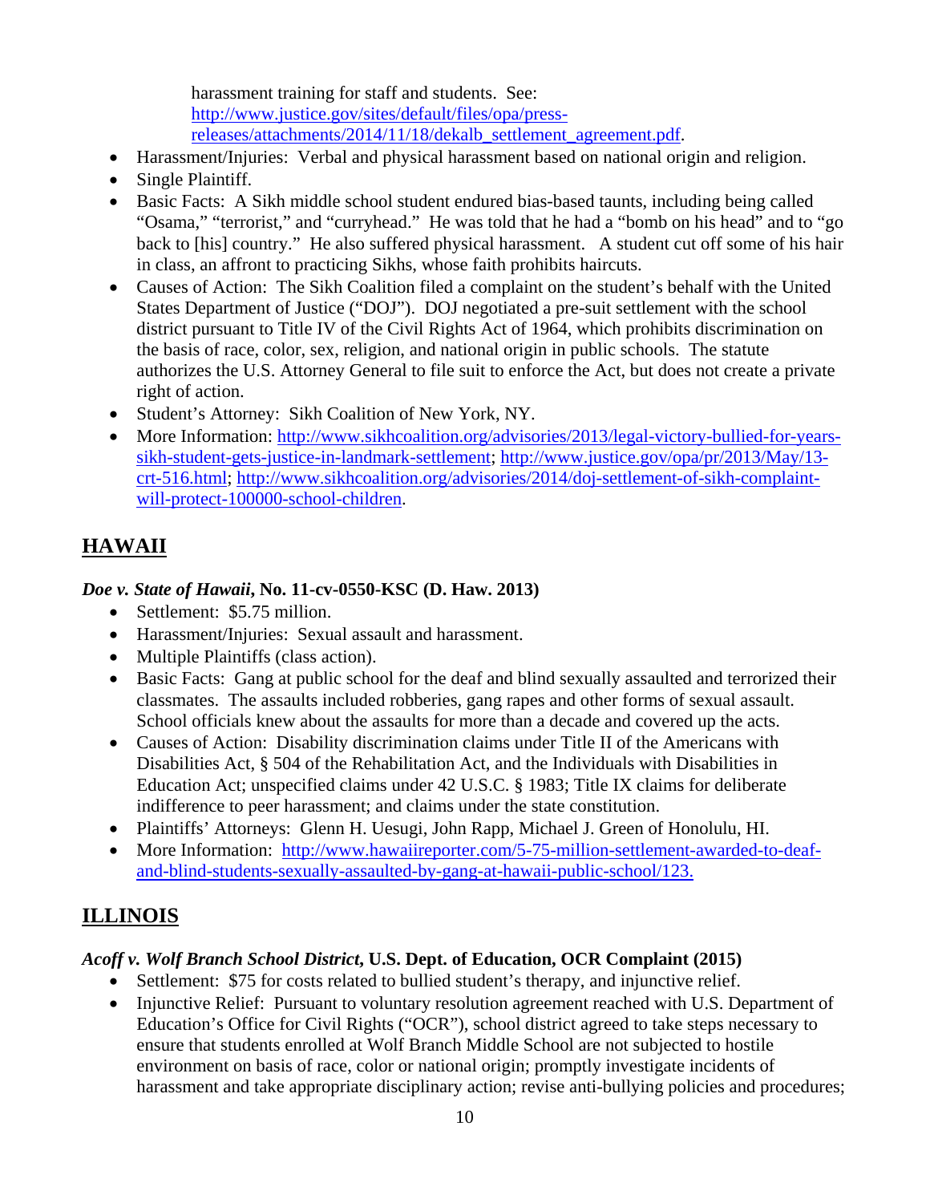harassment training for staff and students. See: http://www.justice.gov/sites/default/files/opa/press-releases/attachments/2014/11/18/dekalb_settlement_agreement.pdf.

- Harassment/Injuries: Verbal and physical harassment based on national origin and religion.
- Single Plaintiff.
- Basic Facts: A Sikh middle school student endured bias-based taunts, including being called "Osama," "terrorist," and "curryhead." He was told that he had a "bomb on his head" and to "go back to [his] country." He also suffered physical harassment. A student cut off some of his hair in class, an affront to practicing Sikhs, whose faith prohibits haircuts.
- Causes of Action: The Sikh Coalition filed a complaint on the student's behalf with the United States Department of Justice ("DOJ"). DOJ negotiated a pre-suit settlement with the school district pursuant to Title IV of the Civil Rights Act of 1964, which prohibits discrimination on the basis of race, color, sex, religion, and national origin in public schools. The statute authorizes the U.S. Attorney General to file suit to enforce the Act, but does not create a private right of action.
- Student's Attorney: Sikh Coalition of New York, NY.
- More Information: http://www.sikhcoalition.org/advisories/2013/legal-victory-bullied-for-years-sikh-student-gets-justice-in-landmark-settlement; http://www.justice.gov/opa/pr/2013/May/13-crt-516.html; http://www.sikhcoalition.org/advisories/2014/doj-settlement-of-sikh-complaint-will-protect-100000-school-children.

## HAWAII

### *Doe v. State of Hawaii*, No. 11-cv-0550-KSC (D. Haw. 2013)

- Settlement: $5.75 million.
- Harassment/Injuries: Sexual assault and harassment.
- Multiple Plaintiffs (class action).
- Basic Facts: Gang at public school for the deaf and blind sexually assaulted and terrorized their classmates. The assaults included robberies, gang rapes and other forms of sexual assault. School officials knew about the assaults for more than a decade and covered up the acts.
- Causes of Action: Disability discrimination claims under Title II of the Americans with Disabilities Act, § 504 of the Rehabilitation Act, and the Individuals with Disabilities in Education Act; unspecified claims under 42 U.S.C. § 1983; Title IX claims for deliberate indifference to peer harassment; and claims under the state constitution.
- Plaintiffs' Attorneys: Glenn H. Uesugi, John Rapp, Michael J. Green of Honolulu, HI.
- More Information: http://www.hawaiireporter.com/5-75-million-settlement-awarded-to-deaf-and-blind-students-sexually-assaulted-by-gang-at-hawaii-public-school/123.

## ILLINOIS

### *Acoff v. Wolf Branch School District*, U.S. Dept. of Education, OCR Complaint (2015)

- Settlement: $75 for costs related to bullied student's therapy, and injunctive relief.
- Injunctive Relief: Pursuant to voluntary resolution agreement reached with U.S. Department of Education's Office for Civil Rights ("OCR"), school district agreed to take steps necessary to ensure that students enrolled at Wolf Branch Middle School are not subjected to hostile environment on basis of race, color or national origin; promptly investigate incidents of harassment and take appropriate disciplinary action; revise anti-bullying policies and procedures;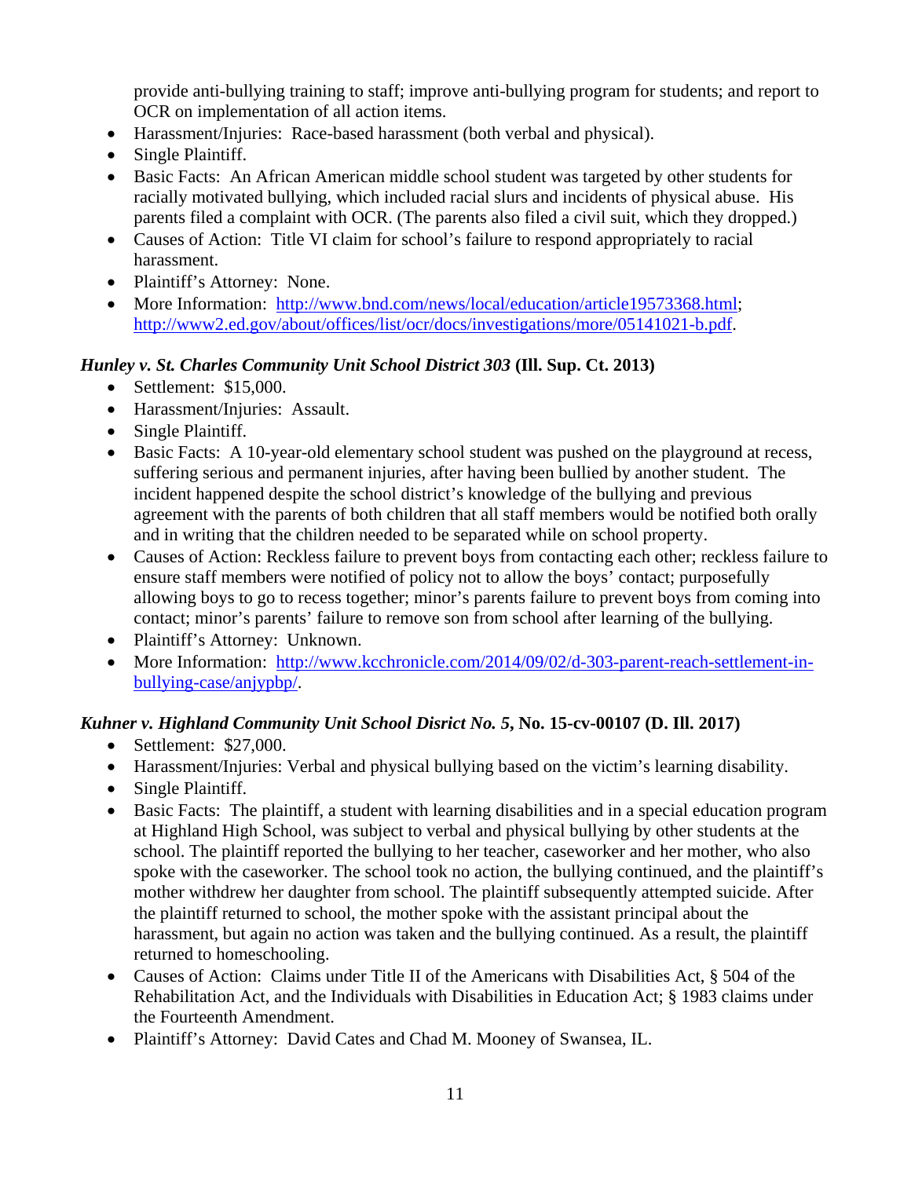provide anti-bullying training to staff; improve anti-bullying program for students; and report to OCR on implementation of all action items.

- Harassment/Injuries: Race-based harassment (both verbal and physical).
- Single Plaintiff.
- Basic Facts: An African American middle school student was targeted by other students for racially motivated bullying, which included racial slurs and incidents of physical abuse. His parents filed a complaint with OCR. (The parents also filed a civil suit, which they dropped.)
- Causes of Action: Title VI claim for school's failure to respond appropriately to racial harassment.
- Plaintiff's Attorney: None.
- More Information: [http://www.bnd.com/news/local/education/article19573368.html](http://www.bnd.com/news/local/education/article19573368.html); [http://www2.ed.gov/about/offices/list/ocr/docs/investigations/more/05141021-b.pdf](http://www2.ed.gov/about/offices/list/ocr/docs/investigations/more/05141021-b.pdf).

### *Hunley v. St. Charles Community Unit School District 303* (Ill. Sup. Ct. 2013)

- Settlement: $15,000.
- Harassment/Injuries: Assault.
- Single Plaintiff.
- Basic Facts: A 10-year-old elementary school student was pushed on the playground at recess, suffering serious and permanent injuries, after having been bullied by another student. The incident happened despite the school district's knowledge of the bullying and previous agreement with the parents of both children that all staff members would be notified both orally and in writing that the children needed to be separated while on school property.
- Causes of Action: Reckless failure to prevent boys from contacting each other; reckless failure to ensure staff members were notified of policy not to allow the boys' contact; purposefully allowing boys to go to recess together; minor's parents failure to prevent boys from coming into contact; minor's parents' failure to remove son from school after learning of the bullying.
- Plaintiff's Attorney: Unknown.
- More Information: [http://www.kcchronicle.com/2014/09/02/d-303-parent-reach-settlement-in-bullying-case/anjypbp/](http://www.kcchronicle.com/2014/09/02/d-303-parent-reach-settlement-in-bullying-case/anjypbp/).

### *Kuhner v. Highland Community Unit School Disrict No. 5*, No. 15-cv-00107 (D. Ill. 2017)

- Settlement: $27,000.
- Harassment/Injuries: Verbal and physical bullying based on the victim's learning disability.
- Single Plaintiff.
- Basic Facts: The plaintiff, a student with learning disabilities and in a special education program at Highland High School, was subject to verbal and physical bullying by other students at the school. The plaintiff reported the bullying to her teacher, caseworker and her mother, who also spoke with the caseworker. The school took no action, the bullying continued, and the plaintiff's mother withdrew her daughter from school. The plaintiff subsequently attempted suicide. After the plaintiff returned to school, the mother spoke with the assistant principal about the harassment, but again no action was taken and the bullying continued. As a result, the plaintiff returned to homeschooling.
- Causes of Action: Claims under Title II of the Americans with Disabilities Act, § 504 of the Rehabilitation Act, and the Individuals with Disabilities in Education Act; § 1983 claims under the Fourteenth Amendment.
- Plaintiff's Attorney: David Cates and Chad M. Mooney of Swansea, IL.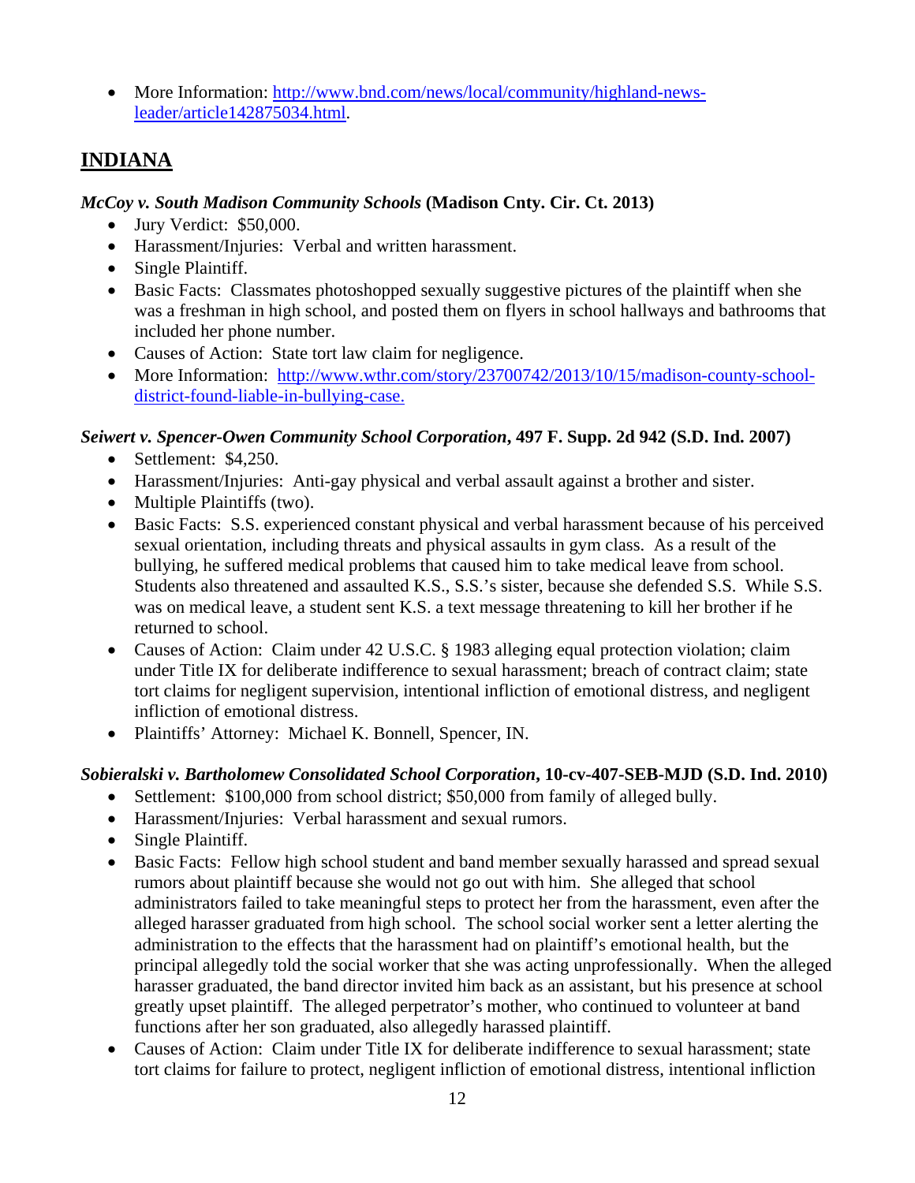- More Information: [http://www.bnd.com/news/local/community/highland-news-leader/article142875034.html](http://www.bnd.com/news/local/community/highland-news-leader/article142875034.html).

## INDIANA

### *McCoy v. South Madison Community Schools* (Madison Cnty. Cir. Ct. 2013)

- Jury Verdict: $50,000.
- Harassment/Injuries: Verbal and written harassment.
- Single Plaintiff.
- Basic Facts: Classmates photoshopped sexually suggestive pictures of the plaintiff when she was a freshman in high school, and posted them on flyers in school hallways and bathrooms that included her phone number.
- Causes of Action: State tort law claim for negligence.
- More Information: [http://www.wthr.com/story/23700742/2013/10/15/madison-county-school-district-found-liable-in-bullying-case.](http://www.wthr.com/story/23700742/2013/10/15/madison-county-school-district-found-liable-in-bullying-case.)

### *Seiwert v. Spencer-Owen Community School Corporation*, 497 F. Supp. 2d 942 (S.D. Ind. 2007)

- Settlement: $4,250.
- Harassment/Injuries: Anti-gay physical and verbal assault against a brother and sister.
- Multiple Plaintiffs (two).
- Basic Facts: S.S. experienced constant physical and verbal harassment because of his perceived sexual orientation, including threats and physical assaults in gym class. As a result of the bullying, he suffered medical problems that caused him to take medical leave from school. Students also threatened and assaulted K.S., S.S.'s sister, because she defended S.S. While S.S. was on medical leave, a student sent K.S. a text message threatening to kill her brother if he returned to school.
- Causes of Action: Claim under 42 U.S.C. § 1983 alleging equal protection violation; claim under Title IX for deliberate indifference to sexual harassment; breach of contract claim; state tort claims for negligent supervision, intentional infliction of emotional distress, and negligent infliction of emotional distress.
- Plaintiffs' Attorney: Michael K. Bonnell, Spencer, IN.

### *Sobieralski v. Bartholomew Consolidated School Corporation*, 10-cv-407-SEB-MJD (S.D. Ind. 2010)

- Settlement: $100,000 from school district; $50,000 from family of alleged bully.
- Harassment/Injuries: Verbal harassment and sexual rumors.
- Single Plaintiff.
- Basic Facts: Fellow high school student and band member sexually harassed and spread sexual rumors about plaintiff because she would not go out with him. She alleged that school administrators failed to take meaningful steps to protect her from the harassment, even after the alleged harasser graduated from high school. The school social worker sent a letter alerting the administration to the effects that the harassment had on plaintiff's emotional health, but the principal allegedly told the social worker that she was acting unprofessionally. When the alleged harasser graduated, the band director invited him back as an assistant, but his presence at school greatly upset plaintiff. The alleged perpetrator's mother, who continued to volunteer at band functions after her son graduated, also allegedly harassed plaintiff.
- Causes of Action: Claim under Title IX for deliberate indifference to sexual harassment; state tort claims for failure to protect, negligent infliction of emotional distress, intentional infliction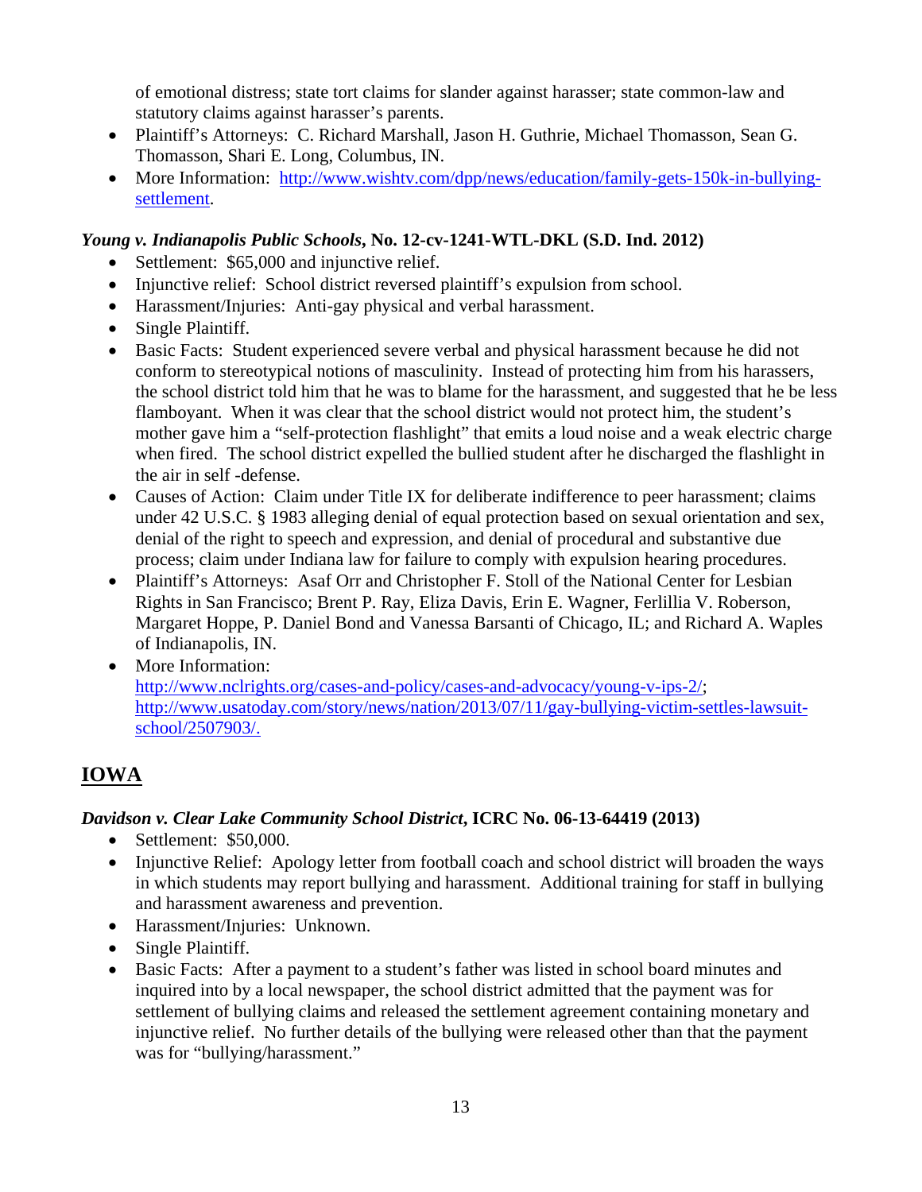of emotional distress; state tort claims for slander against harasser; state common-law and statutory claims against harasser's parents.

- Plaintiff's Attorneys: C. Richard Marshall, Jason H. Guthrie, Michael Thomasson, Sean G. Thomasson, Shari E. Long, Columbus, IN.
- More Information: [http://www.wishtv.com/dpp/news/education/family-gets-150k-in-bullying-settlement](http://www.wishtv.com/dpp/news/education/family-gets-150k-in-bullying-settlement).

### *Young v. Indianapolis Public Schools*, No. 12-cv-1241-WTL-DKL (S.D. Ind. 2012)

- Settlement: $65,000 and injunctive relief.
- Injunctive relief: School district reversed plaintiff's expulsion from school.
- Harassment/Injuries: Anti-gay physical and verbal harassment.
- Single Plaintiff.
- Basic Facts: Student experienced severe verbal and physical harassment because he did not conform to stereotypical notions of masculinity. Instead of protecting him from his harassers, the school district told him that he was to blame for the harassment, and suggested that he be less flamboyant. When it was clear that the school district would not protect him, the student's mother gave him a "self-protection flashlight" that emits a loud noise and a weak electric charge when fired. The school district expelled the bullied student after he discharged the flashlight in the air in self -defense.
- Causes of Action: Claim under Title IX for deliberate indifference to peer harassment; claims under 42 U.S.C. § 1983 alleging denial of equal protection based on sexual orientation and sex, denial of the right to speech and expression, and denial of procedural and substantive due process; claim under Indiana law for failure to comply with expulsion hearing procedures.
- Plaintiff's Attorneys: Asaf Orr and Christopher F. Stoll of the National Center for Lesbian Rights in San Francisco; Brent P. Ray, Eliza Davis, Erin E. Wagner, Ferlillia V. Roberson, Margaret Hoppe, P. Daniel Bond and Vanessa Barsanti of Chicago, IL; and Richard A. Waples of Indianapolis, IN.
- More Information: [http://www.nclrights.org/cases-and-policy/cases-and-advocacy/young-v-ips-2/](http://www.nclrights.org/cases-and-policy/cases-and-advocacy/young-v-ips-2/); [http://www.usatoday.com/story/news/nation/2013/07/11/gay-bullying-victim-settles-lawsuit-school/2507903/.](http://www.usatoday.com/story/news/nation/2013/07/11/gay-bullying-victim-settles-lawsuit-school/2507903/)

## IOWA

### *Davidson v. Clear Lake Community School District*, ICRC No. 06-13-64419 (2013)

- Settlement: $50,000.
- Injunctive Relief: Apology letter from football coach and school district will broaden the ways in which students may report bullying and harassment. Additional training for staff in bullying and harassment awareness and prevention.
- Harassment/Injuries: Unknown.
- Single Plaintiff.
- Basic Facts: After a payment to a student's father was listed in school board minutes and inquired into by a local newspaper, the school district admitted that the payment was for settlement of bullying claims and released the settlement agreement containing monetary and injunctive relief. No further details of the bullying were released other than that the payment was for "bullying/harassment."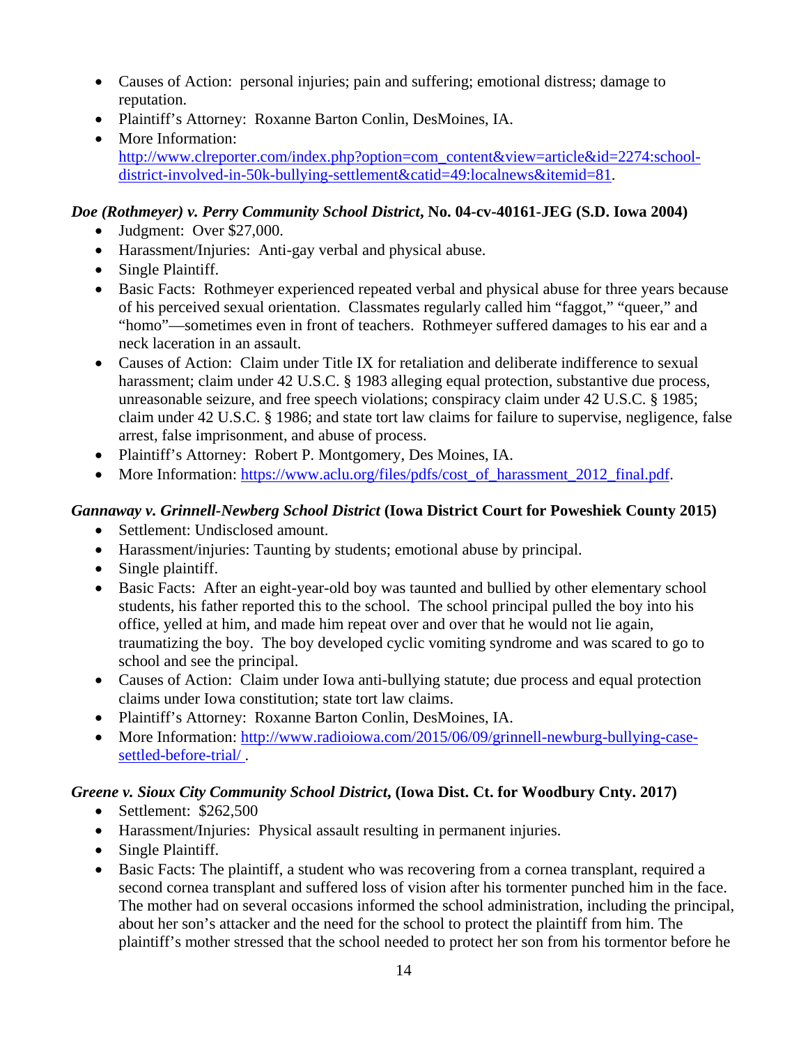- Causes of Action:  personal injuries; pain and suffering; emotional distress; damage to reputation.
- Plaintiff's Attorney:  Roxanne Barton Conlin, DesMoines, IA.
- More Information: [http://www.clreporter.com/index.php?option=com_content&view=article&id=2274:school-district-involved-in-50k-bullying-settlement&catid=49:localnews&itemid=81](http://www.clreporter.com/index.php?option=com_content&view=article&id=2274:school-district-involved-in-50k-bullying-settlement&catid=49:localnews&itemid=81).

***Doe (Rothmeyer) v. Perry Community School District*, No. 04-cv-40161-JEG (S.D. Iowa 2004)**

- Judgment:  Over $27,000.
- Harassment/Injuries:  Anti-gay verbal and physical abuse.
- Single Plaintiff.
- Basic Facts:  Rothmeyer experienced repeated verbal and physical abuse for three years because of his perceived sexual orientation.  Classmates regularly called him "faggot," "queer," and "homo"—sometimes even in front of teachers.  Rothmeyer suffered damages to his ear and a neck laceration in an assault.
- Causes of Action:  Claim under Title IX for retaliation and deliberate indifference to sexual harassment; claim under 42 U.S.C. § 1983 alleging equal protection, substantive due process, unreasonable seizure, and free speech violations; conspiracy claim under 42 U.S.C. § 1985; claim under 42 U.S.C. § 1986; and state tort law claims for failure to supervise, negligence, false arrest, false imprisonment, and abuse of process.
- Plaintiff's Attorney:  Robert P. Montgomery, Des Moines, IA.
- More Information: [https://www.aclu.org/files/pdfs/cost_of_harassment_2012_final.pdf](https://www.aclu.org/files/pdfs/cost_of_harassment_2012_final.pdf).

***Gannaway v. Grinnell-Newberg School District* (Iowa District Court for Poweshiek County 2015)**

- Settlement: Undisclosed amount.
- Harassment/injuries: Taunting by students; emotional abuse by principal.
- Single plaintiff.
- Basic Facts:  After an eight-year-old boy was taunted and bullied by other elementary school students, his father reported this to the school.  The school principal pulled the boy into his office, yelled at him, and made him repeat over and over that he would not lie again, traumatizing the boy.  The boy developed cyclic vomiting syndrome and was scared to go to school and see the principal.
- Causes of Action:  Claim under Iowa anti-bullying statute; due process and equal protection claims under Iowa constitution; state tort law claims.
- Plaintiff's Attorney:  Roxanne Barton Conlin, DesMoines, IA.
- More Information: [http://www.radioiowa.com/2015/06/09/grinnell-newburg-bullying-case-settled-before-trial/](http://www.radioiowa.com/2015/06/09/grinnell-newburg-bullying-case-settled-before-trial/) .

***Greene v. Sioux City Community School District*, (Iowa Dist. Ct. for Woodbury Cnty. 2017)**

- Settlement:  $262,500
- Harassment/Injuries:  Physical assault resulting in permanent injuries.
- Single Plaintiff.
- Basic Facts: The plaintiff, a student who was recovering from a cornea transplant, required a second cornea transplant and suffered loss of vision after his tormenter punched him in the face. The mother had on several occasions informed the school administration, including the principal, about her son's attacker and the need for the school to protect the plaintiff from him. The plaintiff's mother stressed that the school needed to protect her son from his tormentor before he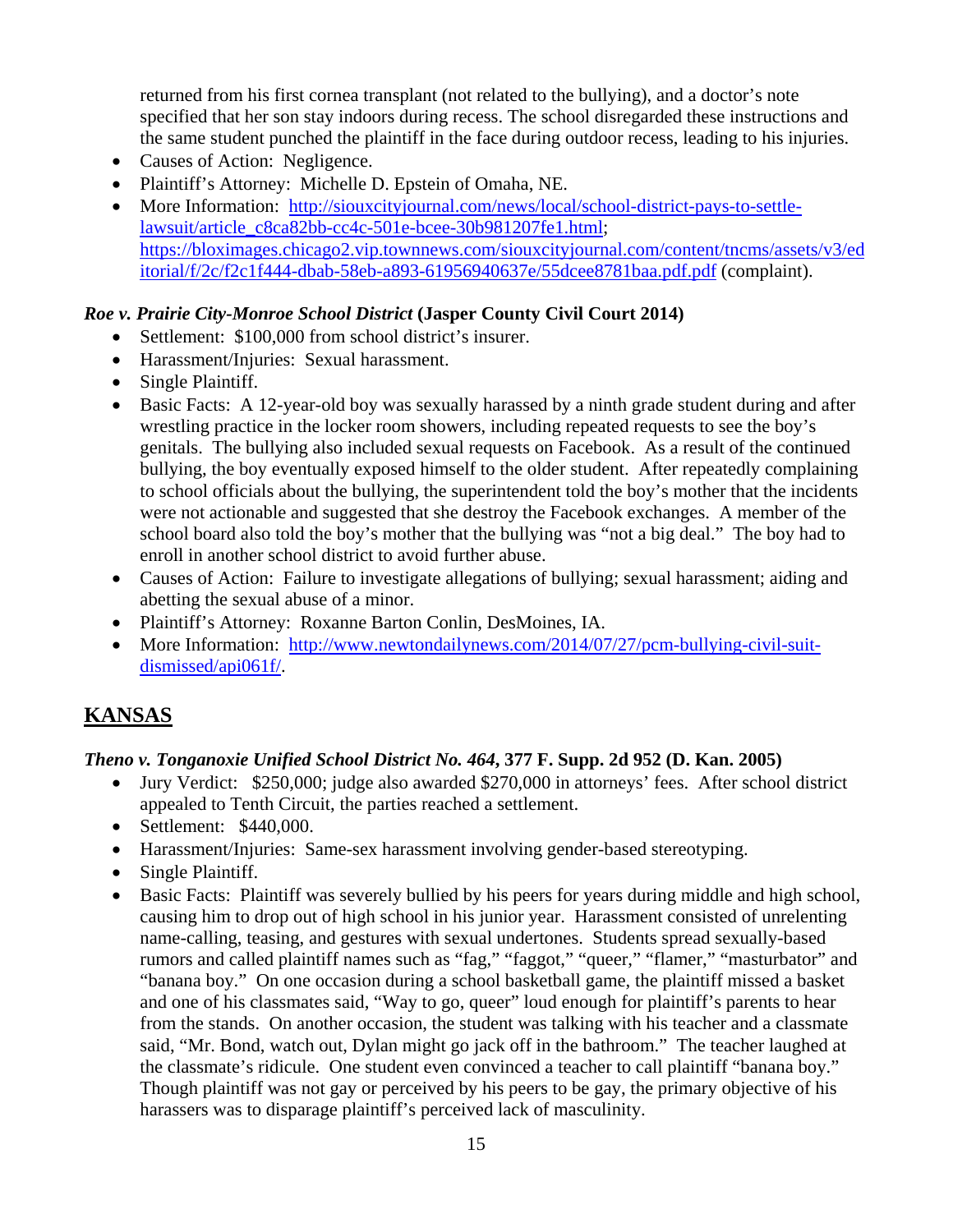returned from his first cornea transplant (not related to the bullying), and a doctor's note specified that her son stay indoors during recess. The school disregarded these instructions and the same student punched the plaintiff in the face during outdoor recess, leading to his injuries.

- Causes of Action: Negligence.
- Plaintiff's Attorney: Michelle D. Epstein of Omaha, NE.
- More Information: [http://siouxcityjournal.com/news/local/school-district-pays-to-settle-lawsuit/article_c8ca82bb-cc4c-501e-bcee-30b981207fe1.html](http://siouxcityjournal.com/news/local/school-district-pays-to-settle-lawsuit/article_c8ca82bb-cc4c-501e-bcee-30b981207fe1.html); [https://bloximages.chicago2.vip.townnews.com/siouxcityjournal.com/content/tncms/assets/v3/editorial/f/2c/f2c1f444-dbab-58eb-a893-61956940637e/55dcee8781baa.pdf.pdf](https://bloximages.chicago2.vip.townnews.com/siouxcityjournal.com/content/tncms/assets/v3/editorial/f/2c/f2c1f444-dbab-58eb-a893-61956940637e/55dcee8781baa.pdf.pdf) (complaint).

### *Roe v. Prairie City-Monroe School District* (Jasper County Civil Court 2014)

- Settlement: $100,000 from school district's insurer.
- Harassment/Injuries: Sexual harassment.
- Single Plaintiff.
- Basic Facts: A 12-year-old boy was sexually harassed by a ninth grade student during and after wrestling practice in the locker room showers, including repeated requests to see the boy's genitals. The bullying also included sexual requests on Facebook. As a result of the continued bullying, the boy eventually exposed himself to the older student. After repeatedly complaining to school officials about the bullying, the superintendent told the boy's mother that the incidents were not actionable and suggested that she destroy the Facebook exchanges. A member of the school board also told the boy's mother that the bullying was "not a big deal." The boy had to enroll in another school district to avoid further abuse.
- Causes of Action: Failure to investigate allegations of bullying; sexual harassment; aiding and abetting the sexual abuse of a minor.
- Plaintiff's Attorney: Roxanne Barton Conlin, DesMoines, IA.
- More Information: [http://www.newtondailynews.com/2014/07/27/pcm-bullying-civil-suit-dismissed/api061f/](http://www.newtondailynews.com/2014/07/27/pcm-bullying-civil-suit-dismissed/api061f/).

## KANSAS

### *Theno v. Tonganoxie Unified School District No. 464*, 377 F. Supp. 2d 952 (D. Kan. 2005)

- Jury Verdict: $250,000; judge also awarded $270,000 in attorneys' fees. After school district appealed to Tenth Circuit, the parties reached a settlement.
- Settlement: $440,000.
- Harassment/Injuries: Same-sex harassment involving gender-based stereotyping.
- Single Plaintiff.
- Basic Facts: Plaintiff was severely bullied by his peers for years during middle and high school, causing him to drop out of high school in his junior year. Harassment consisted of unrelenting name-calling, teasing, and gestures with sexual undertones. Students spread sexually-based rumors and called plaintiff names such as "fag," "faggot," "queer," "flamer," "masturbator" and "banana boy." On one occasion during a school basketball game, the plaintiff missed a basket and one of his classmates said, "Way to go, queer" loud enough for plaintiff's parents to hear from the stands. On another occasion, the student was talking with his teacher and a classmate said, "Mr. Bond, watch out, Dylan might go jack off in the bathroom." The teacher laughed at the classmate's ridicule. One student even convinced a teacher to call plaintiff "banana boy." Though plaintiff was not gay or perceived by his peers to be gay, the primary objective of his harassers was to disparage plaintiff's perceived lack of masculinity.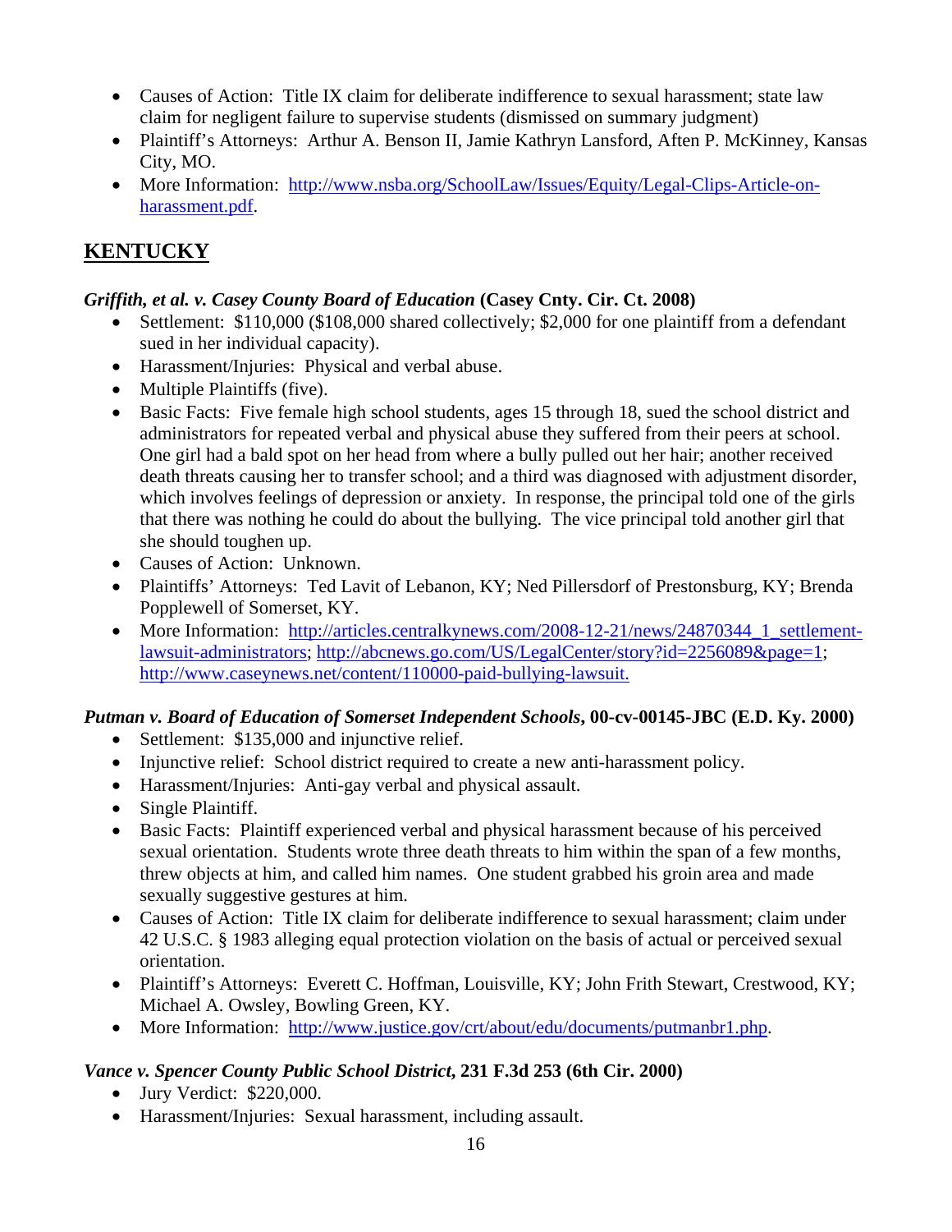- Causes of Action: Title IX claim for deliberate indifference to sexual harassment; state law claim for negligent failure to supervise students (dismissed on summary judgment)
- Plaintiff's Attorneys: Arthur A. Benson II, Jamie Kathryn Lansford, Aften P. McKinney, Kansas City, MO.
- More Information: [http://www.nsba.org/SchoolLaw/Issues/Equity/Legal-Clips-Article-on-harassment.pdf](http://www.nsba.org/SchoolLaw/Issues/Equity/Legal-Clips-Article-on-harassment.pdf).

## KENTUCKY

***Griffith, et al. v. Casey County Board of Education* (Casey Cnty. Cir. Ct. 2008)**

- Settlement: $110,000 ($108,000 shared collectively; $2,000 for one plaintiff from a defendant sued in her individual capacity).
- Harassment/Injuries: Physical and verbal abuse.
- Multiple Plaintiffs (five).
- Basic Facts: Five female high school students, ages 15 through 18, sued the school district and administrators for repeated verbal and physical abuse they suffered from their peers at school. One girl had a bald spot on her head from where a bully pulled out her hair; another received death threats causing her to transfer school; and a third was diagnosed with adjustment disorder, which involves feelings of depression or anxiety. In response, the principal told one of the girls that there was nothing he could do about the bullying. The vice principal told another girl that she should toughen up.
- Causes of Action: Unknown.
- Plaintiffs' Attorneys: Ted Lavit of Lebanon, KY; Ned Pillersdorf of Prestonsburg, KY; Brenda Popplewell of Somerset, KY.
- More Information: [http://articles.centralkynews.com/2008-12-21/news/24870344_1_settlement-lawsuit-administrators](http://articles.centralkynews.com/2008-12-21/news/24870344_1_settlement-lawsuit-administrators); [http://abcnews.go.com/US/LegalCenter/story?id=2256089&page=1](http://abcnews.go.com/US/LegalCenter/story?id=2256089&page=1); [http://www.caseynews.net/content/110000-paid-bullying-lawsuit.](http://www.caseynews.net/content/110000-paid-bullying-lawsuit)

***Putman v. Board of Education of Somerset Independent Schools*, 00-cv-00145-JBC (E.D. Ky. 2000)**

- Settlement: $135,000 and injunctive relief.
- Injunctive relief: School district required to create a new anti-harassment policy.
- Harassment/Injuries: Anti-gay verbal and physical assault.
- Single Plaintiff.
- Basic Facts: Plaintiff experienced verbal and physical harassment because of his perceived sexual orientation. Students wrote three death threats to him within the span of a few months, threw objects at him, and called him names. One student grabbed his groin area and made sexually suggestive gestures at him.
- Causes of Action: Title IX claim for deliberate indifference to sexual harassment; claim under 42 U.S.C. § 1983 alleging equal protection violation on the basis of actual or perceived sexual orientation.
- Plaintiff's Attorneys: Everett C. Hoffman, Louisville, KY; John Frith Stewart, Crestwood, KY; Michael A. Owsley, Bowling Green, KY.
- More Information: [http://www.justice.gov/crt/about/edu/documents/putmanbr1.php](http://www.justice.gov/crt/about/edu/documents/putmanbr1.php).

***Vance v. Spencer County Public School District*, 231 F.3d 253 (6th Cir. 2000)**

- Jury Verdict: $220,000.
- Harassment/Injuries: Sexual harassment, including assault.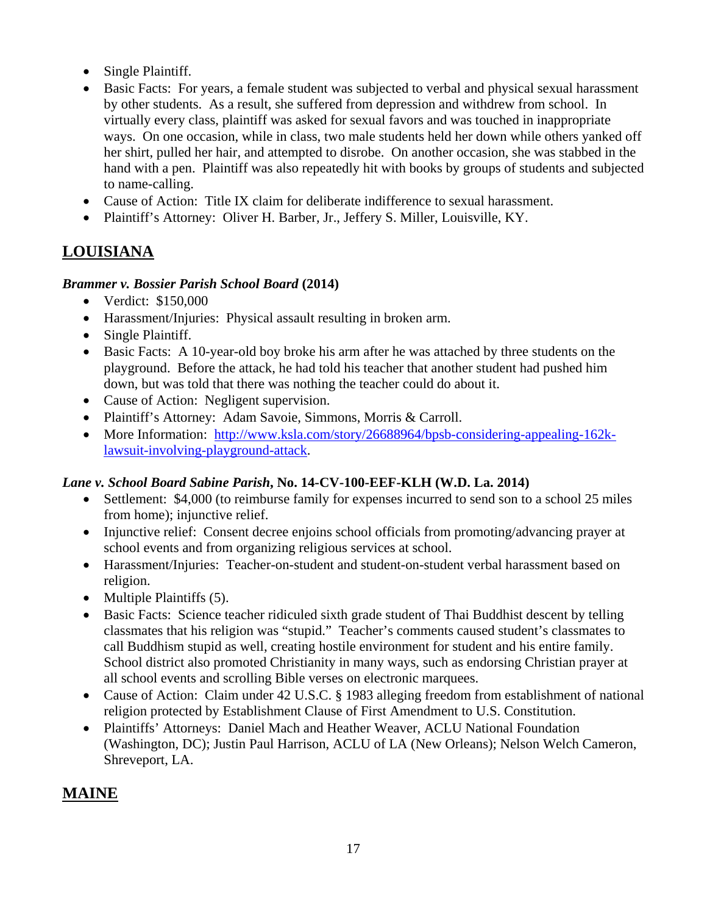- Single Plaintiff.
- Basic Facts: For years, a female student was subjected to verbal and physical sexual harassment by other students. As a result, she suffered from depression and withdrew from school. In virtually every class, plaintiff was asked for sexual favors and was touched in inappropriate ways. On one occasion, while in class, two male students held her down while others yanked off her shirt, pulled her hair, and attempted to disrobe. On another occasion, she was stabbed in the hand with a pen. Plaintiff was also repeatedly hit with books by groups of students and subjected to name-calling.
- Cause of Action: Title IX claim for deliberate indifference to sexual harassment.
- Plaintiff's Attorney: Oliver H. Barber, Jr., Jeffery S. Miller, Louisville, KY.

## LOUISIANA

***Brammer v. Bossier Parish School Board* (2014)**

- Verdict: $150,000
- Harassment/Injuries: Physical assault resulting in broken arm.
- Single Plaintiff.
- Basic Facts: A 10-year-old boy broke his arm after he was attached by three students on the playground. Before the attack, he had told his teacher that another student had pushed him down, but was told that there was nothing the teacher could do about it.
- Cause of Action: Negligent supervision.
- Plaintiff's Attorney: Adam Savoie, Simmons, Morris & Carroll.
- More Information: [http://www.ksla.com/story/26688964/bpsb-considering-appealing-162k-lawsuit-involving-playground-attack](http://www.ksla.com/story/26688964/bpsb-considering-appealing-162k-lawsuit-involving-playground-attack).

***Lane v. School Board Sabine Parish*, No. 14-CV-100-EEF-KLH (W.D. La. 2014)**

- Settlement: $4,000 (to reimburse family for expenses incurred to send son to a school 25 miles from home); injunctive relief.
- Injunctive relief: Consent decree enjoins school officials from promoting/advancing prayer at school events and from organizing religious services at school.
- Harassment/Injuries: Teacher-on-student and student-on-student verbal harassment based on religion.
- Multiple Plaintiffs (5).
- Basic Facts: Science teacher ridiculed sixth grade student of Thai Buddhist descent by telling classmates that his religion was "stupid." Teacher's comments caused student's classmates to call Buddhism stupid as well, creating hostile environment for student and his entire family. School district also promoted Christianity in many ways, such as endorsing Christian prayer at all school events and scrolling Bible verses on electronic marquees.
- Cause of Action: Claim under 42 U.S.C. § 1983 alleging freedom from establishment of national religion protected by Establishment Clause of First Amendment to U.S. Constitution.
- Plaintiffs' Attorneys: Daniel Mach and Heather Weaver, ACLU National Foundation (Washington, DC); Justin Paul Harrison, ACLU of LA (New Orleans); Nelson Welch Cameron, Shreveport, LA.

## MAINE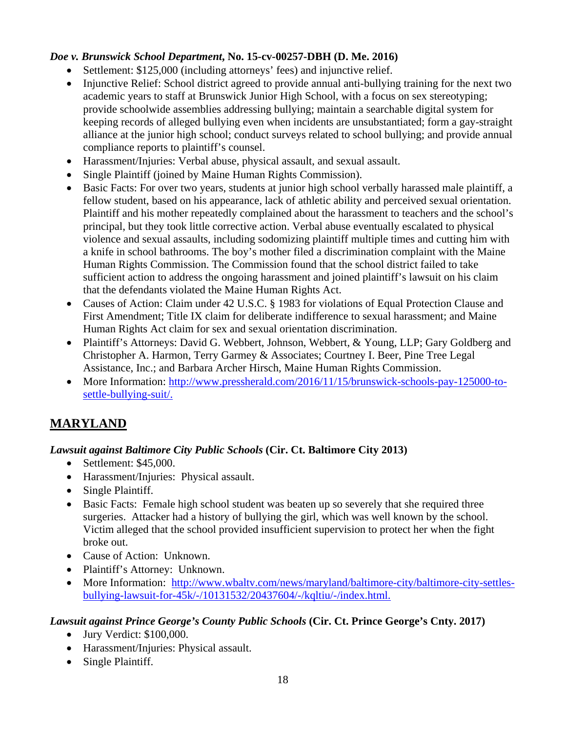***Doe v. Brunswick School Department*, No. 15-cv-00257-DBH (D. Me. 2016)**

- Settlement: $125,000 (including attorneys' fees) and injunctive relief.
- Injunctive Relief: School district agreed to provide annual anti-bullying training for the next two academic years to staff at Brunswick Junior High School, with a focus on sex stereotyping; provide schoolwide assemblies addressing bullying; maintain a searchable digital system for keeping records of alleged bullying even when incidents are unsubstantiated; form a gay-straight alliance at the junior high school; conduct surveys related to school bullying; and provide annual compliance reports to plaintiff's counsel.
- Harassment/Injuries: Verbal abuse, physical assault, and sexual assault.
- Single Plaintiff (joined by Maine Human Rights Commission).
- Basic Facts: For over two years, students at junior high school verbally harassed male plaintiff, a fellow student, based on his appearance, lack of athletic ability and perceived sexual orientation. Plaintiff and his mother repeatedly complained about the harassment to teachers and the school's principal, but they took little corrective action. Verbal abuse eventually escalated to physical violence and sexual assaults, including sodomizing plaintiff multiple times and cutting him with a knife in school bathrooms. The boy's mother filed a discrimination complaint with the Maine Human Rights Commission. The Commission found that the school district failed to take sufficient action to address the ongoing harassment and joined plaintiff's lawsuit on his claim that the defendants violated the Maine Human Rights Act.
- Causes of Action: Claim under 42 U.S.C. § 1983 for violations of Equal Protection Clause and First Amendment; Title IX claim for deliberate indifference to sexual harassment; and Maine Human Rights Act claim for sex and sexual orientation discrimination.
- Plaintiff's Attorneys: David G. Webbert, Johnson, Webbert, & Young, LLP; Gary Goldberg and Christopher A. Harmon, Terry Garmey & Associates; Courtney I. Beer, Pine Tree Legal Assistance, Inc.; and Barbara Archer Hirsch, Maine Human Rights Commission.
- More Information: http://www.pressherald.com/2016/11/15/brunswick-schools-pay-125000-to-settle-bullying-suit/.

## MARYLAND

***Lawsuit against Baltimore City Public Schools* (Cir. Ct. Baltimore City 2013)**

- Settlement: $45,000.
- Harassment/Injuries: Physical assault.
- Single Plaintiff.
- Basic Facts: Female high school student was beaten up so severely that she required three surgeries. Attacker had a history of bullying the girl, which was well known by the school. Victim alleged that the school provided insufficient supervision to protect her when the fight broke out.
- Cause of Action: Unknown.
- Plaintiff's Attorney: Unknown.
- More Information: http://www.wbaltv.com/news/maryland/baltimore-city/baltimore-city-settles-bullying-lawsuit-for-45k/-/10131532/20437604/-/kqltiu/-/index.html.

***Lawsuit against Prince George's County Public Schools* (Cir. Ct. Prince George's Cnty. 2017)**

- Jury Verdict: $100,000.
- Harassment/Injuries: Physical assault.
- Single Plaintiff.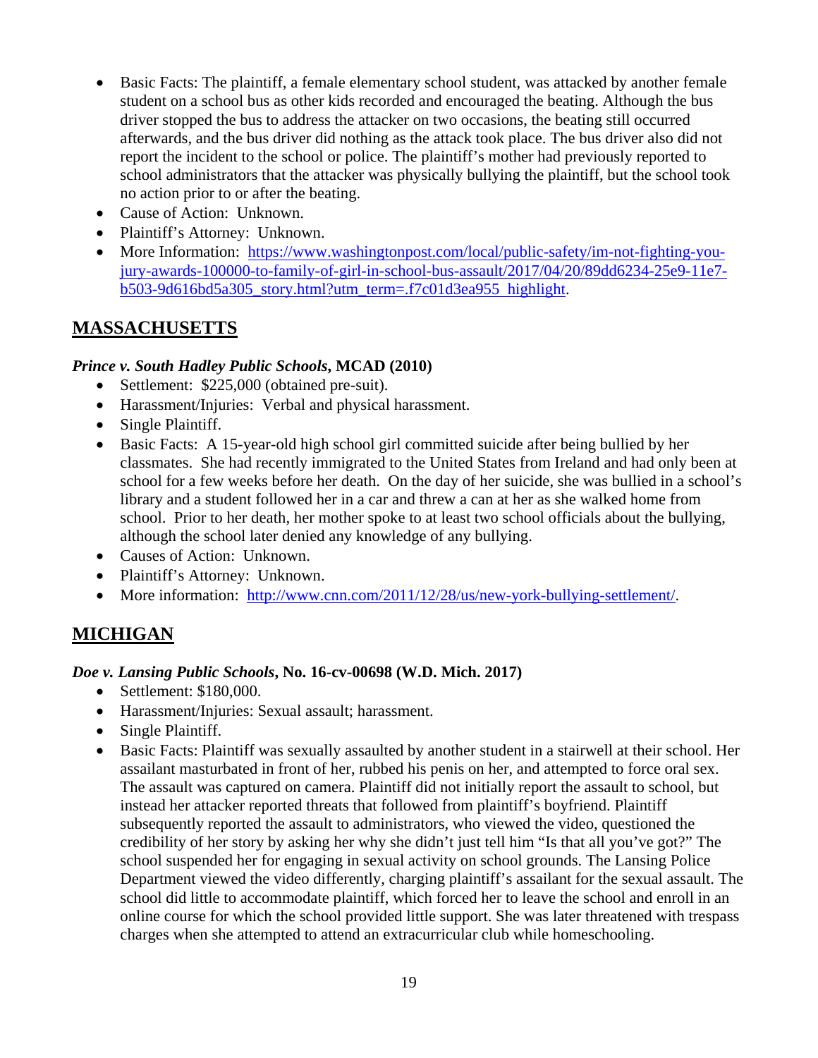- Basic Facts: The plaintiff, a female elementary school student, was attacked by another female student on a school bus as other kids recorded and encouraged the beating. Although the bus driver stopped the bus to address the attacker on two occasions, the beating still occurred afterwards, and the bus driver did nothing as the attack took place. The bus driver also did not report the incident to the school or police. The plaintiff's mother had previously reported to school administrators that the attacker was physically bullying the plaintiff, but the school took no action prior to or after the beating.
- Cause of Action: Unknown.
- Plaintiff's Attorney: Unknown.
- More Information: [https://www.washingtonpost.com/local/public-safety/im-not-fighting-you-jury-awards-100000-to-family-of-girl-in-school-bus-assault/2017/04/20/89dd6234-25e9-11e7-b503-9d616bd5a305_story.html?utm_term=.f7c01d3ea955_highlight](https://www.washingtonpost.com/local/public-safety/im-not-fighting-you-jury-awards-100000-to-family-of-girl-in-school-bus-assault/2017/04/20/89dd6234-25e9-11e7-b503-9d616bd5a305_story.html?utm_term=.f7c01d3ea955_highlight).

## MASSACHUSETTS

***Prince v. South Hadley Public Schools*, MCAD (2010)**

- Settlement: $225,000 (obtained pre-suit).
- Harassment/Injuries: Verbal and physical harassment.
- Single Plaintiff.
- Basic Facts: A 15-year-old high school girl committed suicide after being bullied by her classmates. She had recently immigrated to the United States from Ireland and had only been at school for a few weeks before her death. On the day of her suicide, she was bullied in a school's library and a student followed her in a car and threw a can at her as she walked home from school. Prior to her death, her mother spoke to at least two school officials about the bullying, although the school later denied any knowledge of any bullying.
- Causes of Action: Unknown.
- Plaintiff's Attorney: Unknown.
- More information: [http://www.cnn.com/2011/12/28/us/new-york-bullying-settlement/](http://www.cnn.com/2011/12/28/us/new-york-bullying-settlement/).

## MICHIGAN

***Doe v. Lansing Public Schools*, No. 16-cv-00698 (W.D. Mich. 2017)**

- Settlement: $180,000.
- Harassment/Injuries: Sexual assault; harassment.
- Single Plaintiff.
- Basic Facts: Plaintiff was sexually assaulted by another student in a stairwell at their school. Her assailant masturbated in front of her, rubbed his penis on her, and attempted to force oral sex. The assault was captured on camera. Plaintiff did not initially report the assault to school, but instead her attacker reported threats that followed from plaintiff's boyfriend. Plaintiff subsequently reported the assault to administrators, who viewed the video, questioned the credibility of her story by asking her why she didn't just tell him "Is that all you've got?" The school suspended her for engaging in sexual activity on school grounds. The Lansing Police Department viewed the video differently, charging plaintiff's assailant for the sexual assault. The school did little to accommodate plaintiff, which forced her to leave the school and enroll in an online course for which the school provided little support. She was later threatened with trespass charges when she attempted to attend an extracurricular club while homeschooling.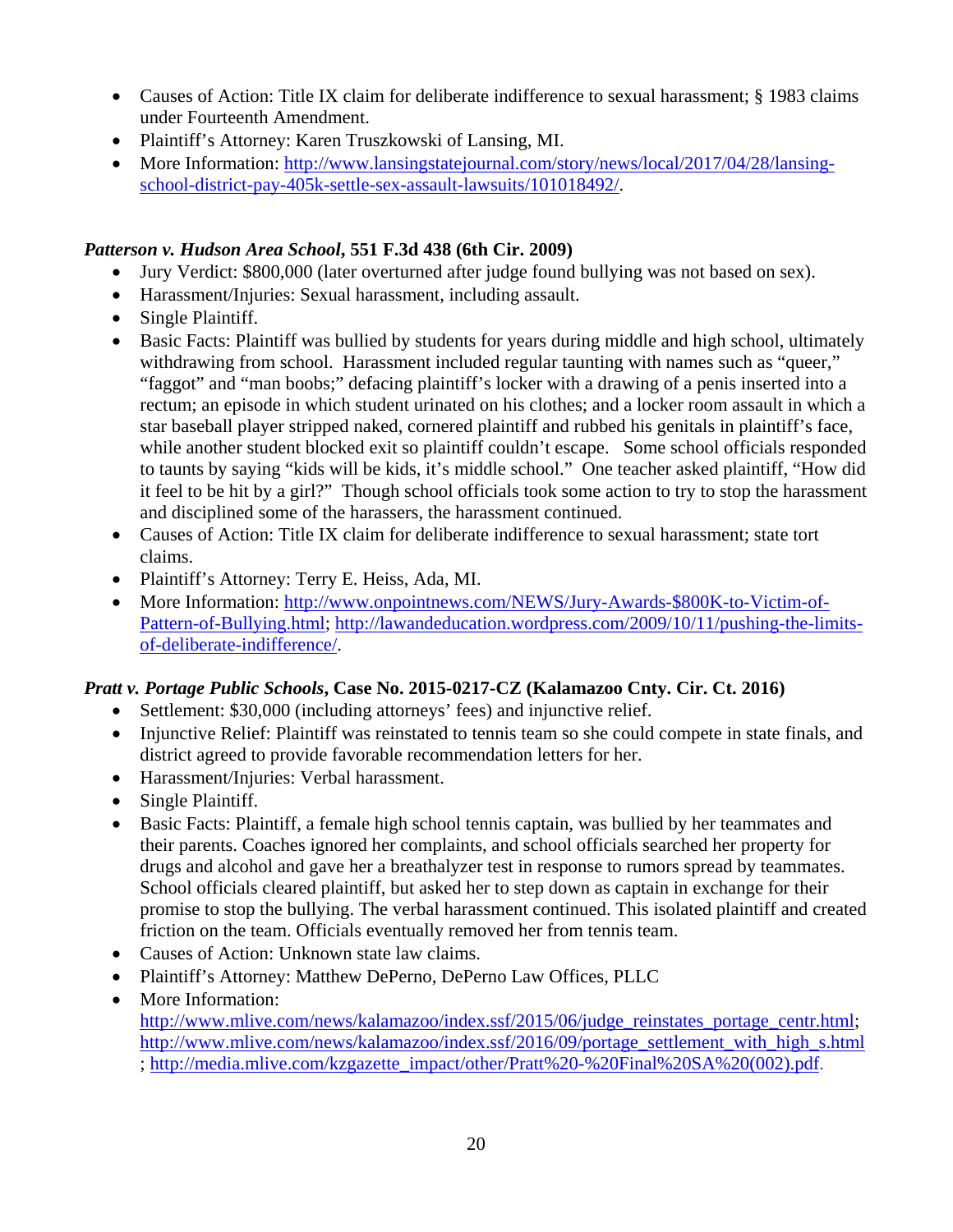- Causes of Action: Title IX claim for deliberate indifference to sexual harassment; § 1983 claims under Fourteenth Amendment.
- Plaintiff's Attorney: Karen Truszkowski of Lansing, MI.
- More Information: http://www.lansingstatejournal.com/story/news/local/2017/04/28/lansing-school-district-pay-405k-settle-sex-assault-lawsuits/101018492/.

***Patterson v. Hudson Area School*, 551 F.3d 438 (6th Cir. 2009)**

- Jury Verdict: $800,000 (later overturned after judge found bullying was not based on sex).
- Harassment/Injuries: Sexual harassment, including assault.
- Single Plaintiff.
- Basic Facts: Plaintiff was bullied by students for years during middle and high school, ultimately withdrawing from school. Harassment included regular taunting with names such as "queer," "faggot" and "man boobs;" defacing plaintiff's locker with a drawing of a penis inserted into a rectum; an episode in which student urinated on his clothes; and a locker room assault in which a star baseball player stripped naked, cornered plaintiff and rubbed his genitals in plaintiff's face, while another student blocked exit so plaintiff couldn't escape. Some school officials responded to taunts by saying "kids will be kids, it's middle school." One teacher asked plaintiff, "How did it feel to be hit by a girl?" Though school officials took some action to try to stop the harassment and disciplined some of the harassers, the harassment continued.
- Causes of Action: Title IX claim for deliberate indifference to sexual harassment; state tort claims.
- Plaintiff's Attorney: Terry E. Heiss, Ada, MI.
- More Information: http://www.onpointnews.com/NEWS/Jury-Awards-$800K-to-Victim-of-Pattern-of-Bullying.html; http://lawandeducation.wordpress.com/2009/10/11/pushing-the-limits-of-deliberate-indifference/.

***Pratt v. Portage Public Schools*, Case No. 2015-0217-CZ (Kalamazoo Cnty. Cir. Ct. 2016)**

- Settlement: $30,000 (including attorneys' fees) and injunctive relief.
- Injunctive Relief: Plaintiff was reinstated to tennis team so she could compete in state finals, and district agreed to provide favorable recommendation letters for her.
- Harassment/Injuries: Verbal harassment.
- Single Plaintiff.
- Basic Facts: Plaintiff, a female high school tennis captain, was bullied by her teammates and their parents. Coaches ignored her complaints, and school officials searched her property for drugs and alcohol and gave her a breathalyzer test in response to rumors spread by teammates. School officials cleared plaintiff, but asked her to step down as captain in exchange for their promise to stop the bullying. The verbal harassment continued. This isolated plaintiff and created friction on the team. Officials eventually removed her from tennis team.
- Causes of Action: Unknown state law claims.
- Plaintiff's Attorney: Matthew DePerno, DePerno Law Offices, PLLC
- More Information: http://www.mlive.com/news/kalamazoo/index.ssf/2015/06/judge_reinstates_portage_centr.html; http://www.mlive.com/news/kalamazoo/index.ssf/2016/09/portage_settlement_with_high_s.html ; http://media.mlive.com/kzgazette_impact/other/Pratt%20-%20Final%20SA%20(002).pdf.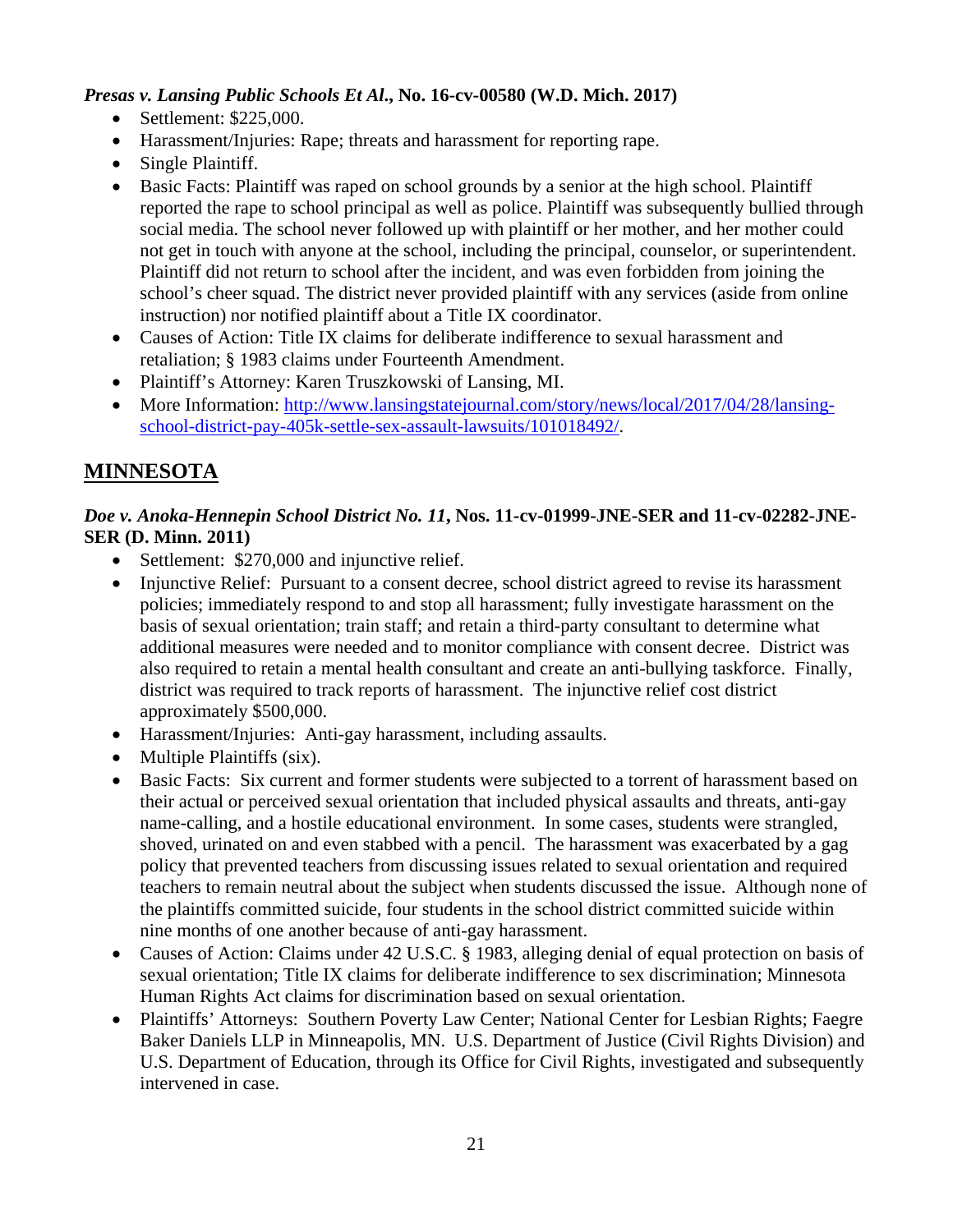***Presas v. Lansing Public Schools Et Al.*, No. 16-cv-00580 (W.D. Mich. 2017)**

- Settlement: $225,000.
- Harassment/Injuries: Rape; threats and harassment for reporting rape.
- Single Plaintiff.
- Basic Facts: Plaintiff was raped on school grounds by a senior at the high school. Plaintiff reported the rape to school principal as well as police. Plaintiff was subsequently bullied through social media. The school never followed up with plaintiff or her mother, and her mother could not get in touch with anyone at the school, including the principal, counselor, or superintendent. Plaintiff did not return to school after the incident, and was even forbidden from joining the school's cheer squad. The district never provided plaintiff with any services (aside from online instruction) nor notified plaintiff about a Title IX coordinator.
- Causes of Action: Title IX claims for deliberate indifference to sexual harassment and retaliation; § 1983 claims under Fourteenth Amendment.
- Plaintiff's Attorney: Karen Truszkowski of Lansing, MI.
- More Information: [http://www.lansingstatejournal.com/story/news/local/2017/04/28/lansing-school-district-pay-405k-settle-sex-assault-lawsuits/101018492/](http://www.lansingstatejournal.com/story/news/local/2017/04/28/lansing-school-district-pay-405k-settle-sex-assault-lawsuits/101018492/).

## MINNESOTA

***Doe v. Anoka-Hennepin School District No. 11*, Nos. 11-cv-01999-JNE-SER and 11-cv-02282-JNE-SER (D. Minn. 2011)**

- Settlement: $270,000 and injunctive relief.
- Injunctive Relief: Pursuant to a consent decree, school district agreed to revise its harassment policies; immediately respond to and stop all harassment; fully investigate harassment on the basis of sexual orientation; train staff; and retain a third-party consultant to determine what additional measures were needed and to monitor compliance with consent decree. District was also required to retain a mental health consultant and create an anti-bullying taskforce. Finally, district was required to track reports of harassment. The injunctive relief cost district approximately $500,000.
- Harassment/Injuries: Anti-gay harassment, including assaults.
- Multiple Plaintiffs (six).
- Basic Facts: Six current and former students were subjected to a torrent of harassment based on their actual or perceived sexual orientation that included physical assaults and threats, anti-gay name-calling, and a hostile educational environment. In some cases, students were strangled, shoved, urinated on and even stabbed with a pencil. The harassment was exacerbated by a gag policy that prevented teachers from discussing issues related to sexual orientation and required teachers to remain neutral about the subject when students discussed the issue. Although none of the plaintiffs committed suicide, four students in the school district committed suicide within nine months of one another because of anti-gay harassment.
- Causes of Action: Claims under 42 U.S.C. § 1983, alleging denial of equal protection on basis of sexual orientation; Title IX claims for deliberate indifference to sex discrimination; Minnesota Human Rights Act claims for discrimination based on sexual orientation.
- Plaintiffs' Attorneys: Southern Poverty Law Center; National Center for Lesbian Rights; Faegre Baker Daniels LLP in Minneapolis, MN. U.S. Department of Justice (Civil Rights Division) and U.S. Department of Education, through its Office for Civil Rights, investigated and subsequently intervened in case.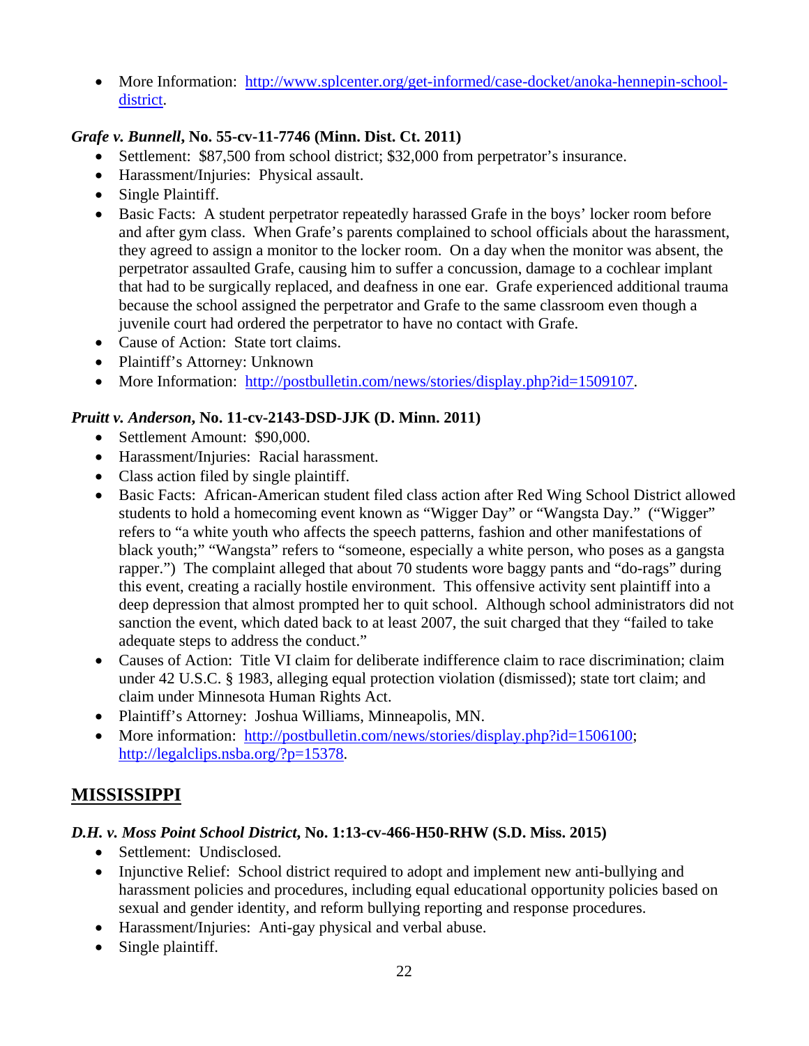- More Information: [http://www.splcenter.org/get-informed/case-docket/anoka-hennepin-school-district](http://www.splcenter.org/get-informed/case-docket/anoka-hennepin-school-district).

***Grafe v. Bunnell*, No. 55-cv-11-7746 (Minn. Dist. Ct. 2011)**

- Settlement: $87,500 from school district; $32,000 from perpetrator's insurance.
- Harassment/Injuries: Physical assault.
- Single Plaintiff.
- Basic Facts: A student perpetrator repeatedly harassed Grafe in the boys' locker room before and after gym class. When Grafe's parents complained to school officials about the harassment, they agreed to assign a monitor to the locker room. On a day when the monitor was absent, the perpetrator assaulted Grafe, causing him to suffer a concussion, damage to a cochlear implant that had to be surgically replaced, and deafness in one ear. Grafe experienced additional trauma because the school assigned the perpetrator and Grafe to the same classroom even though a juvenile court had ordered the perpetrator to have no contact with Grafe.
- Cause of Action: State tort claims.
- Plaintiff's Attorney: Unknown
- More Information: [http://postbulletin.com/news/stories/display.php?id=1509107](http://postbulletin.com/news/stories/display.php?id=1509107).

***Pruitt v. Anderson*, No. 11-cv-2143-DSD-JJK (D. Minn. 2011)**

- Settlement Amount: $90,000.
- Harassment/Injuries: Racial harassment.
- Class action filed by single plaintiff.
- Basic Facts: African-American student filed class action after Red Wing School District allowed students to hold a homecoming event known as "Wigger Day" or "Wangsta Day." ("Wigger" refers to "a white youth who affects the speech patterns, fashion and other manifestations of black youth;" "Wangsta" refers to "someone, especially a white person, who poses as a gangsta rapper.") The complaint alleged that about 70 students wore baggy pants and "do-rags" during this event, creating a racially hostile environment. This offensive activity sent plaintiff into a deep depression that almost prompted her to quit school. Although school administrators did not sanction the event, which dated back to at least 2007, the suit charged that they "failed to take adequate steps to address the conduct."
- Causes of Action: Title VI claim for deliberate indifference claim to race discrimination; claim under 42 U.S.C. § 1983, alleging equal protection violation (dismissed); state tort claim; and claim under Minnesota Human Rights Act.
- Plaintiff's Attorney: Joshua Williams, Minneapolis, MN.
- More information: [http://postbulletin.com/news/stories/display.php?id=1506100](http://postbulletin.com/news/stories/display.php?id=1506100); [http://legalclips.nsba.org/?p=15378](http://legalclips.nsba.org/?p=15378).

## MISSISSIPPI

***D.H. v. Moss Point School District*, No. 1:13-cv-466-H50-RHW (S.D. Miss. 2015)**

- Settlement: Undisclosed.
- Injunctive Relief: School district required to adopt and implement new anti-bullying and harassment policies and procedures, including equal educational opportunity policies based on sexual and gender identity, and reform bullying reporting and response procedures.
- Harassment/Injuries: Anti-gay physical and verbal abuse.
- Single plaintiff.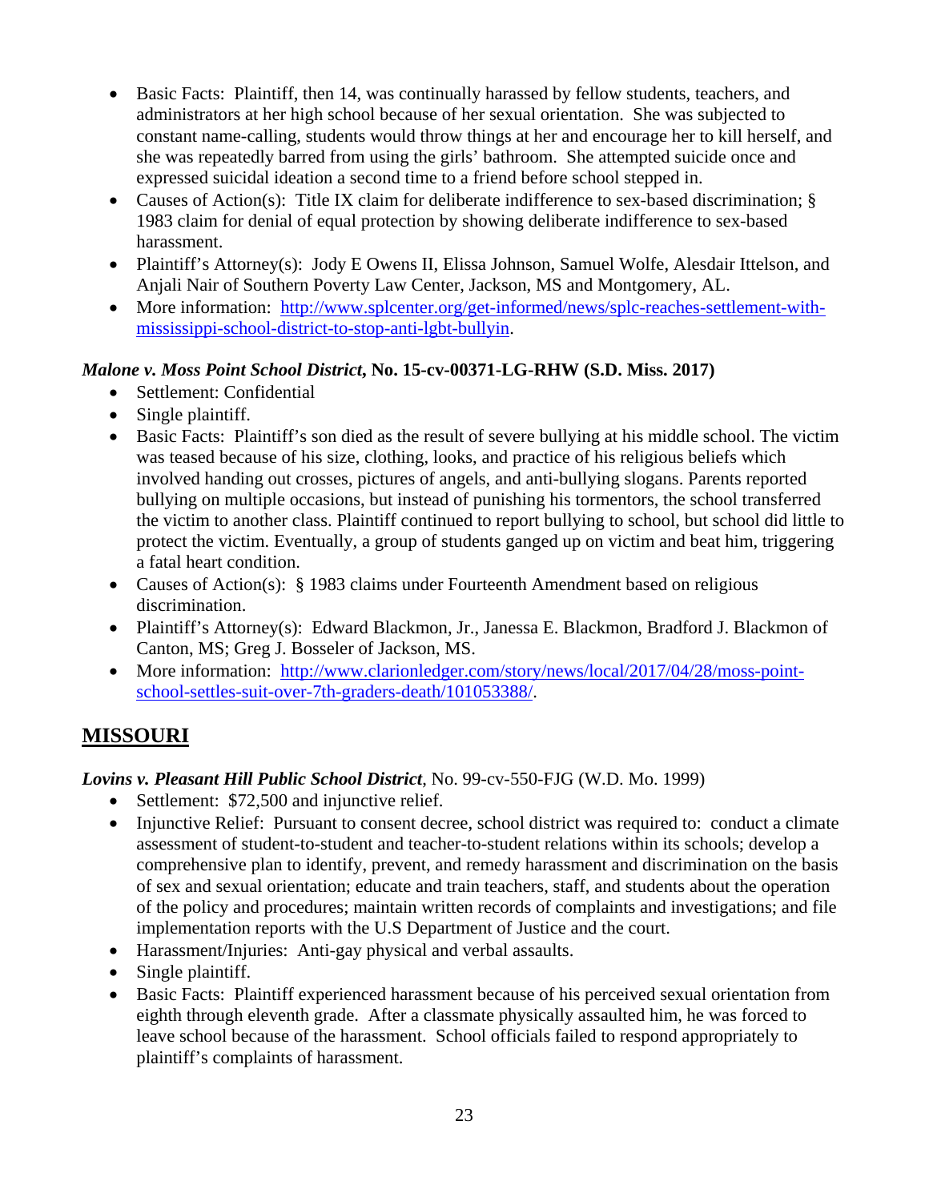- Basic Facts: Plaintiff, then 14, was continually harassed by fellow students, teachers, and administrators at her high school because of her sexual orientation. She was subjected to constant name-calling, students would throw things at her and encourage her to kill herself, and she was repeatedly barred from using the girls' bathroom. She attempted suicide once and expressed suicidal ideation a second time to a friend before school stepped in.
- Causes of Action(s): Title IX claim for deliberate indifference to sex-based discrimination; § 1983 claim for denial of equal protection by showing deliberate indifference to sex-based harassment.
- Plaintiff's Attorney(s): Jody E Owens II, Elissa Johnson, Samuel Wolfe, Alesdair Ittelson, and Anjali Nair of Southern Poverty Law Center, Jackson, MS and Montgomery, AL.
- More information: [http://www.splcenter.org/get-informed/news/splc-reaches-settlement-with-mississippi-school-district-to-stop-anti-lgbt-bullyin](http://www.splcenter.org/get-informed/news/splc-reaches-settlement-with-mississippi-school-district-to-stop-anti-lgbt-bullyin).

***Malone v. Moss Point School District*, No. 15-cv-00371-LG-RHW (S.D. Miss. 2017)**

- Settlement: Confidential
- Single plaintiff.
- Basic Facts: Plaintiff's son died as the result of severe bullying at his middle school. The victim was teased because of his size, clothing, looks, and practice of his religious beliefs which involved handing out crosses, pictures of angels, and anti-bullying slogans. Parents reported bullying on multiple occasions, but instead of punishing his tormentors, the school transferred the victim to another class. Plaintiff continued to report bullying to school, but school did little to protect the victim. Eventually, a group of students ganged up on victim and beat him, triggering a fatal heart condition.
- Causes of Action(s): § 1983 claims under Fourteenth Amendment based on religious discrimination.
- Plaintiff's Attorney(s): Edward Blackmon, Jr., Janessa E. Blackmon, Bradford J. Blackmon of Canton, MS; Greg J. Bosseler of Jackson, MS.
- More information: [http://www.clarionledger.com/story/news/local/2017/04/28/moss-point-school-settles-suit-over-7th-graders-death/101053388/](http://www.clarionledger.com/story/news/local/2017/04/28/moss-point-school-settles-suit-over-7th-graders-death/101053388/).

## MISSOURI

***Lovins v. Pleasant Hill Public School District***, No. 99-cv-550-FJG (W.D. Mo. 1999)

- Settlement: $72,500 and injunctive relief.
- Injunctive Relief: Pursuant to consent decree, school district was required to: conduct a climate assessment of student-to-student and teacher-to-student relations within its schools; develop a comprehensive plan to identify, prevent, and remedy harassment and discrimination on the basis of sex and sexual orientation; educate and train teachers, staff, and students about the operation of the policy and procedures; maintain written records of complaints and investigations; and file implementation reports with the U.S Department of Justice and the court.
- Harassment/Injuries: Anti-gay physical and verbal assaults.
- Single plaintiff.
- Basic Facts: Plaintiff experienced harassment because of his perceived sexual orientation from eighth through eleventh grade. After a classmate physically assaulted him, he was forced to leave school because of the harassment. School officials failed to respond appropriately to plaintiff's complaints of harassment.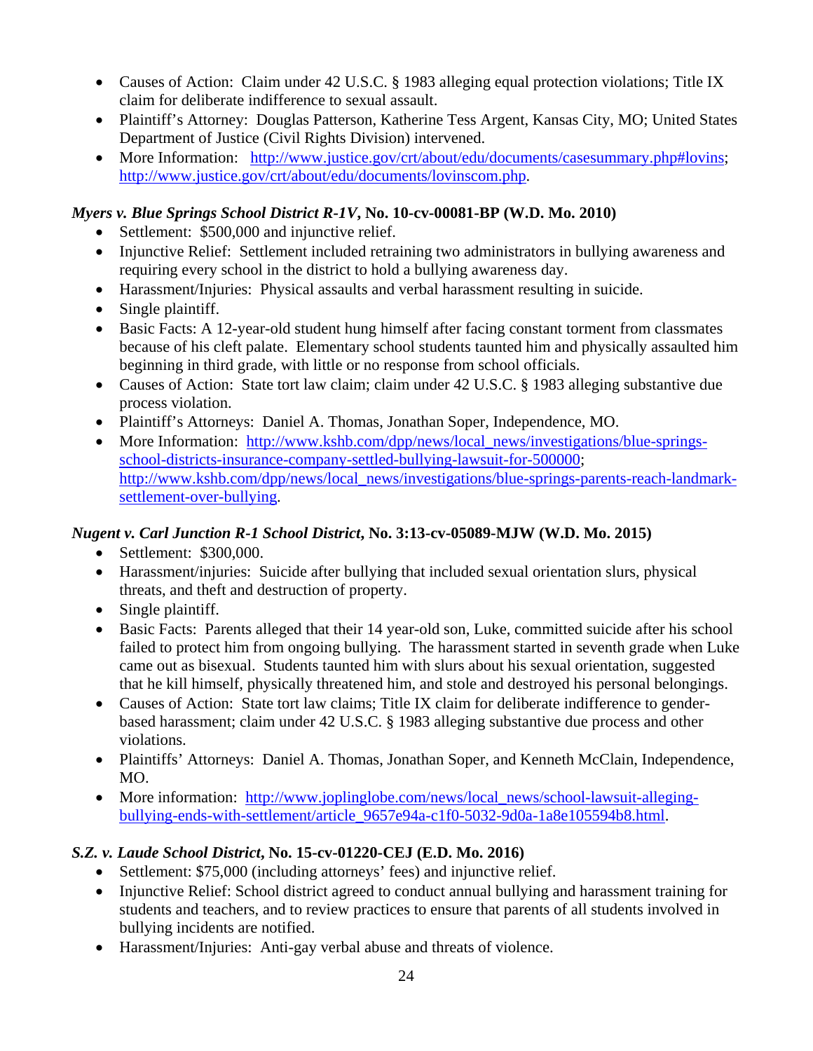- Causes of Action: Claim under 42 U.S.C. § 1983 alleging equal protection violations; Title IX claim for deliberate indifference to sexual assault.
- Plaintiff's Attorney: Douglas Patterson, Katherine Tess Argent, Kansas City, MO; United States Department of Justice (Civil Rights Division) intervened.
- More Information: [http://www.justice.gov/crt/about/edu/documents/casesummary.php#lovins](http://www.justice.gov/crt/about/edu/documents/casesummary.php#lovins); [http://www.justice.gov/crt/about/edu/documents/lovinscom.php](http://www.justice.gov/crt/about/edu/documents/lovinscom.php).

***Myers v. Blue Springs School District R-1V*, No. 10-cv-00081-BP (W.D. Mo. 2010)**

- Settlement: $500,000 and injunctive relief.
- Injunctive Relief: Settlement included retraining two administrators in bullying awareness and requiring every school in the district to hold a bullying awareness day.
- Harassment/Injuries: Physical assaults and verbal harassment resulting in suicide.
- Single plaintiff.
- Basic Facts: A 12-year-old student hung himself after facing constant torment from classmates because of his cleft palate. Elementary school students taunted him and physically assaulted him beginning in third grade, with little or no response from school officials.
- Causes of Action: State tort law claim; claim under 42 U.S.C. § 1983 alleging substantive due process violation.
- Plaintiff's Attorneys: Daniel A. Thomas, Jonathan Soper, Independence, MO.
- More Information: [http://www.kshb.com/dpp/news/local_news/investigations/blue-springs-school-districts-insurance-company-settled-bullying-lawsuit-for-500000](http://www.kshb.com/dpp/news/local_news/investigations/blue-springs-school-districts-insurance-company-settled-bullying-lawsuit-for-500000); [http://www.kshb.com/dpp/news/local_news/investigations/blue-springs-parents-reach-landmark-settlement-over-bullying](http://www.kshb.com/dpp/news/local_news/investigations/blue-springs-parents-reach-landmark-settlement-over-bullying).

***Nugent v. Carl Junction R-1 School District*, No. 3:13-cv-05089-MJW (W.D. Mo. 2015)**

- Settlement: $300,000.
- Harassment/injuries: Suicide after bullying that included sexual orientation slurs, physical threats, and theft and destruction of property.
- Single plaintiff.
- Basic Facts: Parents alleged that their 14 year-old son, Luke, committed suicide after his school failed to protect him from ongoing bullying. The harassment started in seventh grade when Luke came out as bisexual. Students taunted him with slurs about his sexual orientation, suggested that he kill himself, physically threatened him, and stole and destroyed his personal belongings.
- Causes of Action: State tort law claims; Title IX claim for deliberate indifference to gender-based harassment; claim under 42 U.S.C. § 1983 alleging substantive due process and other violations.
- Plaintiffs' Attorneys: Daniel A. Thomas, Jonathan Soper, and Kenneth McClain, Independence, MO.
- More information: [http://www.joplinglobe.com/news/local_news/school-lawsuit-alleging-bullying-ends-with-settlement/article_9657e94a-c1f0-5032-9d0a-1a8e105594b8.html](http://www.joplinglobe.com/news/local_news/school-lawsuit-alleging-bullying-ends-with-settlement/article_9657e94a-c1f0-5032-9d0a-1a8e105594b8.html).

***S.Z. v. Laude School District*, No. 15-cv-01220-CEJ (E.D. Mo. 2016)**

- Settlement: $75,000 (including attorneys' fees) and injunctive relief.
- Injunctive Relief: School district agreed to conduct annual bullying and harassment training for students and teachers, and to review practices to ensure that parents of all students involved in bullying incidents are notified.
- Harassment/Injuries: Anti-gay verbal abuse and threats of violence.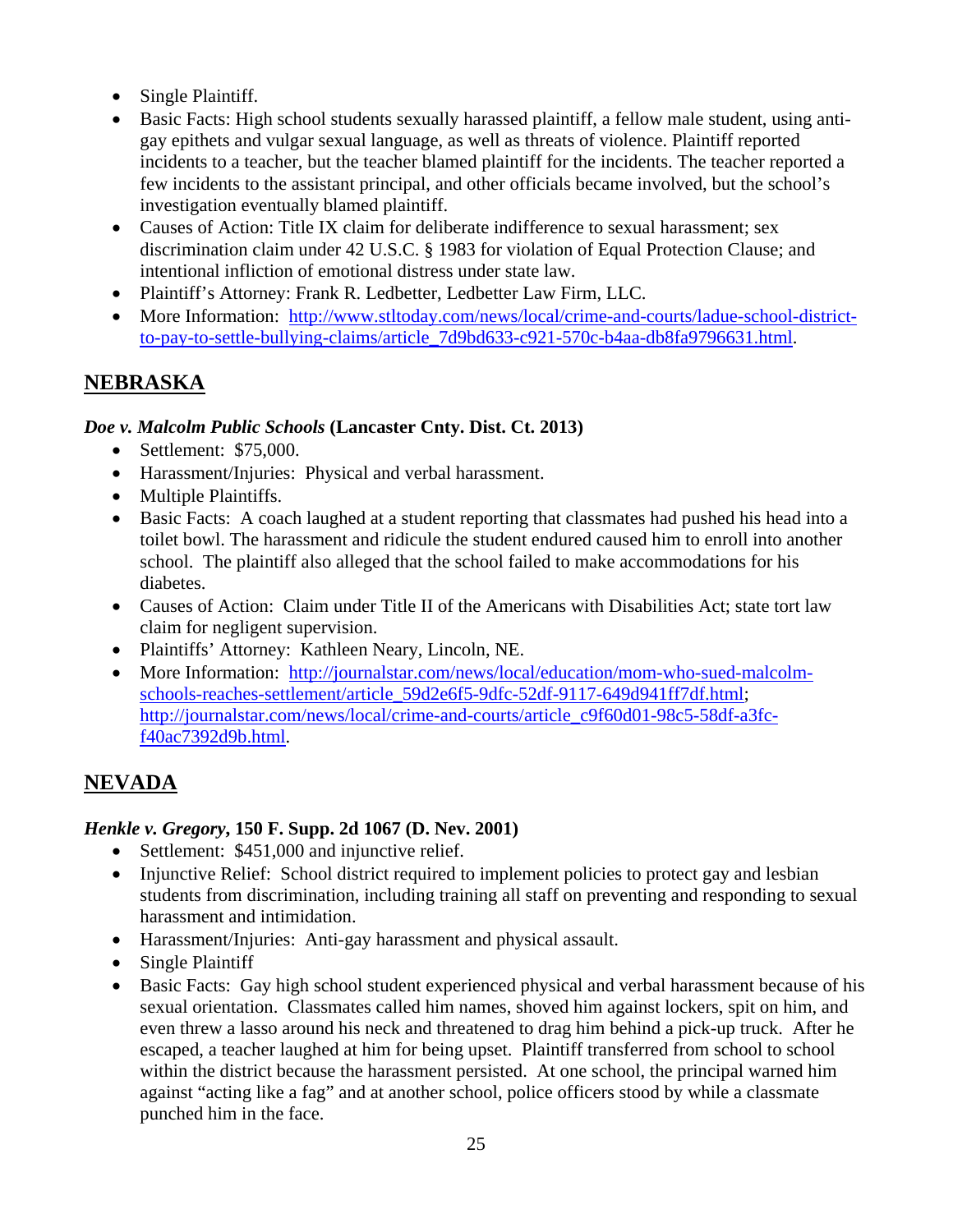- Single Plaintiff.
- Basic Facts: High school students sexually harassed plaintiff, a fellow male student, using anti-gay epithets and vulgar sexual language, as well as threats of violence. Plaintiff reported incidents to a teacher, but the teacher blamed plaintiff for the incidents. The teacher reported a few incidents to the assistant principal, and other officials became involved, but the school's investigation eventually blamed plaintiff.
- Causes of Action: Title IX claim for deliberate indifference to sexual harassment; sex discrimination claim under 42 U.S.C. § 1983 for violation of Equal Protection Clause; and intentional infliction of emotional distress under state law.
- Plaintiff's Attorney: Frank R. Ledbetter, Ledbetter Law Firm, LLC.
- More Information: [http://www.stltoday.com/news/local/crime-and-courts/ladue-school-district-to-pay-to-settle-bullying-claims/article_7d9bd633-c921-570c-b4aa-db8fa9796631.html](http://www.stltoday.com/news/local/crime-and-courts/ladue-school-district-to-pay-to-settle-bullying-claims/article_7d9bd633-c921-570c-b4aa-db8fa9796631.html).

## NEBRASKA

***Doe v. Malcolm Public Schools* (Lancaster Cnty. Dist. Ct. 2013)**

- Settlement: $75,000.
- Harassment/Injuries: Physical and verbal harassment.
- Multiple Plaintiffs.
- Basic Facts: A coach laughed at a student reporting that classmates had pushed his head into a toilet bowl. The harassment and ridicule the student endured caused him to enroll into another school. The plaintiff also alleged that the school failed to make accommodations for his diabetes.
- Causes of Action: Claim under Title II of the Americans with Disabilities Act; state tort law claim for negligent supervision.
- Plaintiffs' Attorney: Kathleen Neary, Lincoln, NE.
- More Information: [http://journalstar.com/news/local/education/mom-who-sued-malcolm-schools-reaches-settlement/article_59d2e6f5-9dfc-52df-9117-649d941ff7df.html](http://journalstar.com/news/local/education/mom-who-sued-malcolm-schools-reaches-settlement/article_59d2e6f5-9dfc-52df-9117-649d941ff7df.html); [http://journalstar.com/news/local/crime-and-courts/article_c9f60d01-98c5-58df-a3fc-f40ac7392d9b.html](http://journalstar.com/news/local/crime-and-courts/article_c9f60d01-98c5-58df-a3fc-f40ac7392d9b.html).

## NEVADA

***Henkle v. Gregory*, 150 F. Supp. 2d 1067 (D. Nev. 2001)**

- Settlement: $451,000 and injunctive relief.
- Injunctive Relief: School district required to implement policies to protect gay and lesbian students from discrimination, including training all staff on preventing and responding to sexual harassment and intimidation.
- Harassment/Injuries: Anti-gay harassment and physical assault.
- Single Plaintiff
- Basic Facts: Gay high school student experienced physical and verbal harassment because of his sexual orientation. Classmates called him names, shoved him against lockers, spit on him, and even threw a lasso around his neck and threatened to drag him behind a pick-up truck. After he escaped, a teacher laughed at him for being upset. Plaintiff transferred from school to school within the district because the harassment persisted. At one school, the principal warned him against "acting like a fag" and at another school, police officers stood by while a classmate punched him in the face.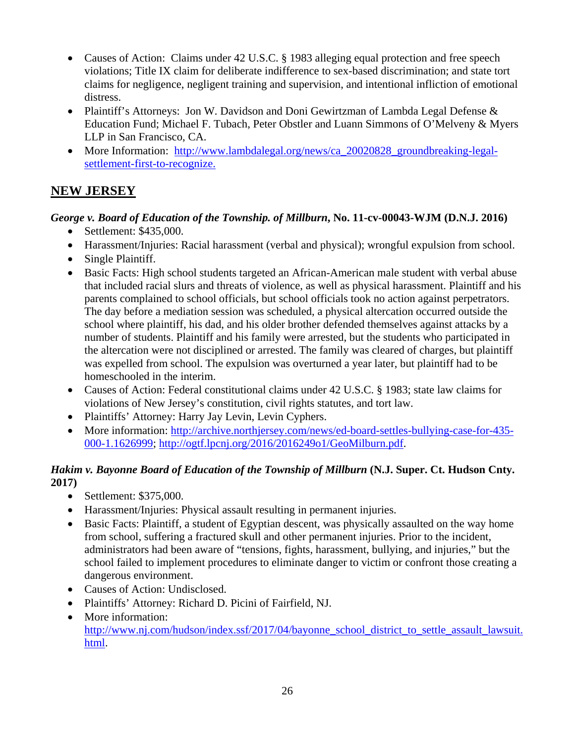- Causes of Action: Claims under 42 U.S.C. § 1983 alleging equal protection and free speech violations; Title IX claim for deliberate indifference to sex-based discrimination; and state tort claims for negligence, negligent training and supervision, and intentional infliction of emotional distress.
- Plaintiff's Attorneys: Jon W. Davidson and Doni Gewirtzman of Lambda Legal Defense & Education Fund; Michael F. Tubach, Peter Obstler and Luann Simmons of O'Melveny & Myers LLP in San Francisco, CA.
- More Information: [http://www.lambdalegal.org/news/ca_20020828_groundbreaking-legal-settlement-first-to-recognize.](http://www.lambdalegal.org/news/ca_20020828_groundbreaking-legal-settlement-first-to-recognize)

## NEW JERSEY

***George v. Board of Education of the Township. of Millburn*, No. 11-cv-00043-WJM (D.N.J. 2016)**

- Settlement: $435,000.
- Harassment/Injuries: Racial harassment (verbal and physical); wrongful expulsion from school.
- Single Plaintiff.
- Basic Facts: High school students targeted an African-American male student with verbal abuse that included racial slurs and threats of violence, as well as physical harassment. Plaintiff and his parents complained to school officials, but school officials took no action against perpetrators. The day before a mediation session was scheduled, a physical altercation occurred outside the school where plaintiff, his dad, and his older brother defended themselves against attacks by a number of students. Plaintiff and his family were arrested, but the students who participated in the altercation were not disciplined or arrested. The family was cleared of charges, but plaintiff was expelled from school. The expulsion was overturned a year later, but plaintiff had to be homeschooled in the interim.
- Causes of Action: Federal constitutional claims under 42 U.S.C. § 1983; state law claims for violations of New Jersey's constitution, civil rights statutes, and tort law.
- Plaintiffs' Attorney: Harry Jay Levin, Levin Cyphers.
- More information: [http://archive.northjersey.com/news/ed-board-settles-bullying-case-for-435-000-1.1626999](http://archive.northjersey.com/news/ed-board-settles-bullying-case-for-435-000-1.1626999); [http://ogtf.lpcnj.org/2016/2016249o1/GeoMilburn.pdf](http://ogtf.lpcnj.org/2016/2016249o1/GeoMilburn.pdf).

***Hakim v. Bayonne Board of Education of the Township of Millburn* (N.J. Super. Ct. Hudson Cnty. 2017)**

- Settlement: $375,000.
- Harassment/Injuries: Physical assault resulting in permanent injuries.
- Basic Facts: Plaintiff, a student of Egyptian descent, was physically assaulted on the way home from school, suffering a fractured skull and other permanent injuries. Prior to the incident, administrators had been aware of "tensions, fights, harassment, bullying, and injuries," but the school failed to implement procedures to eliminate danger to victim or confront those creating a dangerous environment.
- Causes of Action: Undisclosed.
- Plaintiffs' Attorney: Richard D. Picini of Fairfield, NJ.
- More information: [http://www.nj.com/hudson/index.ssf/2017/04/bayonne_school_district_to_settle_assault_lawsuit.html](http://www.nj.com/hudson/index.ssf/2017/04/bayonne_school_district_to_settle_assault_lawsuit.html).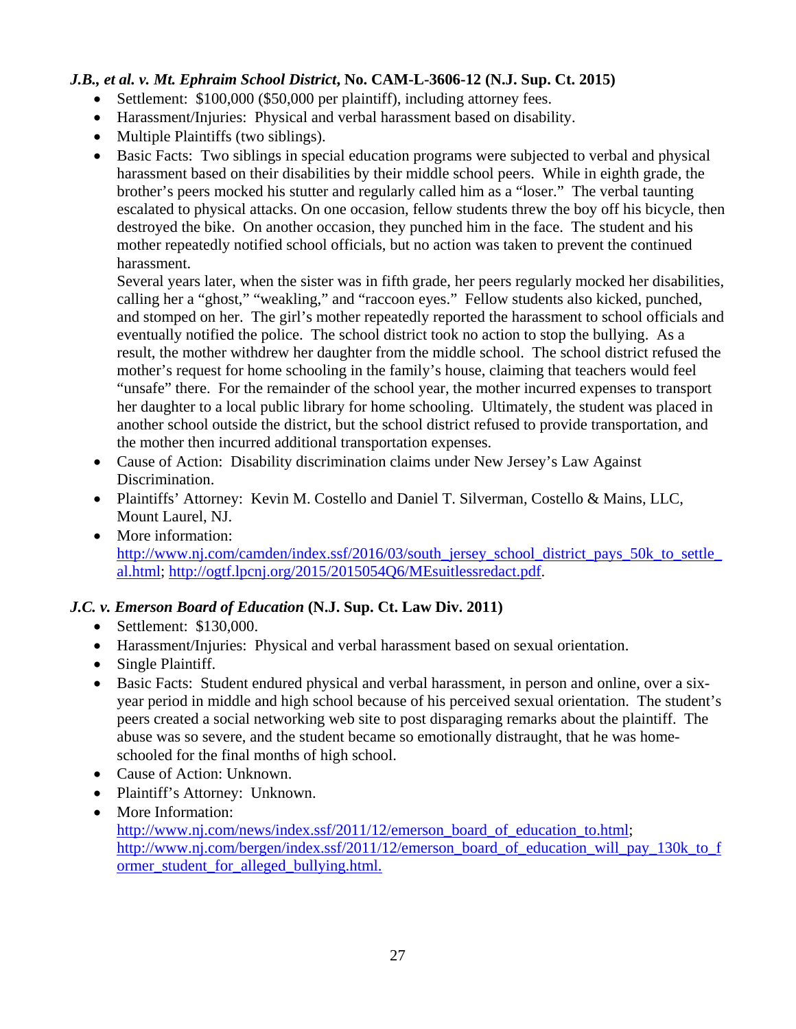***J.B., et al. v. Mt. Ephraim School District*, No. CAM-L-3606-12 (N.J. Sup. Ct. 2015)**

- Settlement: $100,000 ($50,000 per plaintiff), including attorney fees.
- Harassment/Injuries: Physical and verbal harassment based on disability.
- Multiple Plaintiffs (two siblings).
- Basic Facts: Two siblings in special education programs were subjected to verbal and physical harassment based on their disabilities by their middle school peers. While in eighth grade, the brother's peers mocked his stutter and regularly called him as a "loser." The verbal taunting escalated to physical attacks. On one occasion, fellow students threw the boy off his bicycle, then destroyed the bike. On another occasion, they punched him in the face. The student and his mother repeatedly notified school officials, but no action was taken to prevent the continued harassment.

  Several years later, when the sister was in fifth grade, her peers regularly mocked her disabilities, calling her a "ghost," "weakling," and "raccoon eyes." Fellow students also kicked, punched, and stomped on her. The girl's mother repeatedly reported the harassment to school officials and eventually notified the police. The school district took no action to stop the bullying. As a result, the mother withdrew her daughter from the middle school. The school district refused the mother's request for home schooling in the family's house, claiming that teachers would feel "unsafe" there. For the remainder of the school year, the mother incurred expenses to transport her daughter to a local public library for home schooling. Ultimately, the student was placed in another school outside the district, but the school district refused to provide transportation, and the mother then incurred additional transportation expenses.
- Cause of Action: Disability discrimination claims under New Jersey's Law Against Discrimination.
- Plaintiffs' Attorney: Kevin M. Costello and Daniel T. Silverman, Costello & Mains, LLC, Mount Laurel, NJ.
- More information: http://www.nj.com/camden/index.ssf/2016/03/south_jersey_school_district_pays_50k_to_settle_al.html; http://ogtf.lpcnj.org/2015/2015054Q6/MEsuitlessredact.pdf.

***J.C. v. Emerson Board of Education* (N.J. Sup. Ct. Law Div. 2011)**

- Settlement: $130,000.
- Harassment/Injuries: Physical and verbal harassment based on sexual orientation.
- Single Plaintiff.
- Basic Facts: Student endured physical and verbal harassment, in person and online, over a six-year period in middle and high school because of his perceived sexual orientation. The student's peers created a social networking web site to post disparaging remarks about the plaintiff. The abuse was so severe, and the student became so emotionally distraught, that he was home-schooled for the final months of high school.
- Cause of Action: Unknown.
- Plaintiff's Attorney: Unknown.
- More Information: http://www.nj.com/news/index.ssf/2011/12/emerson_board_of_education_to.html; http://www.nj.com/bergen/index.ssf/2011/12/emerson_board_of_education_will_pay_130k_to_former_student_for_alleged_bullying.html.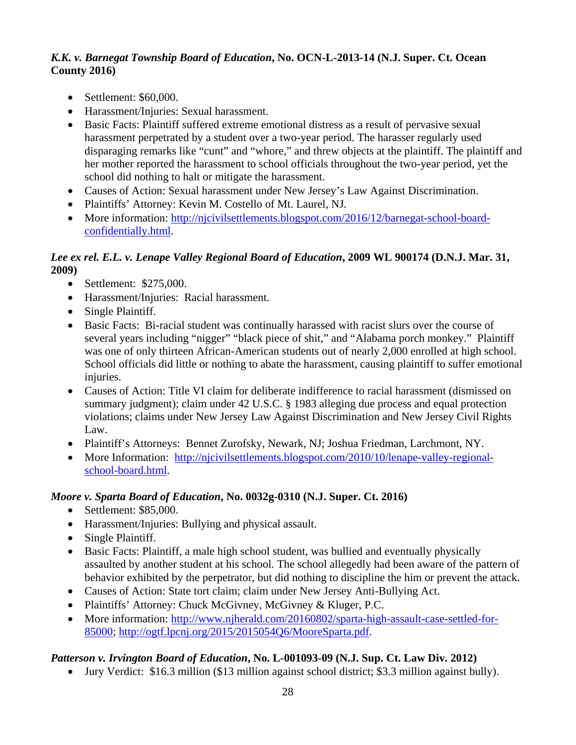***K.K. v. Barnegat Township Board of Education*, No. OCN-L-2013-14 (N.J. Super. Ct. Ocean County 2016)**

- Settlement: $60,000.
- Harassment/Injuries: Sexual harassment.
- Basic Facts: Plaintiff suffered extreme emotional distress as a result of pervasive sexual harassment perpetrated by a student over a two-year period. The harasser regularly used disparaging remarks like "cunt" and "whore," and threw objects at the plaintiff. The plaintiff and her mother reported the harassment to school officials throughout the two-year period, yet the school did nothing to halt or mitigate the harassment.
- Causes of Action: Sexual harassment under New Jersey's Law Against Discrimination.
- Plaintiffs' Attorney: Kevin M. Costello of Mt. Laurel, NJ.
- More information: http://njcivilsettlements.blogspot.com/2016/12/barnegat-school-board-confidentially.html.

***Lee ex rel. E.L. v. Lenape Valley Regional Board of Education*, 2009 WL 900174 (D.N.J. Mar. 31, 2009)**

- Settlement: $275,000.
- Harassment/Injuries: Racial harassment.
- Single Plaintiff.
- Basic Facts: Bi-racial student was continually harassed with racist slurs over the course of several years including "nigger" "black piece of shit," and "Alabama porch monkey." Plaintiff was one of only thirteen African-American students out of nearly 2,000 enrolled at high school. School officials did little or nothing to abate the harassment, causing plaintiff to suffer emotional injuries.
- Causes of Action: Title VI claim for deliberate indifference to racial harassment (dismissed on summary judgment); claim under 42 U.S.C. § 1983 alleging due process and equal protection violations; claims under New Jersey Law Against Discrimination and New Jersey Civil Rights Law.
- Plaintiff's Attorneys: Bennet Zurofsky, Newark, NJ; Joshua Friedman, Larchmont, NY.
- More Information: http://njcivilsettlements.blogspot.com/2010/10/lenape-valley-regional-school-board.html.

***Moore v. Sparta Board of Education*, No. 0032g-0310 (N.J. Super. Ct. 2016)**

- Settlement: $85,000.
- Harassment/Injuries: Bullying and physical assault.
- Single Plaintiff.
- Basic Facts: Plaintiff, a male high school student, was bullied and eventually physically assaulted by another student at his school. The school allegedly had been aware of the pattern of behavior exhibited by the perpetrator, but did nothing to discipline the him or prevent the attack.
- Causes of Action: State tort claim; claim under New Jersey Anti-Bullying Act.
- Plaintiffs' Attorney: Chuck McGivney, McGivney & Kluger, P.C.
- More information: http://www.njherald.com/20160802/sparta-high-assault-case-settled-for-85000; http://ogtf.lpcnj.org/2015/2015054Q6/MooreSparta.pdf.

***Patterson v. Irvington Board of Education*, No. L-001093-09 (N.J. Sup. Ct. Law Div. 2012)**

- Jury Verdict: $16.3 million ($13 million against school district; $3.3 million against bully).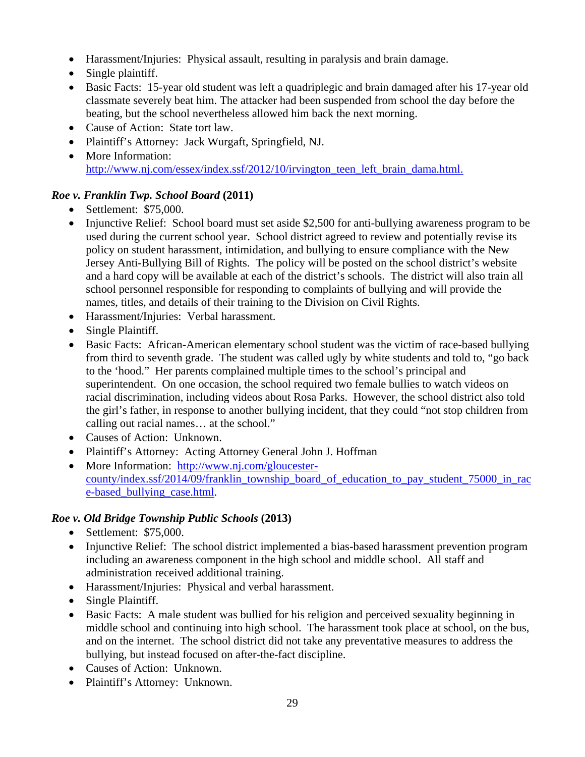- Harassment/Injuries: Physical assault, resulting in paralysis and brain damage.
- Single plaintiff.
- Basic Facts: 15-year old student was left a quadriplegic and brain damaged after his 17-year old classmate severely beat him. The attacker had been suspended from school the day before the beating, but the school nevertheless allowed him back the next morning.
- Cause of Action: State tort law.
- Plaintiff's Attorney: Jack Wurgaft, Springfield, NJ.
- More Information: http://www.nj.com/essex/index.ssf/2012/10/irvington_teen_left_brain_dama.html.

### *Roe v. Franklin Twp. School Board* (2011)

- Settlement: $75,000.
- Injunctive Relief: School board must set aside $2,500 for anti-bullying awareness program to be used during the current school year. School district agreed to review and potentially revise its policy on student harassment, intimidation, and bullying to ensure compliance with the New Jersey Anti-Bullying Bill of Rights. The policy will be posted on the school district's website and a hard copy will be available at each of the district's schools. The district will also train all school personnel responsible for responding to complaints of bullying and will provide the names, titles, and details of their training to the Division on Civil Rights.
- Harassment/Injuries: Verbal harassment.
- Single Plaintiff.
- Basic Facts: African-American elementary school student was the victim of race-based bullying from third to seventh grade. The student was called ugly by white students and told to, "go back to the 'hood." Her parents complained multiple times to the school's principal and superintendent. On one occasion, the school required two female bullies to watch videos on racial discrimination, including videos about Rosa Parks. However, the school district also told the girl's father, in response to another bullying incident, that they could "not stop children from calling out racial names… at the school."
- Causes of Action: Unknown.
- Plaintiff's Attorney: Acting Attorney General John J. Hoffman
- More Information: http://www.nj.com/gloucester-county/index.ssf/2014/09/franklin_township_board_of_education_to_pay_student_75000_in_race-based_bullying_case.html.

### *Roe v. Old Bridge Township Public Schools* (2013)

- Settlement: $75,000.
- Injunctive Relief: The school district implemented a bias-based harassment prevention program including an awareness component in the high school and middle school. All staff and administration received additional training.
- Harassment/Injuries: Physical and verbal harassment.
- Single Plaintiff.
- Basic Facts: A male student was bullied for his religion and perceived sexuality beginning in middle school and continuing into high school. The harassment took place at school, on the bus, and on the internet. The school district did not take any preventative measures to address the bullying, but instead focused on after-the-fact discipline.
- Causes of Action: Unknown.
- Plaintiff's Attorney: Unknown.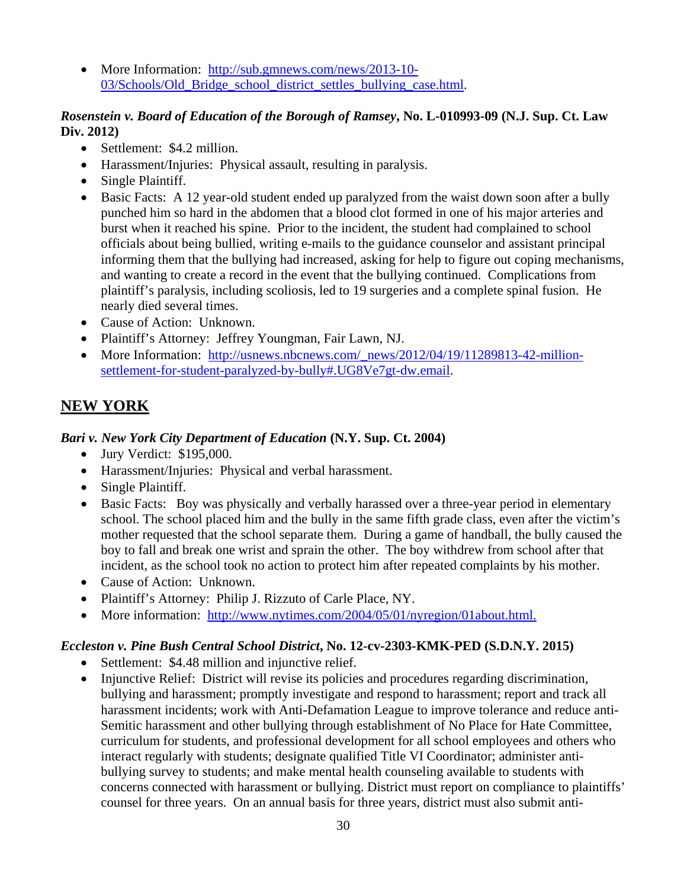- More Information: [http://sub.gmnews.com/news/2013-10-03/Schools/Old_Bridge_school_district_settles_bullying_case.html](http://sub.gmnews.com/news/2013-10-03/Schools/Old_Bridge_school_district_settles_bullying_case.html).

***Rosenstein v. Board of Education of the Borough of Ramsey*, No. L-010993-09 (N.J. Sup. Ct. Law Div. 2012)**

- Settlement: $4.2 million.
- Harassment/Injuries: Physical assault, resulting in paralysis.
- Single Plaintiff.
- Basic Facts: A 12 year-old student ended up paralyzed from the waist down soon after a bully punched him so hard in the abdomen that a blood clot formed in one of his major arteries and burst when it reached his spine. Prior to the incident, the student had complained to school officials about being bullied, writing e-mails to the guidance counselor and assistant principal informing them that the bullying had increased, asking for help to figure out coping mechanisms, and wanting to create a record in the event that the bullying continued. Complications from plaintiff's paralysis, including scoliosis, led to 19 surgeries and a complete spinal fusion. He nearly died several times.
- Cause of Action: Unknown.
- Plaintiff's Attorney: Jeffrey Youngman, Fair Lawn, NJ.
- More Information: [http://usnews.nbcnews.com/_news/2012/04/19/11289813-42-million-settlement-for-student-paralyzed-by-bully#.UG8Ve7gt-dw.email](http://usnews.nbcnews.com/_news/2012/04/19/11289813-42-million-settlement-for-student-paralyzed-by-bully#.UG8Ve7gt-dw.email).

## NEW YORK

***Bari v. New York City Department of Education* (N.Y. Sup. Ct. 2004)**

- Jury Verdict: $195,000.
- Harassment/Injuries: Physical and verbal harassment.
- Single Plaintiff.
- Basic Facts: Boy was physically and verbally harassed over a three-year period in elementary school. The school placed him and the bully in the same fifth grade class, even after the victim's mother requested that the school separate them. During a game of handball, the bully caused the boy to fall and break one wrist and sprain the other. The boy withdrew from school after that incident, as the school took no action to protect him after repeated complaints by his mother.
- Cause of Action: Unknown.
- Plaintiff's Attorney: Philip J. Rizzuto of Carle Place, NY.
- More information: [http://www.nytimes.com/2004/05/01/nyregion/01about.html.](http://www.nytimes.com/2004/05/01/nyregion/01about.html)

***Eccleston v. Pine Bush Central School District*, No. 12-cv-2303-KMK-PED (S.D.N.Y. 2015)**

- Settlement: $4.48 million and injunctive relief.
- Injunctive Relief: District will revise its policies and procedures regarding discrimination, bullying and harassment; promptly investigate and respond to harassment; report and track all harassment incidents; work with Anti-Defamation League to improve tolerance and reduce anti-Semitic harassment and other bullying through establishment of No Place for Hate Committee, curriculum for students, and professional development for all school employees and others who interact regularly with students; designate qualified Title VI Coordinator; administer anti-bullying survey to students; and make mental health counseling available to students with concerns connected with harassment or bullying. District must report on compliance to plaintiffs' counsel for three years. On an annual basis for three years, district must also submit anti-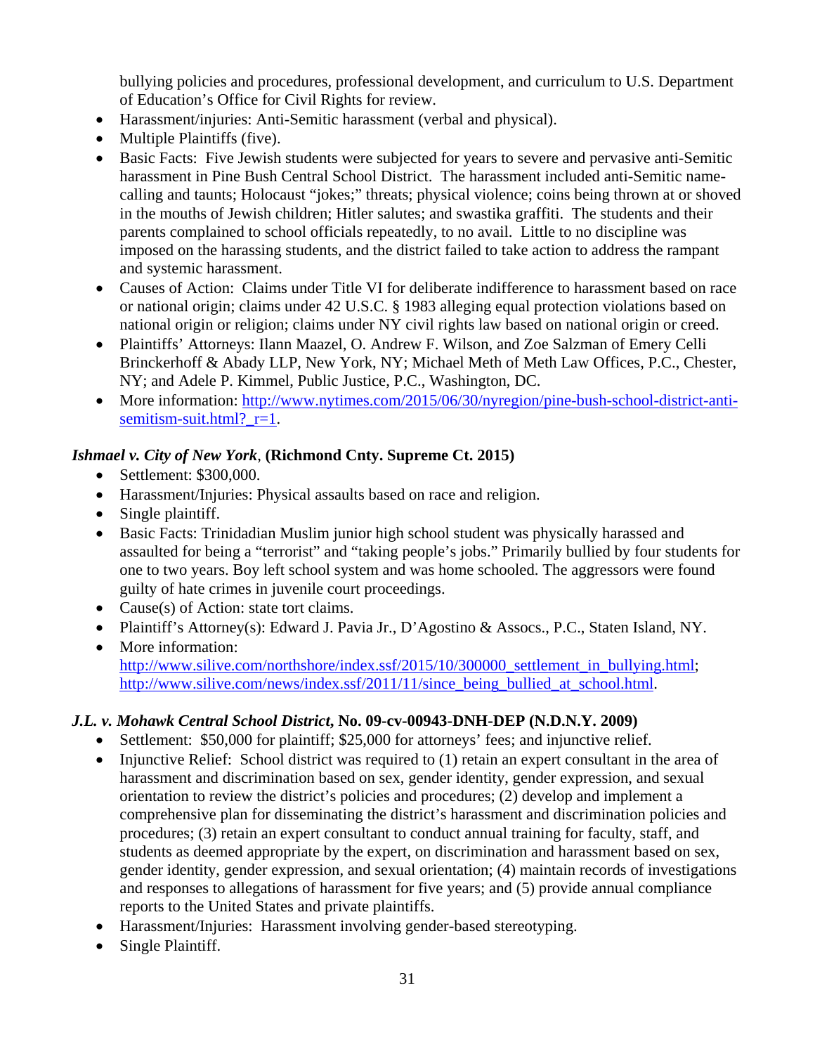bullying policies and procedures, professional development, and curriculum to U.S. Department of Education's Office for Civil Rights for review.

- Harassment/injuries: Anti-Semitic harassment (verbal and physical).
- Multiple Plaintiffs (five).
- Basic Facts: Five Jewish students were subjected for years to severe and pervasive anti-Semitic harassment in Pine Bush Central School District. The harassment included anti-Semitic name-calling and taunts; Holocaust "jokes;" threats; physical violence; coins being thrown at or shoved in the mouths of Jewish children; Hitler salutes; and swastika graffiti. The students and their parents complained to school officials repeatedly, to no avail. Little to no discipline was imposed on the harassing students, and the district failed to take action to address the rampant and systemic harassment.
- Causes of Action: Claims under Title VI for deliberate indifference to harassment based on race or national origin; claims under 42 U.S.C. § 1983 alleging equal protection violations based on national origin or religion; claims under NY civil rights law based on national origin or creed.
- Plaintiffs' Attorneys: Ilann Maazel, O. Andrew F. Wilson, and Zoe Salzman of Emery Celli Brinckerhoff & Abady LLP, New York, NY; Michael Meth of Meth Law Offices, P.C., Chester, NY; and Adele P. Kimmel, Public Justice, P.C., Washington, DC.
- More information: [http://www.nytimes.com/2015/06/30/nyregion/pine-bush-school-district-anti-semitism-suit.html?_r=1](http://www.nytimes.com/2015/06/30/nyregion/pine-bush-school-district-anti-semitism-suit.html?_r=1).

***Ishmael v. City of New York*, (Richmond Cnty. Supreme Ct. 2015)**

- Settlement: $300,000.
- Harassment/Injuries: Physical assaults based on race and religion.
- Single plaintiff.
- Basic Facts: Trinidadian Muslim junior high school student was physically harassed and assaulted for being a "terrorist" and "taking people's jobs." Primarily bullied by four students for one to two years. Boy left school system and was home schooled. The aggressors were found guilty of hate crimes in juvenile court proceedings.
- Cause(s) of Action: state tort claims.
- Plaintiff's Attorney(s): Edward J. Pavia Jr., D'Agostino & Assocs., P.C., Staten Island, NY.
- More information: [http://www.silive.com/northshore/index.ssf/2015/10/300000_settlement_in_bullying.html](http://www.silive.com/northshore/index.ssf/2015/10/300000_settlement_in_bullying.html); [http://www.silive.com/news/index.ssf/2011/11/since_being_bullied_at_school.html](http://www.silive.com/news/index.ssf/2011/11/since_being_bullied_at_school.html).

***J.L. v. Mohawk Central School District*, No. 09-cv-00943-DNH-DEP (N.D.N.Y. 2009)**

- Settlement: $50,000 for plaintiff; $25,000 for attorneys' fees; and injunctive relief.
- Injunctive Relief: School district was required to (1) retain an expert consultant in the area of harassment and discrimination based on sex, gender identity, gender expression, and sexual orientation to review the district's policies and procedures; (2) develop and implement a comprehensive plan for disseminating the district's harassment and discrimination policies and procedures; (3) retain an expert consultant to conduct annual training for faculty, staff, and students as deemed appropriate by the expert, on discrimination and harassment based on sex, gender identity, gender expression, and sexual orientation; (4) maintain records of investigations and responses to allegations of harassment for five years; and (5) provide annual compliance reports to the United States and private plaintiffs.
- Harassment/Injuries: Harassment involving gender-based stereotyping.
- Single Plaintiff.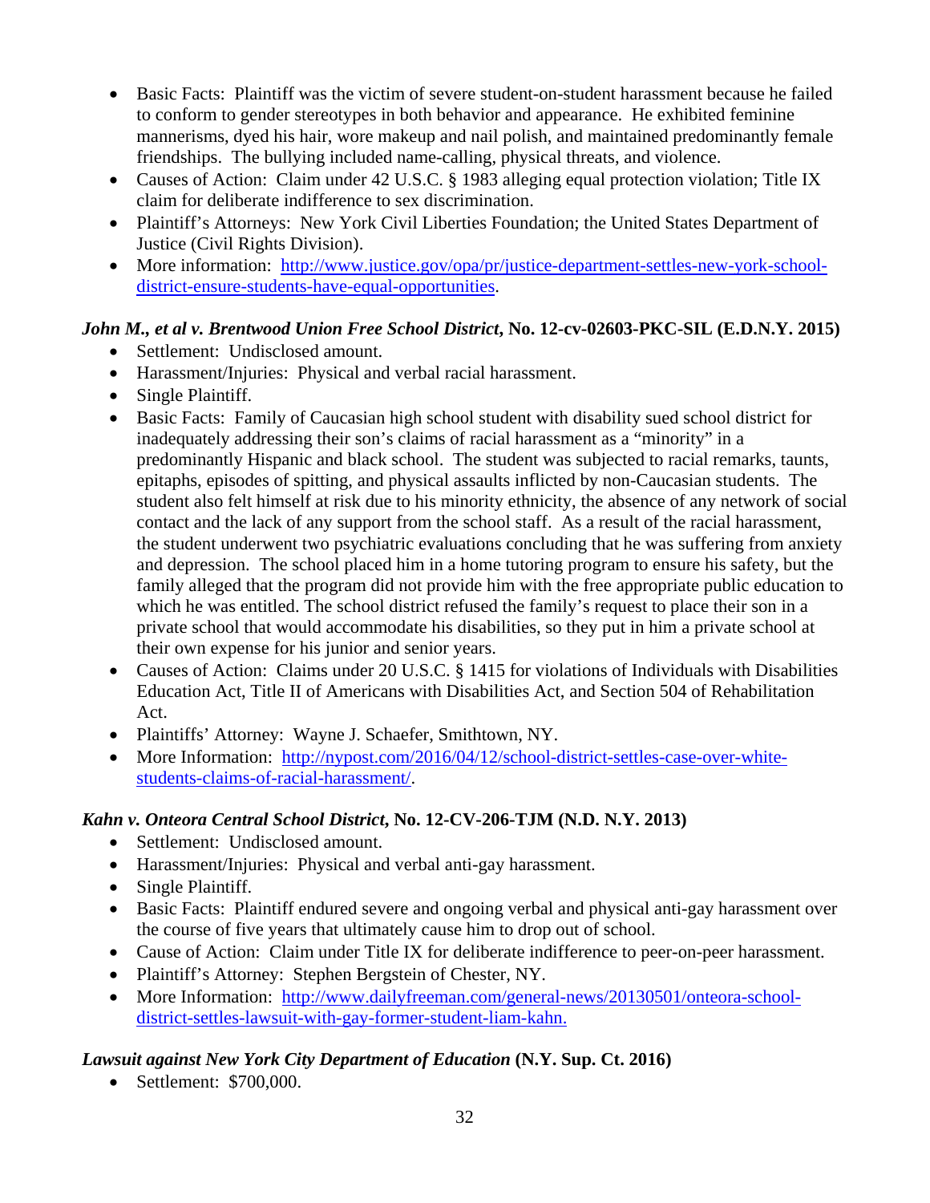- Basic Facts: Plaintiff was the victim of severe student-on-student harassment because he failed to conform to gender stereotypes in both behavior and appearance. He exhibited feminine mannerisms, dyed his hair, wore makeup and nail polish, and maintained predominantly female friendships. The bullying included name-calling, physical threats, and violence.
- Causes of Action: Claim under 42 U.S.C. § 1983 alleging equal protection violation; Title IX claim for deliberate indifference to sex discrimination.
- Plaintiff's Attorneys: New York Civil Liberties Foundation; the United States Department of Justice (Civil Rights Division).
- More information: [http://www.justice.gov/opa/pr/justice-department-settles-new-york-school-district-ensure-students-have-equal-opportunities](http://www.justice.gov/opa/pr/justice-department-settles-new-york-school-district-ensure-students-have-equal-opportunities).

### *John M., et al v. Brentwood Union Free School District*, No. 12-cv-02603-PKC-SIL (E.D.N.Y. 2015)

- Settlement: Undisclosed amount.
- Harassment/Injuries: Physical and verbal racial harassment.
- Single Plaintiff.
- Basic Facts: Family of Caucasian high school student with disability sued school district for inadequately addressing their son's claims of racial harassment as a "minority" in a predominantly Hispanic and black school. The student was subjected to racial remarks, taunts, epitaphs, episodes of spitting, and physical assaults inflicted by non-Caucasian students. The student also felt himself at risk due to his minority ethnicity, the absence of any network of social contact and the lack of any support from the school staff. As a result of the racial harassment, the student underwent two psychiatric evaluations concluding that he was suffering from anxiety and depression. The school placed him in a home tutoring program to ensure his safety, but the family alleged that the program did not provide him with the free appropriate public education to which he was entitled. The school district refused the family's request to place their son in a private school that would accommodate his disabilities, so they put in him a private school at their own expense for his junior and senior years.
- Causes of Action: Claims under 20 U.S.C. § 1415 for violations of Individuals with Disabilities Education Act, Title II of Americans with Disabilities Act, and Section 504 of Rehabilitation Act.
- Plaintiffs' Attorney: Wayne J. Schaefer, Smithtown, NY.
- More Information: [http://nypost.com/2016/04/12/school-district-settles-case-over-white-students-claims-of-racial-harassment/](http://nypost.com/2016/04/12/school-district-settles-case-over-white-students-claims-of-racial-harassment/).

### *Kahn v. Onteora Central School District*, No. 12-CV-206-TJM (N.D. N.Y. 2013)

- Settlement: Undisclosed amount.
- Harassment/Injuries: Physical and verbal anti-gay harassment.
- Single Plaintiff.
- Basic Facts: Plaintiff endured severe and ongoing verbal and physical anti-gay harassment over the course of five years that ultimately cause him to drop out of school.
- Cause of Action: Claim under Title IX for deliberate indifference to peer-on-peer harassment.
- Plaintiff's Attorney: Stephen Bergstein of Chester, NY.
- More Information: [http://www.dailyfreeman.com/general-news/20130501/onteora-school-district-settles-lawsuit-with-gay-former-student-liam-kahn.](http://www.dailyfreeman.com/general-news/20130501/onteora-school-district-settles-lawsuit-with-gay-former-student-liam-kahn)

### *Lawsuit against New York City Department of Education* (N.Y. Sup. Ct. 2016)

- Settlement: $700,000.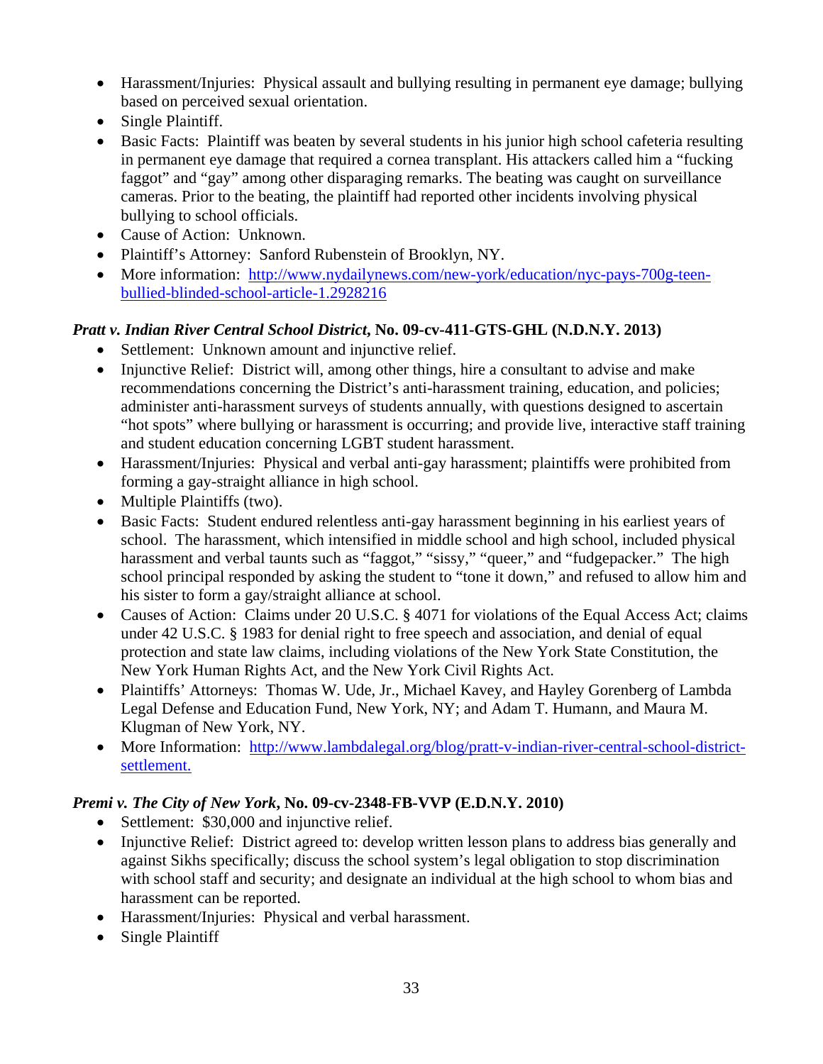- Harassment/Injuries: Physical assault and bullying resulting in permanent eye damage; bullying based on perceived sexual orientation.
- Single Plaintiff.
- Basic Facts: Plaintiff was beaten by several students in his junior high school cafeteria resulting in permanent eye damage that required a cornea transplant. His attackers called him a "fucking faggot" and "gay" among other disparaging remarks. The beating was caught on surveillance cameras. Prior to the beating, the plaintiff had reported other incidents involving physical bullying to school officials.
- Cause of Action: Unknown.
- Plaintiff's Attorney: Sanford Rubenstein of Brooklyn, NY.
- More information: [http://www.nydailynews.com/new-york/education/nyc-pays-700g-teen-bullied-blinded-school-article-1.2928216](http://www.nydailynews.com/new-york/education/nyc-pays-700g-teen-bullied-blinded-school-article-1.2928216)

### *Pratt v. Indian River Central School District*, No. 09-cv-411-GTS-GHL (N.D.N.Y. 2013)

- Settlement: Unknown amount and injunctive relief.
- Injunctive Relief: District will, among other things, hire a consultant to advise and make recommendations concerning the District's anti-harassment training, education, and policies; administer anti-harassment surveys of students annually, with questions designed to ascertain "hot spots" where bullying or harassment is occurring; and provide live, interactive staff training and student education concerning LGBT student harassment.
- Harassment/Injuries: Physical and verbal anti-gay harassment; plaintiffs were prohibited from forming a gay-straight alliance in high school.
- Multiple Plaintiffs (two).
- Basic Facts: Student endured relentless anti-gay harassment beginning in his earliest years of school. The harassment, which intensified in middle school and high school, included physical harassment and verbal taunts such as "faggot," "sissy," "queer," and "fudgepacker." The high school principal responded by asking the student to "tone it down," and refused to allow him and his sister to form a gay/straight alliance at school.
- Causes of Action: Claims under 20 U.S.C. § 4071 for violations of the Equal Access Act; claims under 42 U.S.C. § 1983 for denial right to free speech and association, and denial of equal protection and state law claims, including violations of the New York State Constitution, the New York Human Rights Act, and the New York Civil Rights Act.
- Plaintiffs' Attorneys: Thomas W. Ude, Jr., Michael Kavey, and Hayley Gorenberg of Lambda Legal Defense and Education Fund, New York, NY; and Adam T. Humann, and Maura M. Klugman of New York, NY.
- More Information: [http://www.lambdalegal.org/blog/pratt-v-indian-river-central-school-district-settlement.](http://www.lambdalegal.org/blog/pratt-v-indian-river-central-school-district-settlement)

### *Premi v. The City of New York*, No. 09-cv-2348-FB-VVP (E.D.N.Y. 2010)

- Settlement: $30,000 and injunctive relief.
- Injunctive Relief: District agreed to: develop written lesson plans to address bias generally and against Sikhs specifically; discuss the school system's legal obligation to stop discrimination with school staff and security; and designate an individual at the high school to whom bias and harassment can be reported.
- Harassment/Injuries: Physical and verbal harassment.
- Single Plaintiff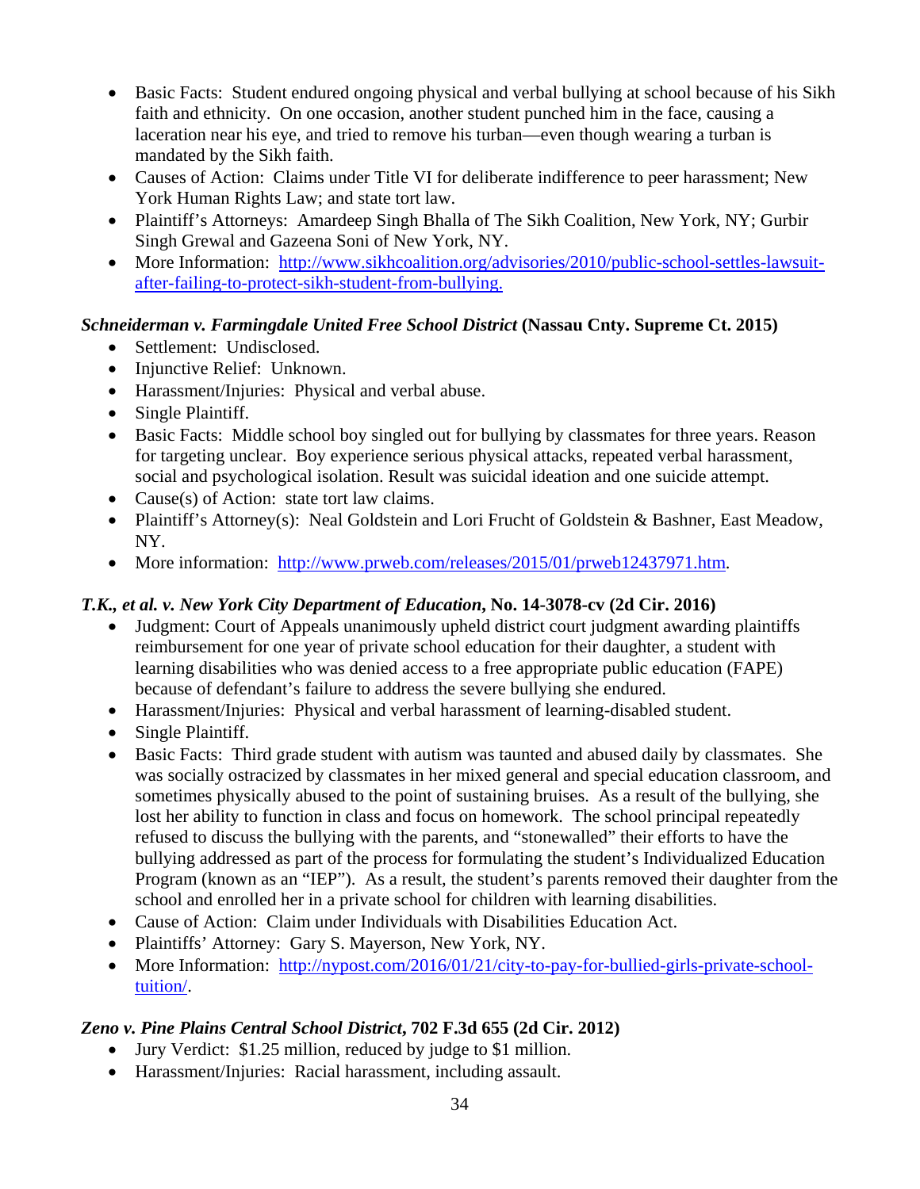- Basic Facts: Student endured ongoing physical and verbal bullying at school because of his Sikh faith and ethnicity. On one occasion, another student punched him in the face, causing a laceration near his eye, and tried to remove his turban—even though wearing a turban is mandated by the Sikh faith.
- Causes of Action: Claims under Title VI for deliberate indifference to peer harassment; New York Human Rights Law; and state tort law.
- Plaintiff's Attorneys: Amardeep Singh Bhalla of The Sikh Coalition, New York, NY; Gurbir Singh Grewal and Gazeena Soni of New York, NY.
- More Information: [http://www.sikhcoalition.org/advisories/2010/public-school-settles-lawsuit-after-failing-to-protect-sikh-student-from-bullying.](http://www.sikhcoalition.org/advisories/2010/public-school-settles-lawsuit-after-failing-to-protect-sikh-student-from-bullying)

### ***Schneiderman v. Farmingdale United Free School District*** **(Nassau Cnty. Supreme Ct. 2015)**

- Settlement: Undisclosed.
- Injunctive Relief: Unknown.
- Harassment/Injuries: Physical and verbal abuse.
- Single Plaintiff.
- Basic Facts: Middle school boy singled out for bullying by classmates for three years. Reason for targeting unclear. Boy experience serious physical attacks, repeated verbal harassment, social and psychological isolation. Result was suicidal ideation and one suicide attempt.
- Cause(s) of Action: state tort law claims.
- Plaintiff's Attorney(s): Neal Goldstein and Lori Frucht of Goldstein & Bashner, East Meadow, NY.
- More information: [http://www.prweb.com/releases/2015/01/prweb12437971.htm](http://www.prweb.com/releases/2015/01/prweb12437971.htm).

### ***T.K., et al. v. New York City Department of Education*****, No. 14-3078-cv (2d Cir. 2016)**

- Judgment: Court of Appeals unanimously upheld district court judgment awarding plaintiffs reimbursement for one year of private school education for their daughter, a student with learning disabilities who was denied access to a free appropriate public education (FAPE) because of defendant's failure to address the severe bullying she endured.
- Harassment/Injuries: Physical and verbal harassment of learning-disabled student.
- Single Plaintiff.
- Basic Facts: Third grade student with autism was taunted and abused daily by classmates. She was socially ostracized by classmates in her mixed general and special education classroom, and sometimes physically abused to the point of sustaining bruises. As a result of the bullying, she lost her ability to function in class and focus on homework. The school principal repeatedly refused to discuss the bullying with the parents, and "stonewalled" their efforts to have the bullying addressed as part of the process for formulating the student's Individualized Education Program (known as an "IEP"). As a result, the student's parents removed their daughter from the school and enrolled her in a private school for children with learning disabilities.
- Cause of Action: Claim under Individuals with Disabilities Education Act.
- Plaintiffs' Attorney: Gary S. Mayerson, New York, NY.
- More Information: [http://nypost.com/2016/01/21/city-to-pay-for-bullied-girls-private-school-tuition/](http://nypost.com/2016/01/21/city-to-pay-for-bullied-girls-private-school-tuition/).

### ***Zeno v. Pine Plains Central School District*****, 702 F.3d 655 (2d Cir. 2012)**

- Jury Verdict: \$1.25 million, reduced by judge to \$1 million.
- Harassment/Injuries: Racial harassment, including assault.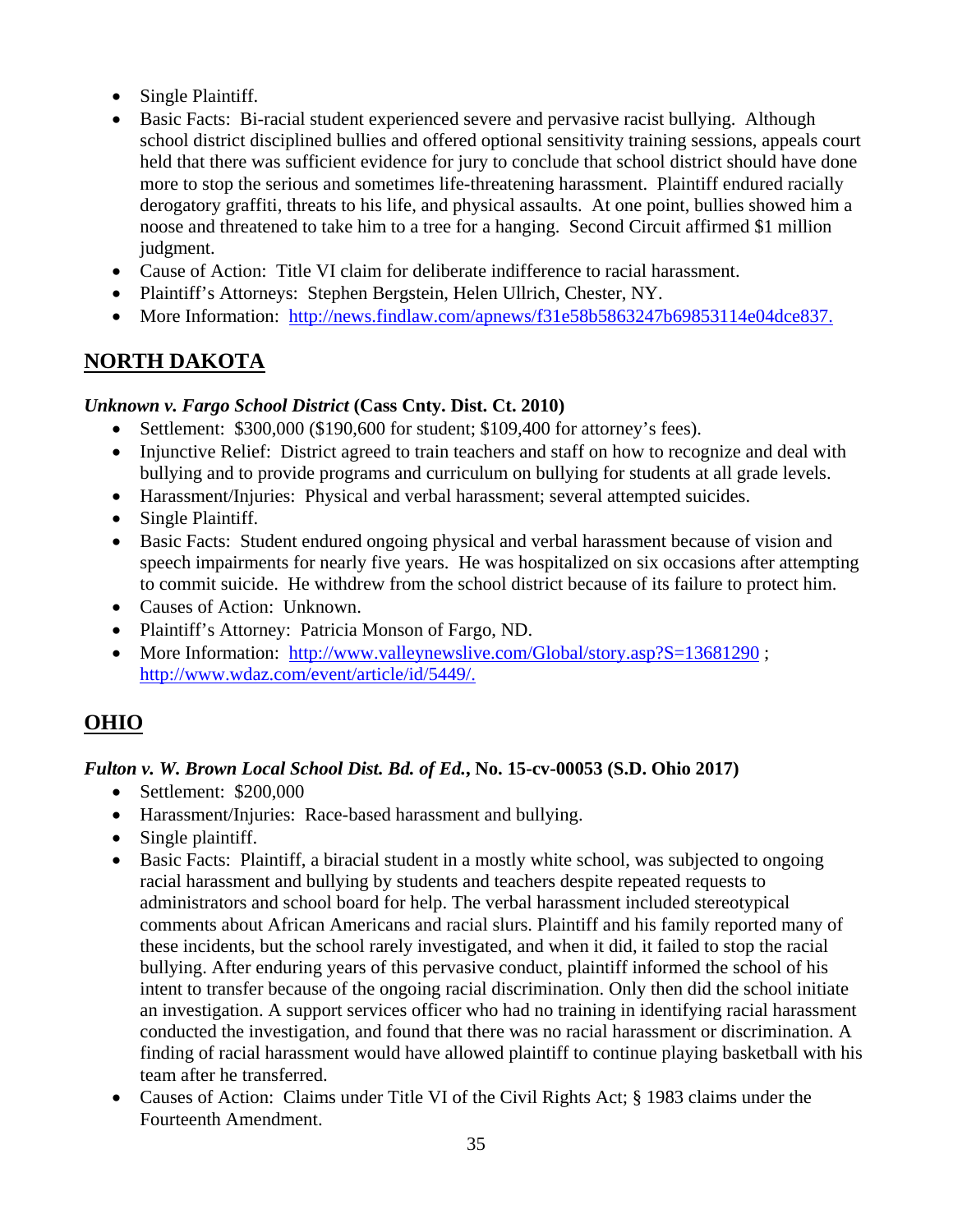- Single Plaintiff.
- Basic Facts: Bi-racial student experienced severe and pervasive racist bullying. Although school district disciplined bullies and offered optional sensitivity training sessions, appeals court held that there was sufficient evidence for jury to conclude that school district should have done more to stop the serious and sometimes life-threatening harassment. Plaintiff endured racially derogatory graffiti, threats to his life, and physical assaults. At one point, bullies showed him a noose and threatened to take him to a tree for a hanging. Second Circuit affirmed $1 million judgment.
- Cause of Action: Title VI claim for deliberate indifference to racial harassment.
- Plaintiff's Attorneys: Stephen Bergstein, Helen Ullrich, Chester, NY.
- More Information: [http://news.findlaw.com/apnews/f31e58b5863247b69853114e04dce837.](http://news.findlaw.com/apnews/f31e58b5863247b69853114e04dce837.)

## NORTH DAKOTA

***Unknown v. Fargo School District*** **(Cass Cnty. Dist. Ct. 2010)**

- Settlement: $300,000 ($190,600 for student; $109,400 for attorney's fees).
- Injunctive Relief: District agreed to train teachers and staff on how to recognize and deal with bullying and to provide programs and curriculum on bullying for students at all grade levels.
- Harassment/Injuries: Physical and verbal harassment; several attempted suicides.
- Single Plaintiff.
- Basic Facts: Student endured ongoing physical and verbal harassment because of vision and speech impairments for nearly five years. He was hospitalized on six occasions after attempting to commit suicide. He withdrew from the school district because of its failure to protect him.
- Causes of Action: Unknown.
- Plaintiff's Attorney: Patricia Monson of Fargo, ND.
- More Information: [http://www.valleynewslive.com/Global/story.asp?S=13681290](http://www.valleynewslive.com/Global/story.asp?S=13681290) ; [http://www.wdaz.com/event/article/id/5449/.](http://www.wdaz.com/event/article/id/5449/.)

## OHIO

***Fulton v. W. Brown Local School Dist. Bd. of Ed.*****, No. 15-cv-00053 (S.D. Ohio 2017)**

- Settlement: $200,000
- Harassment/Injuries: Race-based harassment and bullying.
- Single plaintiff.
- Basic Facts: Plaintiff, a biracial student in a mostly white school, was subjected to ongoing racial harassment and bullying by students and teachers despite repeated requests to administrators and school board for help. The verbal harassment included stereotypical comments about African Americans and racial slurs. Plaintiff and his family reported many of these incidents, but the school rarely investigated, and when it did, it failed to stop the racial bullying. After enduring years of this pervasive conduct, plaintiff informed the school of his intent to transfer because of the ongoing racial discrimination. Only then did the school initiate an investigation. A support services officer who had no training in identifying racial harassment conducted the investigation, and found that there was no racial harassment or discrimination. A finding of racial harassment would have allowed plaintiff to continue playing basketball with his team after he transferred.
- Causes of Action: Claims under Title VI of the Civil Rights Act; § 1983 claims under the Fourteenth Amendment.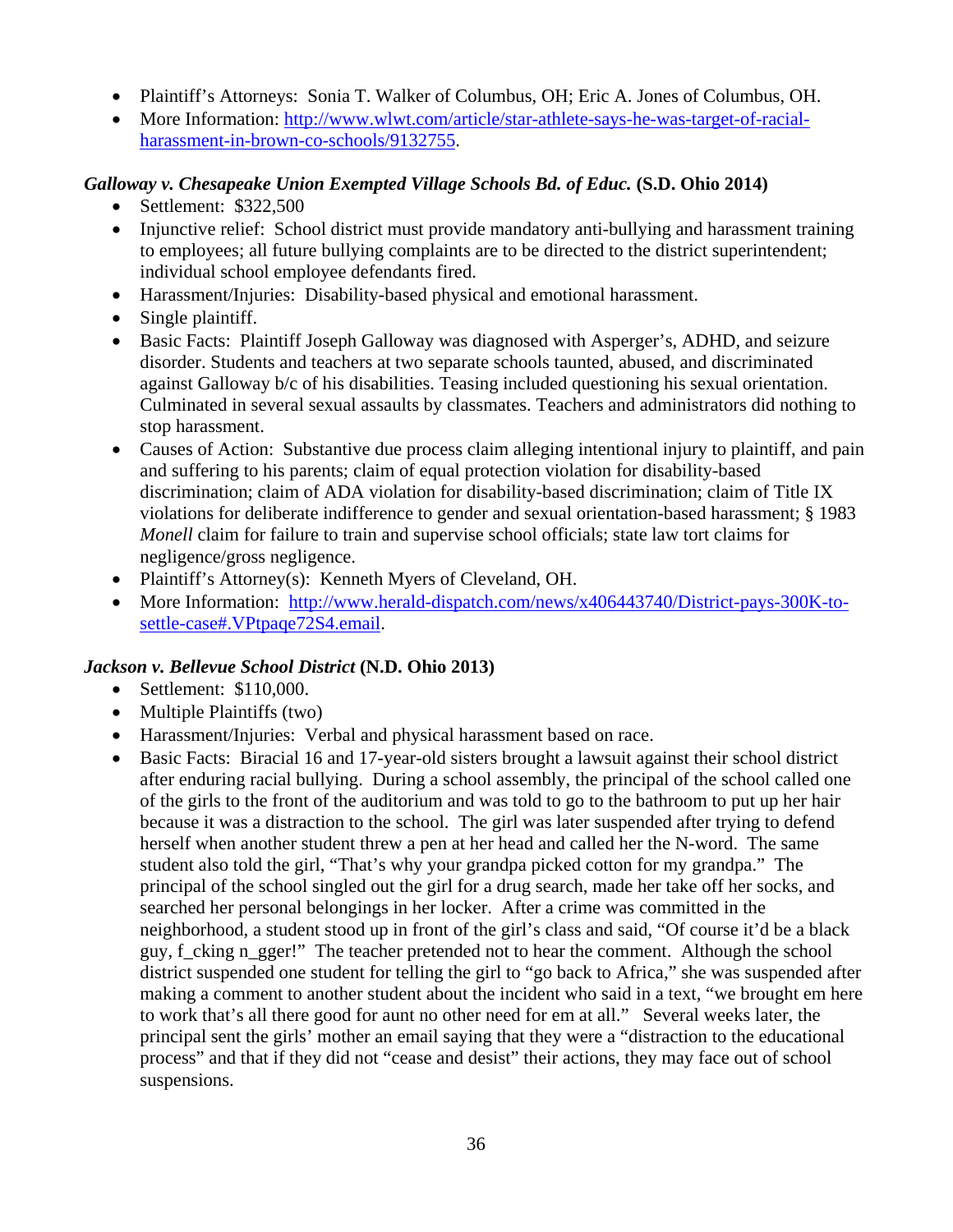- Plaintiff's Attorneys: Sonia T. Walker of Columbus, OH; Eric A. Jones of Columbus, OH.
- More Information: [http://www.wlwt.com/article/star-athlete-says-he-was-target-of-racial-harassment-in-brown-co-schools/9132755](http://www.wlwt.com/article/star-athlete-says-he-was-target-of-racial-harassment-in-brown-co-schools/9132755).

***Galloway v. Chesapeake Union Exempted Village Schools Bd. of Educ.* (S.D. Ohio 2014)**

- Settlement: $322,500
- Injunctive relief: School district must provide mandatory anti-bullying and harassment training to employees; all future bullying complaints are to be directed to the district superintendent; individual school employee defendants fired.
- Harassment/Injuries: Disability-based physical and emotional harassment.
- Single plaintiff.
- Basic Facts: Plaintiff Joseph Galloway was diagnosed with Asperger's, ADHD, and seizure disorder. Students and teachers at two separate schools taunted, abused, and discriminated against Galloway b/c of his disabilities. Teasing included questioning his sexual orientation. Culminated in several sexual assaults by classmates. Teachers and administrators did nothing to stop harassment.
- Causes of Action: Substantive due process claim alleging intentional injury to plaintiff, and pain and suffering to his parents; claim of equal protection violation for disability-based discrimination; claim of ADA violation for disability-based discrimination; claim of Title IX violations for deliberate indifference to gender and sexual orientation-based harassment; § 1983 *Monell* claim for failure to train and supervise school officials; state law tort claims for negligence/gross negligence.
- Plaintiff's Attorney(s): Kenneth Myers of Cleveland, OH.
- More Information: [http://www.herald-dispatch.com/news/x406443740/District-pays-300K-to-settle-case#.VPtpaqe72S4.email](http://www.herald-dispatch.com/news/x406443740/District-pays-300K-to-settle-case#.VPtpaqe72S4.email).

***Jackson v. Bellevue School District* (N.D. Ohio 2013)**

- Settlement: $110,000.
- Multiple Plaintiffs (two)
- Harassment/Injuries: Verbal and physical harassment based on race.
- Basic Facts: Biracial 16 and 17-year-old sisters brought a lawsuit against their school district after enduring racial bullying. During a school assembly, the principal of the school called one of the girls to the front of the auditorium and was told to go to the bathroom to put up her hair because it was a distraction to the school. The girl was later suspended after trying to defend herself when another student threw a pen at her head and called her the N-word. The same student also told the girl, "That's why your grandpa picked cotton for my grandpa." The principal of the school singled out the girl for a drug search, made her take off her socks, and searched her personal belongings in her locker. After a crime was committed in the neighborhood, a student stood up in front of the girl's class and said, "Of course it'd be a black guy, f_cking n_gger!" The teacher pretended not to hear the comment. Although the school district suspended one student for telling the girl to "go back to Africa," she was suspended after making a comment to another student about the incident who said in a text, "we brought em here to work that's all there good for aunt no other need for em at all." Several weeks later, the principal sent the girls' mother an email saying that they were a "distraction to the educational process" and that if they did not "cease and desist" their actions, they may face out of school suspensions.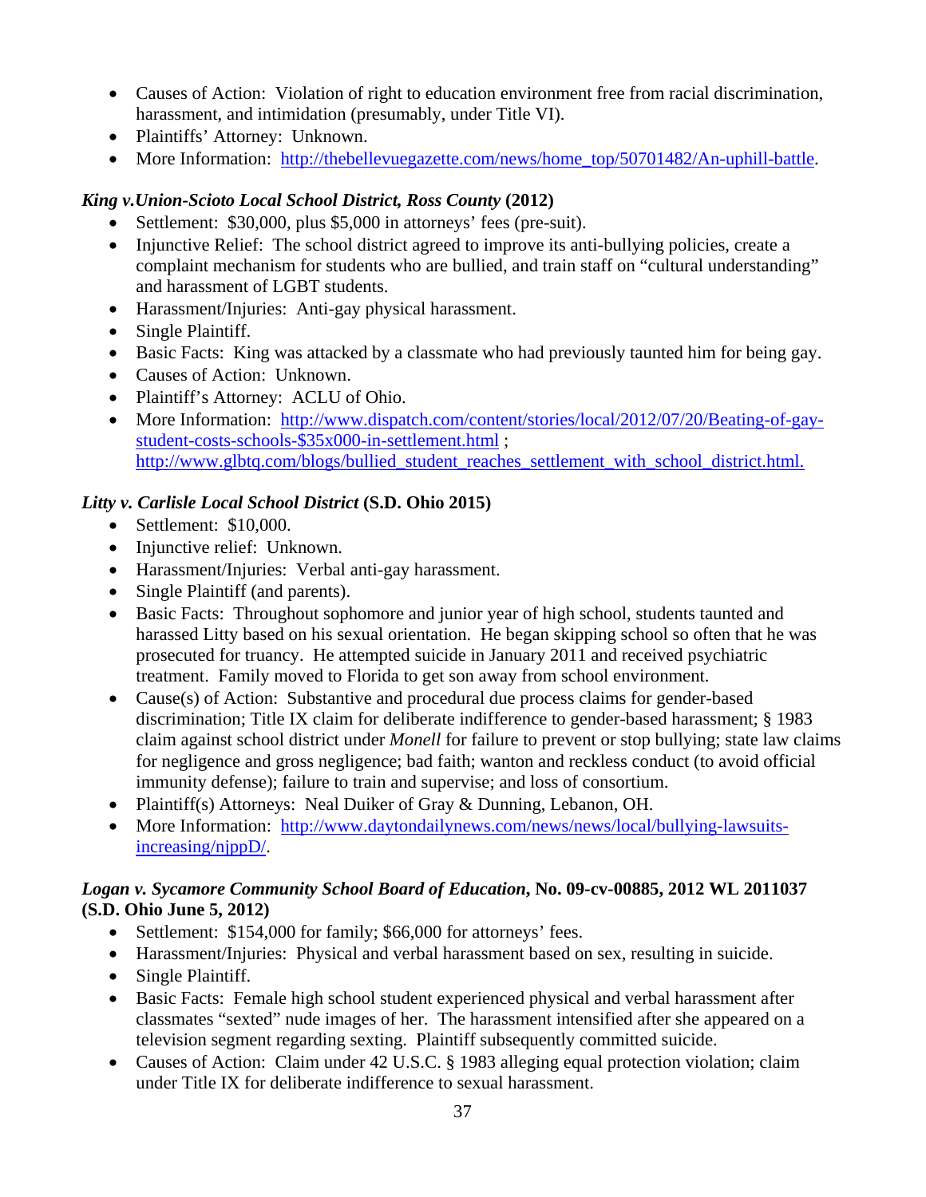- Causes of Action: Violation of right to education environment free from racial discrimination, harassment, and intimidation (presumably, under Title VI).
- Plaintiffs' Attorney: Unknown.
- More Information: http://thebellevuegazette.com/news/home_top/50701482/An-uphill-battle.

***King v.Union-Scioto Local School District, Ross County* (2012)**

- Settlement: $30,000, plus $5,000 in attorneys' fees (pre-suit).
- Injunctive Relief: The school district agreed to improve its anti-bullying policies, create a complaint mechanism for students who are bullied, and train staff on "cultural understanding" and harassment of LGBT students.
- Harassment/Injuries: Anti-gay physical harassment.
- Single Plaintiff.
- Basic Facts: King was attacked by a classmate who had previously taunted him for being gay.
- Causes of Action: Unknown.
- Plaintiff's Attorney: ACLU of Ohio.
- More Information: http://www.dispatch.com/content/stories/local/2012/07/20/Beating-of-gay-student-costs-schools-$35x000-in-settlement.html ; http://www.glbtq.com/blogs/bullied_student_reaches_settlement_with_school_district.html.

***Litty v. Carlisle Local School District* (S.D. Ohio 2015)**

- Settlement: $10,000.
- Injunctive relief: Unknown.
- Harassment/Injuries: Verbal anti-gay harassment.
- Single Plaintiff (and parents).
- Basic Facts: Throughout sophomore and junior year of high school, students taunted and harassed Litty based on his sexual orientation. He began skipping school so often that he was prosecuted for truancy. He attempted suicide in January 2011 and received psychiatric treatment. Family moved to Florida to get son away from school environment.
- Cause(s) of Action: Substantive and procedural due process claims for gender-based discrimination; Title IX claim for deliberate indifference to gender-based harassment; § 1983 claim against school district under *Monell* for failure to prevent or stop bullying; state law claims for negligence and gross negligence; bad faith; wanton and reckless conduct (to avoid official immunity defense); failure to train and supervise; and loss of consortium.
- Plaintiff(s) Attorneys: Neal Duiker of Gray & Dunning, Lebanon, OH.
- More Information: http://www.daytondailynews.com/news/news/local/bullying-lawsuits-increasing/njppD/.

***Logan v. Sycamore Community School Board of Education*, No. 09-cv-00885, 2012 WL 2011037 (S.D. Ohio June 5, 2012)**

- Settlement: $154,000 for family; $66,000 for attorneys' fees.
- Harassment/Injuries: Physical and verbal harassment based on sex, resulting in suicide.
- Single Plaintiff.
- Basic Facts: Female high school student experienced physical and verbal harassment after classmates "sexted" nude images of her. The harassment intensified after she appeared on a television segment regarding sexting. Plaintiff subsequently committed suicide.
- Causes of Action: Claim under 42 U.S.C. § 1983 alleging equal protection violation; claim under Title IX for deliberate indifference to sexual harassment.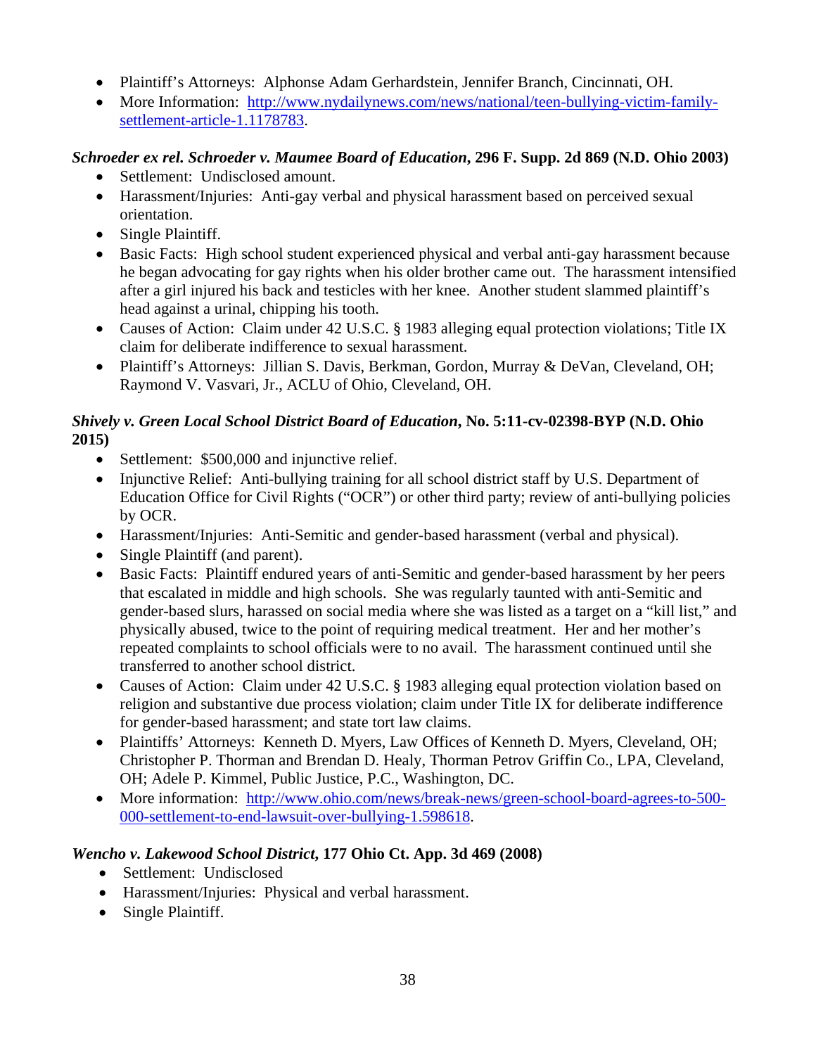- Plaintiff's Attorneys: Alphonse Adam Gerhardstein, Jennifer Branch, Cincinnati, OH.
- More Information: [http://www.nydailynews.com/news/national/teen-bullying-victim-family-settlement-article-1.1178783](http://www.nydailynews.com/news/national/teen-bullying-victim-family-settlement-article-1.1178783).

***Schroeder ex rel. Schroeder v. Maumee Board of Education*, 296 F. Supp. 2d 869 (N.D. Ohio 2003)**

- Settlement: Undisclosed amount.
- Harassment/Injuries: Anti-gay verbal and physical harassment based on perceived sexual orientation.
- Single Plaintiff.
- Basic Facts: High school student experienced physical and verbal anti-gay harassment because he began advocating for gay rights when his older brother came out. The harassment intensified after a girl injured his back and testicles with her knee. Another student slammed plaintiff's head against a urinal, chipping his tooth.
- Causes of Action: Claim under 42 U.S.C. § 1983 alleging equal protection violations; Title IX claim for deliberate indifference to sexual harassment.
- Plaintiff's Attorneys: Jillian S. Davis, Berkman, Gordon, Murray & DeVan, Cleveland, OH; Raymond V. Vasvari, Jr., ACLU of Ohio, Cleveland, OH.

***Shively v. Green Local School District Board of Education*, No. 5:11-cv-02398-BYP (N.D. Ohio 2015)**

- Settlement: $500,000 and injunctive relief.
- Injunctive Relief: Anti-bullying training for all school district staff by U.S. Department of Education Office for Civil Rights ("OCR") or other third party; review of anti-bullying policies by OCR.
- Harassment/Injuries: Anti-Semitic and gender-based harassment (verbal and physical).
- Single Plaintiff (and parent).
- Basic Facts: Plaintiff endured years of anti-Semitic and gender-based harassment by her peers that escalated in middle and high schools. She was regularly taunted with anti-Semitic and gender-based slurs, harassed on social media where she was listed as a target on a "kill list," and physically abused, twice to the point of requiring medical treatment. Her and her mother's repeated complaints to school officials were to no avail. The harassment continued until she transferred to another school district.
- Causes of Action: Claim under 42 U.S.C. § 1983 alleging equal protection violation based on religion and substantive due process violation; claim under Title IX for deliberate indifference for gender-based harassment; and state tort law claims.
- Plaintiffs' Attorneys: Kenneth D. Myers, Law Offices of Kenneth D. Myers, Cleveland, OH; Christopher P. Thorman and Brendan D. Healy, Thorman Petrov Griffin Co., LPA, Cleveland, OH; Adele P. Kimmel, Public Justice, P.C., Washington, DC.
- More information: [http://www.ohio.com/news/break-news/green-school-board-agrees-to-500-000-settlement-to-end-lawsuit-over-bullying-1.598618](http://www.ohio.com/news/break-news/green-school-board-agrees-to-500-000-settlement-to-end-lawsuit-over-bullying-1.598618).

***Wencho v. Lakewood School District*, 177 Ohio Ct. App. 3d 469 (2008)**

- Settlement: Undisclosed
- Harassment/Injuries: Physical and verbal harassment.
- Single Plaintiff.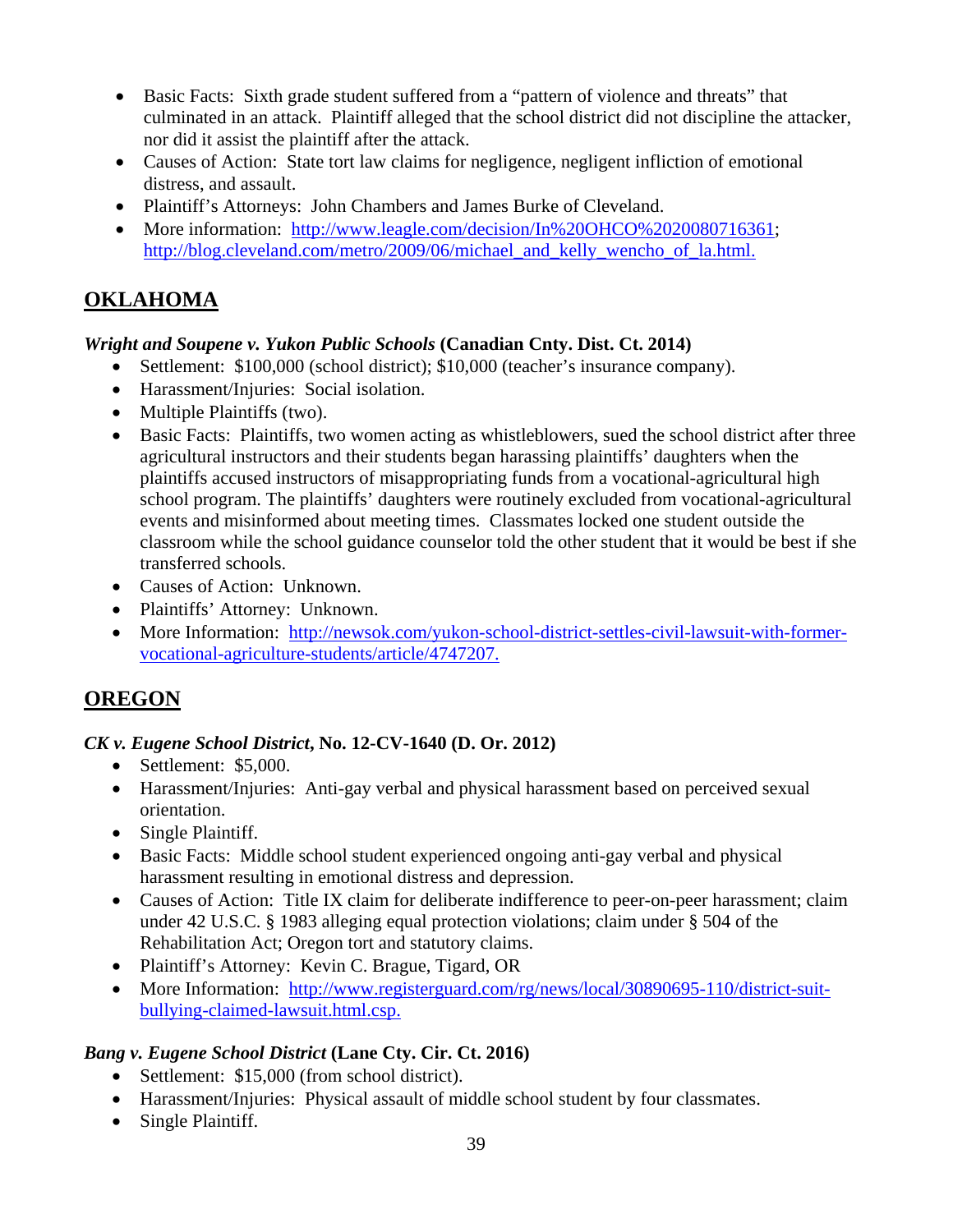- Basic Facts: Sixth grade student suffered from a "pattern of violence and threats" that culminated in an attack. Plaintiff alleged that the school district did not discipline the attacker, nor did it assist the plaintiff after the attack.
- Causes of Action: State tort law claims for negligence, negligent infliction of emotional distress, and assault.
- Plaintiff's Attorneys: John Chambers and James Burke of Cleveland.
- More information: http://www.leagle.com/decision/In%20OHCO%2020080716361; http://blog.cleveland.com/metro/2009/06/michael_and_kelly_wencho_of_la.html.

## OKLAHOMA

***Wright and Soupene v. Yukon Public Schools* (Canadian Cnty. Dist. Ct. 2014)**

- Settlement: $100,000 (school district); $10,000 (teacher's insurance company).
- Harassment/Injuries: Social isolation.
- Multiple Plaintiffs (two).
- Basic Facts: Plaintiffs, two women acting as whistleblowers, sued the school district after three agricultural instructors and their students began harassing plaintiffs' daughters when the plaintiffs accused instructors of misappropriating funds from a vocational-agricultural high school program. The plaintiffs' daughters were routinely excluded from vocational-agricultural events and misinformed about meeting times. Classmates locked one student outside the classroom while the school guidance counselor told the other student that it would be best if she transferred schools.
- Causes of Action: Unknown.
- Plaintiffs' Attorney: Unknown.
- More Information: http://newsok.com/yukon-school-district-settles-civil-lawsuit-with-former-vocational-agriculture-students/article/4747207.

## OREGON

***CK v. Eugene School District*, No. 12-CV-1640 (D. Or. 2012)**

- Settlement: $5,000.
- Harassment/Injuries: Anti-gay verbal and physical harassment based on perceived sexual orientation.
- Single Plaintiff.
- Basic Facts: Middle school student experienced ongoing anti-gay verbal and physical harassment resulting in emotional distress and depression.
- Causes of Action: Title IX claim for deliberate indifference to peer-on-peer harassment; claim under 42 U.S.C. § 1983 alleging equal protection violations; claim under § 504 of the Rehabilitation Act; Oregon tort and statutory claims.
- Plaintiff's Attorney: Kevin C. Brague, Tigard, OR
- More Information: http://www.registerguard.com/rg/news/local/30890695-110/district-suit-bullying-claimed-lawsuit.html.csp.

***Bang v. Eugene School District* (Lane Cty. Cir. Ct. 2016)**

- Settlement: $15,000 (from school district).
- Harassment/Injuries: Physical assault of middle school student by four classmates.
- Single Plaintiff.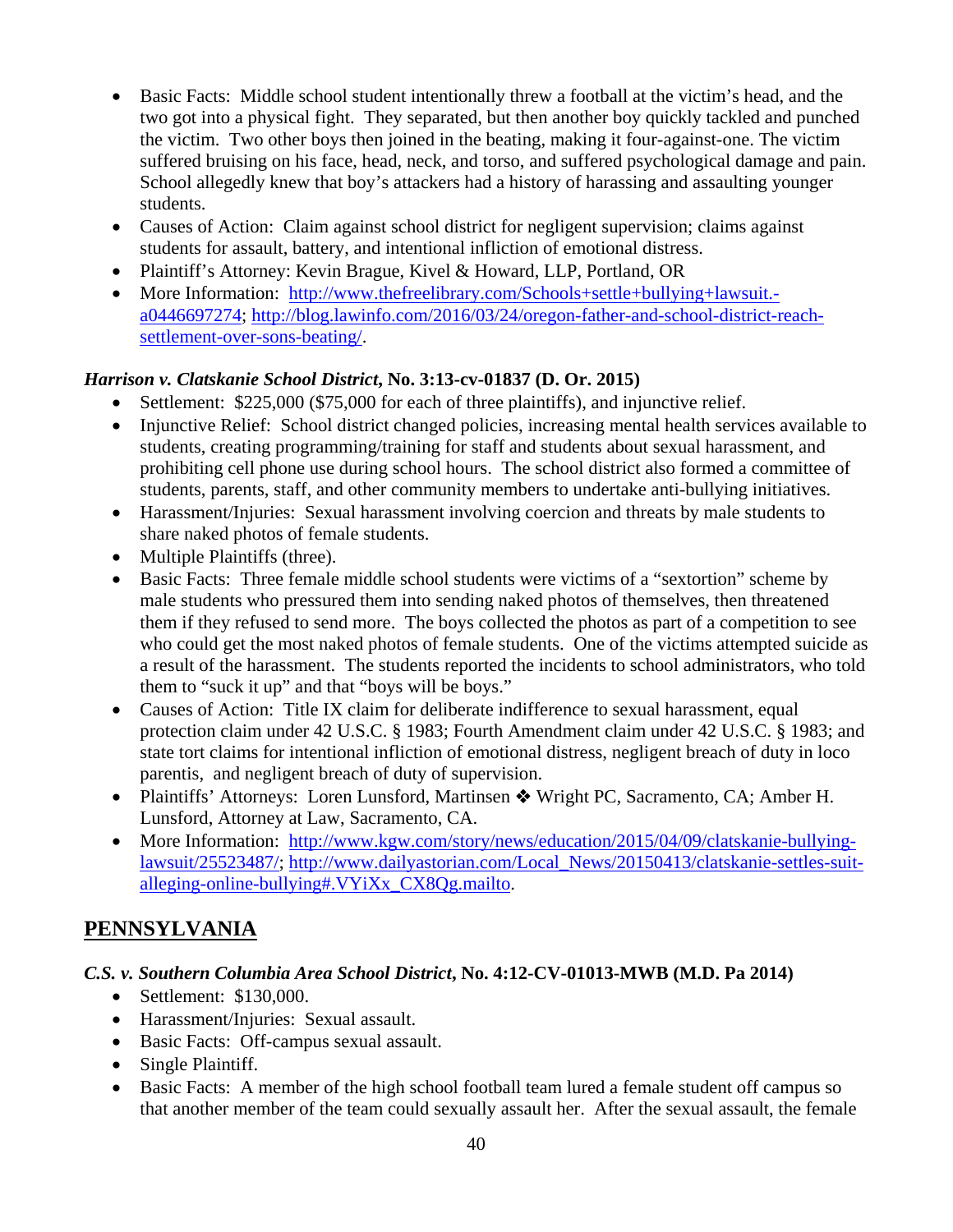- Basic Facts: Middle school student intentionally threw a football at the victim's head, and the two got into a physical fight. They separated, but then another boy quickly tackled and punched the victim. Two other boys then joined in the beating, making it four-against-one. The victim suffered bruising on his face, head, neck, and torso, and suffered psychological damage and pain. School allegedly knew that boy's attackers had a history of harassing and assaulting younger students.
- Causes of Action: Claim against school district for negligent supervision; claims against students for assault, battery, and intentional infliction of emotional distress.
- Plaintiff's Attorney: Kevin Brague, Kivel & Howard, LLP, Portland, OR
- More Information: [http://www.thefreelibrary.com/Schools+settle+bullying+lawsuit.-a0446697274](http://www.thefreelibrary.com/Schools+settle+bullying+lawsuit.-a0446697274); [http://blog.lawinfo.com/2016/03/24/oregon-father-and-school-district-reach-settlement-over-sons-beating/](http://blog.lawinfo.com/2016/03/24/oregon-father-and-school-district-reach-settlement-over-sons-beating/).

### *Harrison v. Clatskanie School District*, No. 3:13-cv-01837 (D. Or. 2015)

- Settlement: $225,000 ($75,000 for each of three plaintiffs), and injunctive relief.
- Injunctive Relief: School district changed policies, increasing mental health services available to students, creating programming/training for staff and students about sexual harassment, and prohibiting cell phone use during school hours. The school district also formed a committee of students, parents, staff, and other community members to undertake anti-bullying initiatives.
- Harassment/Injuries: Sexual harassment involving coercion and threats by male students to share naked photos of female students.
- Multiple Plaintiffs (three).
- Basic Facts: Three female middle school students were victims of a "sextortion" scheme by male students who pressured them into sending naked photos of themselves, then threatened them if they refused to send more. The boys collected the photos as part of a competition to see who could get the most naked photos of female students. One of the victims attempted suicide as a result of the harassment. The students reported the incidents to school administrators, who told them to "suck it up" and that "boys will be boys."
- Causes of Action: Title IX claim for deliberate indifference to sexual harassment, equal protection claim under 42 U.S.C. § 1983; Fourth Amendment claim under 42 U.S.C. § 1983; and state tort claims for intentional infliction of emotional distress, negligent breach of duty in loco parentis, and negligent breach of duty of supervision.
- Plaintiffs' Attorneys: Loren Lunsford, Martinsen ❖ Wright PC, Sacramento, CA; Amber H. Lunsford, Attorney at Law, Sacramento, CA.
- More Information: [http://www.kgw.com/story/news/education/2015/04/09/clatskanie-bullying-lawsuit/25523487/](http://www.kgw.com/story/news/education/2015/04/09/clatskanie-bullying-lawsuit/25523487/); [http://www.dailyastorian.com/Local_News/20150413/clatskanie-settles-suit-alleging-online-bullying#.VYiXx_CX8Qg.mailto](http://www.dailyastorian.com/Local_News/20150413/clatskanie-settles-suit-alleging-online-bullying#.VYiXx_CX8Qg.mailto).

## PENNSYLVANIA

### *C.S. v. Southern Columbia Area School District*, No. 4:12-CV-01013-MWB (M.D. Pa 2014)

- Settlement: $130,000.
- Harassment/Injuries: Sexual assault.
- Basic Facts: Off-campus sexual assault.
- Single Plaintiff.
- Basic Facts: A member of the high school football team lured a female student off campus so that another member of the team could sexually assault her. After the sexual assault, the female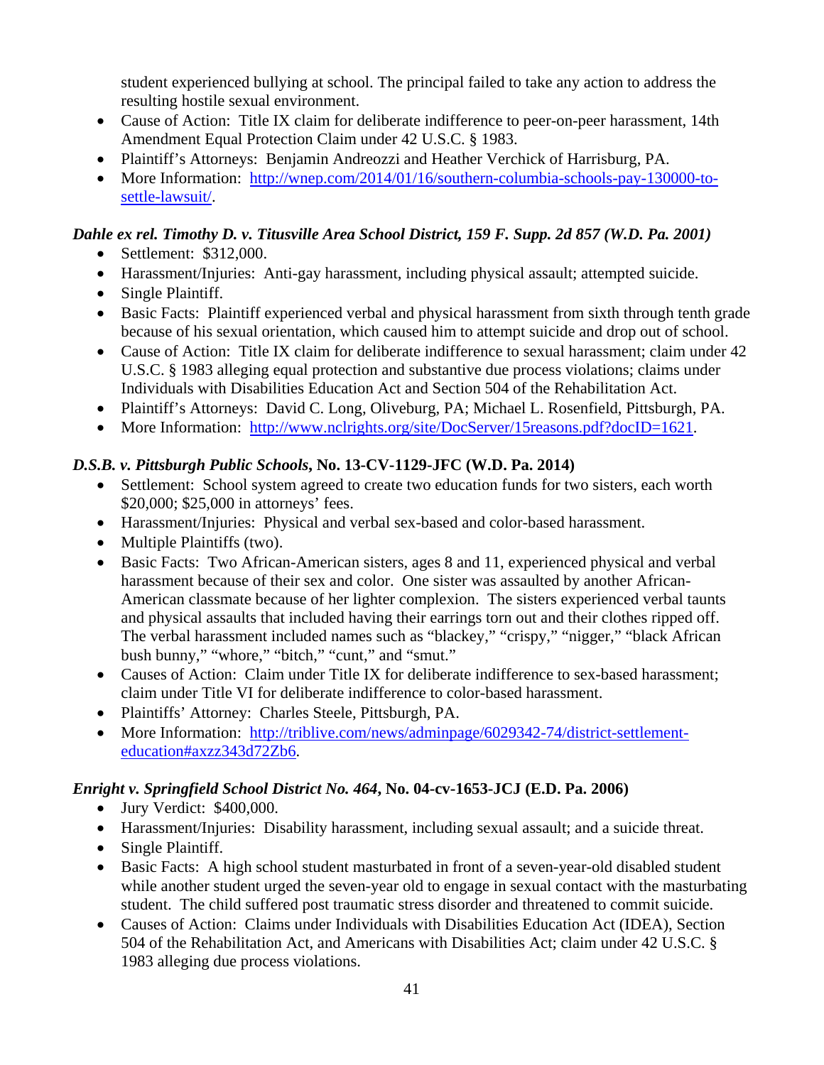student experienced bullying at school. The principal failed to take any action to address the resulting hostile sexual environment.

- Cause of Action: Title IX claim for deliberate indifference to peer-on-peer harassment, 14th Amendment Equal Protection Claim under 42 U.S.C. § 1983.
- Plaintiff's Attorneys: Benjamin Andreozzi and Heather Verchick of Harrisburg, PA.
- More Information: [http://wnep.com/2014/01/16/southern-columbia-schools-pay-130000-to-settle-lawsuit/](http://wnep.com/2014/01/16/southern-columbia-schools-pay-130000-to-settle-lawsuit/).

***Dahle ex rel. Timothy D. v. Titusville Area School District, 159 F. Supp. 2d 857 (W.D. Pa. 2001)***

- Settlement: $312,000.
- Harassment/Injuries: Anti-gay harassment, including physical assault; attempted suicide.
- Single Plaintiff.
- Basic Facts: Plaintiff experienced verbal and physical harassment from sixth through tenth grade because of his sexual orientation, which caused him to attempt suicide and drop out of school.
- Cause of Action: Title IX claim for deliberate indifference to sexual harassment; claim under 42 U.S.C. § 1983 alleging equal protection and substantive due process violations; claims under Individuals with Disabilities Education Act and Section 504 of the Rehabilitation Act.
- Plaintiff's Attorneys: David C. Long, Oliveburg, PA; Michael L. Rosenfield, Pittsburgh, PA.
- More Information: [http://www.nclrights.org/site/DocServer/15reasons.pdf?docID=1621](http://www.nclrights.org/site/DocServer/15reasons.pdf?docID=1621).

***D.S.B. v. Pittsburgh Public Schools*, No. 13-CV-1129-JFC (W.D. Pa. 2014)**

- Settlement: School system agreed to create two education funds for two sisters, each worth $20,000; $25,000 in attorneys' fees.
- Harassment/Injuries: Physical and verbal sex-based and color-based harassment.
- Multiple Plaintiffs (two).
- Basic Facts: Two African-American sisters, ages 8 and 11, experienced physical and verbal harassment because of their sex and color. One sister was assaulted by another African-American classmate because of her lighter complexion. The sisters experienced verbal taunts and physical assaults that included having their earrings torn out and their clothes ripped off. The verbal harassment included names such as "blackey," "crispy," "nigger," "black African bush bunny," "whore," "bitch," "cunt," and "smut."
- Causes of Action: Claim under Title IX for deliberate indifference to sex-based harassment; claim under Title VI for deliberate indifference to color-based harassment.
- Plaintiffs' Attorney: Charles Steele, Pittsburgh, PA.
- More Information: [http://triblive.com/news/adminpage/6029342-74/district-settlement-education#axzz343d72Zb6](http://triblive.com/news/adminpage/6029342-74/district-settlement-education#axzz343d72Zb6).

***Enright v. Springfield School District No. 464*, No. 04-cv-1653-JCJ (E.D. Pa. 2006)**

- Jury Verdict: $400,000.
- Harassment/Injuries: Disability harassment, including sexual assault; and a suicide threat.
- Single Plaintiff.
- Basic Facts: A high school student masturbated in front of a seven-year-old disabled student while another student urged the seven-year old to engage in sexual contact with the masturbating student. The child suffered post traumatic stress disorder and threatened to commit suicide.
- Causes of Action: Claims under Individuals with Disabilities Education Act (IDEA), Section 504 of the Rehabilitation Act, and Americans with Disabilities Act; claim under 42 U.S.C. § 1983 alleging due process violations.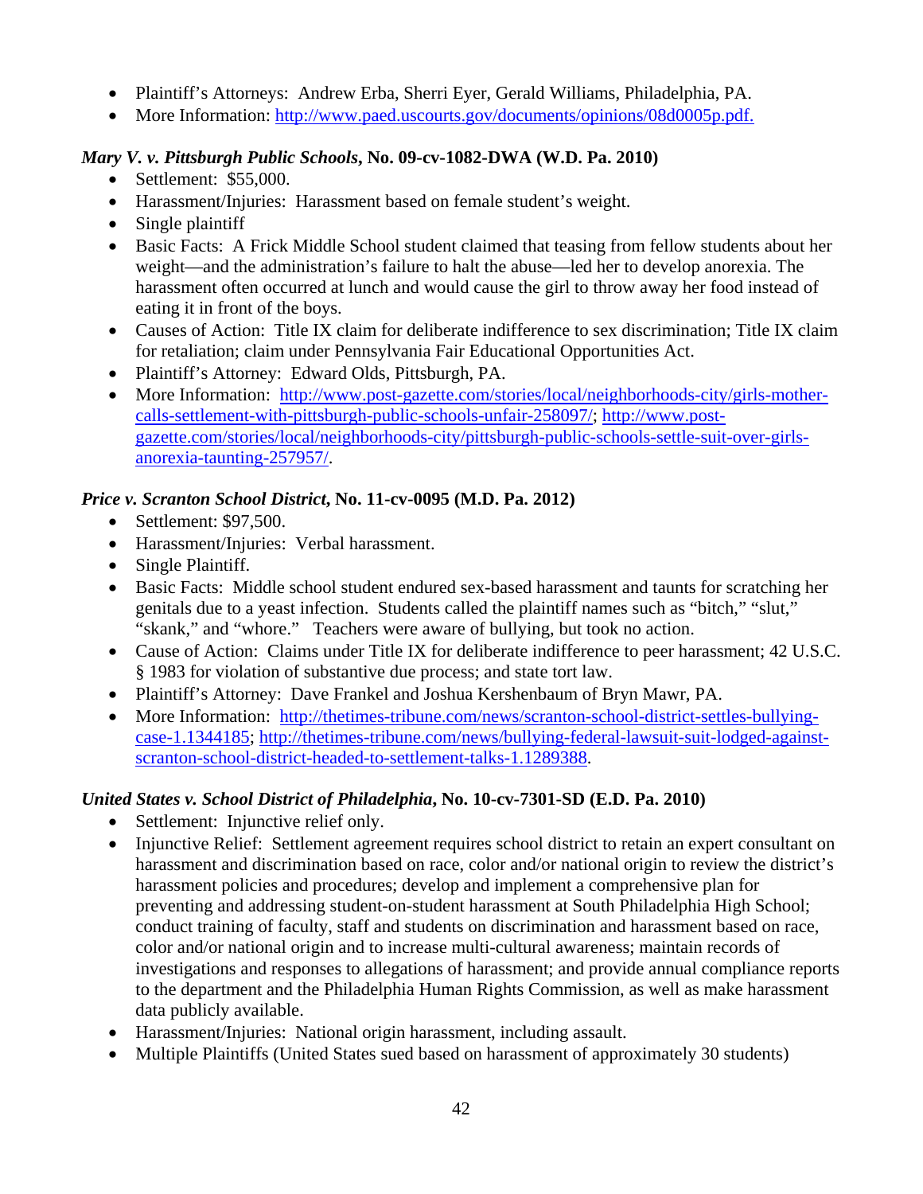- Plaintiff's Attorneys: Andrew Erba, Sherri Eyer, Gerald Williams, Philadelphia, PA.
- More Information: http://www.paed.uscourts.gov/documents/opinions/08d0005p.pdf.

***Mary V. v. Pittsburgh Public Schools*, No. 09-cv-1082-DWA (W.D. Pa. 2010)**

- Settlement: $55,000.
- Harassment/Injuries: Harassment based on female student's weight.
- Single plaintiff
- Basic Facts: A Frick Middle School student claimed that teasing from fellow students about her weight—and the administration's failure to halt the abuse—led her to develop anorexia. The harassment often occurred at lunch and would cause the girl to throw away her food instead of eating it in front of the boys.
- Causes of Action: Title IX claim for deliberate indifference to sex discrimination; Title IX claim for retaliation; claim under Pennsylvania Fair Educational Opportunities Act.
- Plaintiff's Attorney: Edward Olds, Pittsburgh, PA.
- More Information: http://www.post-gazette.com/stories/local/neighborhoods-city/girls-mother-calls-settlement-with-pittsburgh-public-schools-unfair-258097/; http://www.post-gazette.com/stories/local/neighborhoods-city/pittsburgh-public-schools-settle-suit-over-girls-anorexia-taunting-257957/.

***Price v. Scranton School District*, No. 11-cv-0095 (M.D. Pa. 2012)**

- Settlement: $97,500.
- Harassment/Injuries: Verbal harassment.
- Single Plaintiff.
- Basic Facts: Middle school student endured sex-based harassment and taunts for scratching her genitals due to a yeast infection. Students called the plaintiff names such as "bitch," "slut," "skank," and "whore." Teachers were aware of bullying, but took no action.
- Cause of Action: Claims under Title IX for deliberate indifference to peer harassment; 42 U.S.C. § 1983 for violation of substantive due process; and state tort law.
- Plaintiff's Attorney: Dave Frankel and Joshua Kershenbaum of Bryn Mawr, PA.
- More Information: http://thetimes-tribune.com/news/scranton-school-district-settles-bullying-case-1.1344185; http://thetimes-tribune.com/news/bullying-federal-lawsuit-suit-lodged-against-scranton-school-district-headed-to-settlement-talks-1.1289388.

***United States v. School District of Philadelphia*, No. 10-cv-7301-SD (E.D. Pa. 2010)**

- Settlement: Injunctive relief only.
- Injunctive Relief: Settlement agreement requires school district to retain an expert consultant on harassment and discrimination based on race, color and/or national origin to review the district's harassment policies and procedures; develop and implement a comprehensive plan for preventing and addressing student-on-student harassment at South Philadelphia High School; conduct training of faculty, staff and students on discrimination and harassment based on race, color and/or national origin and to increase multi-cultural awareness; maintain records of investigations and responses to allegations of harassment; and provide annual compliance reports to the department and the Philadelphia Human Rights Commission, as well as make harassment data publicly available.
- Harassment/Injuries: National origin harassment, including assault.
- Multiple Plaintiffs (United States sued based on harassment of approximately 30 students)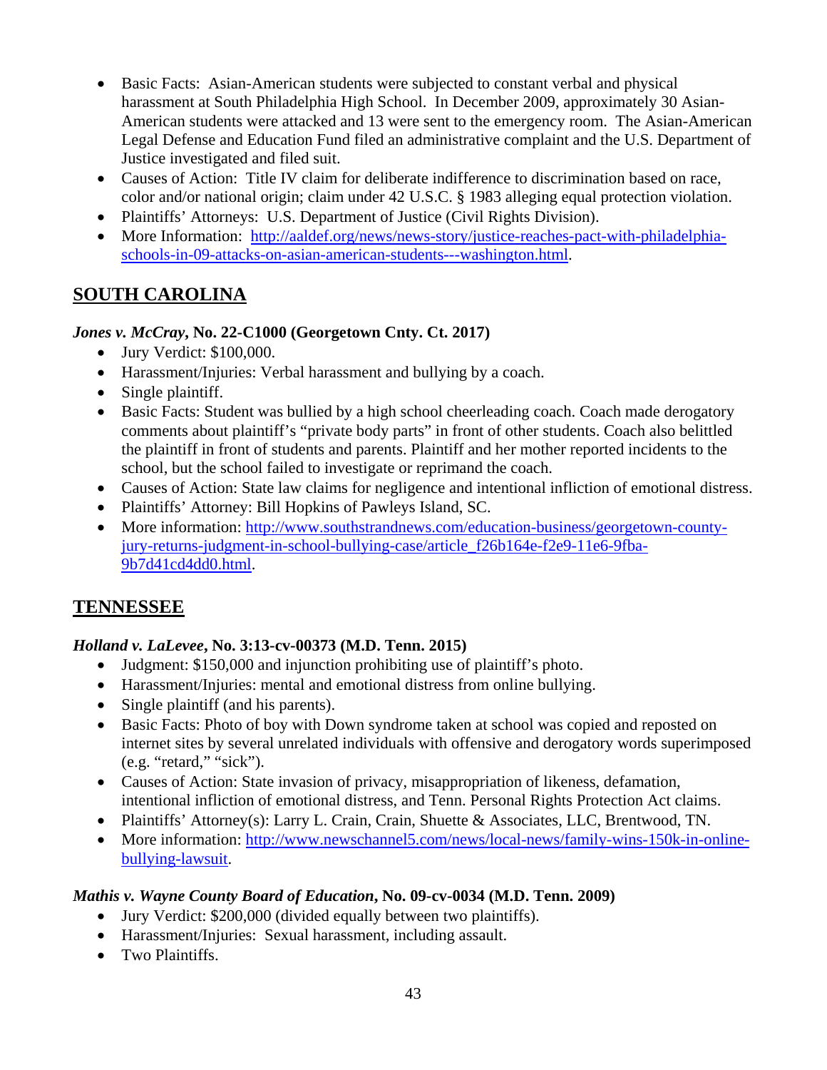- Basic Facts: Asian-American students were subjected to constant verbal and physical harassment at South Philadelphia High School. In December 2009, approximately 30 Asian-American students were attacked and 13 were sent to the emergency room. The Asian-American Legal Defense and Education Fund filed an administrative complaint and the U.S. Department of Justice investigated and filed suit.
- Causes of Action: Title IV claim for deliberate indifference to discrimination based on race, color and/or national origin; claim under 42 U.S.C. § 1983 alleging equal protection violation.
- Plaintiffs' Attorneys: U.S. Department of Justice (Civil Rights Division).
- More Information: [http://aaldef.org/news/news-story/justice-reaches-pact-with-philadelphia-schools-in-09-attacks-on-asian-american-students---washington.html](http://aaldef.org/news/news-story/justice-reaches-pact-with-philadelphia-schools-in-09-attacks-on-asian-american-students---washington.html).

## SOUTH CAROLINA

### *Jones v. McCray*, No. 22-C1000 (Georgetown Cnty. Ct. 2017)

- Jury Verdict: $100,000.
- Harassment/Injuries: Verbal harassment and bullying by a coach.
- Single plaintiff.
- Basic Facts: Student was bullied by a high school cheerleading coach. Coach made derogatory comments about plaintiff's "private body parts" in front of other students. Coach also belittled the plaintiff in front of students and parents. Plaintiff and her mother reported incidents to the school, but the school failed to investigate or reprimand the coach.
- Causes of Action: State law claims for negligence and intentional infliction of emotional distress.
- Plaintiffs' Attorney: Bill Hopkins of Pawleys Island, SC.
- More information: [http://www.southstrandnews.com/education-business/georgetown-county-jury-returns-judgment-in-school-bullying-case/article_f26b164e-f2e9-11e6-9fba-9b7d41cd4dd0.html](http://www.southstrandnews.com/education-business/georgetown-county-jury-returns-judgment-in-school-bullying-case/article_f26b164e-f2e9-11e6-9fba-9b7d41cd4dd0.html).

## TENNESSEE

### *Holland v. LaLevee*, No. 3:13-cv-00373 (M.D. Tenn. 2015)

- Judgment: $150,000 and injunction prohibiting use of plaintiff's photo.
- Harassment/Injuries: mental and emotional distress from online bullying.
- Single plaintiff (and his parents).
- Basic Facts: Photo of boy with Down syndrome taken at school was copied and reposted on internet sites by several unrelated individuals with offensive and derogatory words superimposed (e.g. "retard," "sick").
- Causes of Action: State invasion of privacy, misappropriation of likeness, defamation, intentional infliction of emotional distress, and Tenn. Personal Rights Protection Act claims.
- Plaintiffs' Attorney(s): Larry L. Crain, Crain, Shuette & Associates, LLC, Brentwood, TN.
- More information: [http://www.newschannel5.com/news/local-news/family-wins-150k-in-online-bullying-lawsuit](http://www.newschannel5.com/news/local-news/family-wins-150k-in-online-bullying-lawsuit).

### *Mathis v. Wayne County Board of Education*, No. 09-cv-0034 (M.D. Tenn. 2009)

- Jury Verdict: $200,000 (divided equally between two plaintiffs).
- Harassment/Injuries: Sexual harassment, including assault.
- Two Plaintiffs.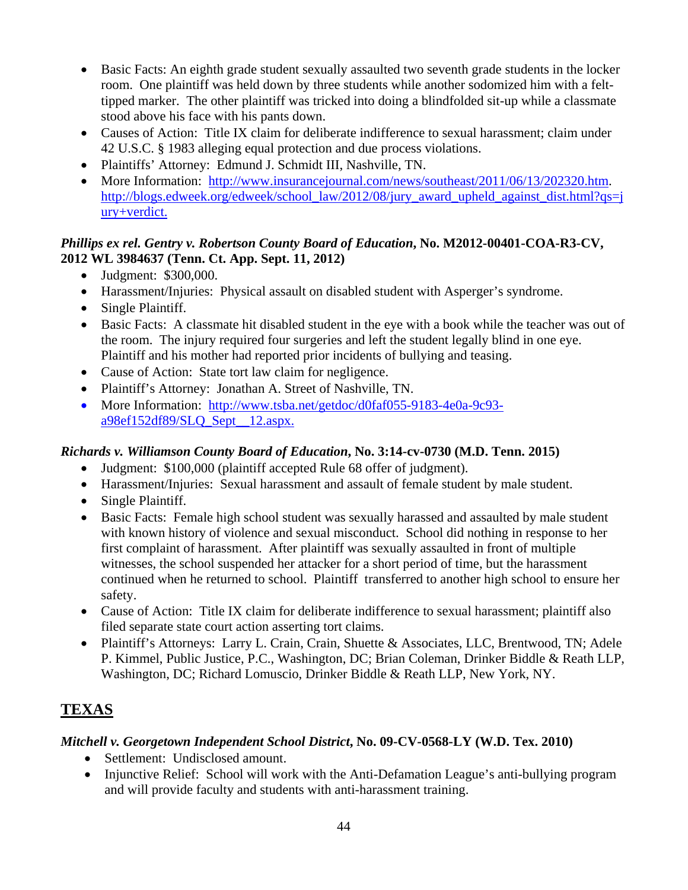- Basic Facts: An eighth grade student sexually assaulted two seventh grade students in the locker room. One plaintiff was held down by three students while another sodomized him with a felt-tipped marker. The other plaintiff was tricked into doing a blindfolded sit-up while a classmate stood above his face with his pants down.
- Causes of Action: Title IX claim for deliberate indifference to sexual harassment; claim under 42 U.S.C. § 1983 alleging equal protection and due process violations.
- Plaintiffs' Attorney: Edmund J. Schmidt III, Nashville, TN.
- More Information: http://www.insurancejournal.com/news/southeast/2011/06/13/202320.htm. http://blogs.edweek.org/edweek/school_law/2012/08/jury_award_upheld_against_dist.html?qs=jury+verdict.

***Phillips ex rel. Gentry v. Robertson County Board of Education*, No. M2012-00401-COA-R3-CV, 2012 WL 3984637 (Tenn. Ct. App. Sept. 11, 2012)**

- Judgment: $300,000.
- Harassment/Injuries: Physical assault on disabled student with Asperger's syndrome.
- Single Plaintiff.
- Basic Facts: A classmate hit disabled student in the eye with a book while the teacher was out of the room. The injury required four surgeries and left the student legally blind in one eye. Plaintiff and his mother had reported prior incidents of bullying and teasing.
- Cause of Action: State tort law claim for negligence.
- Plaintiff's Attorney: Jonathan A. Street of Nashville, TN.
- More Information: http://www.tsba.net/getdoc/d0faf055-9183-4e0a-9c93-a98ef152df89/SLQ_Sept__12.aspx.

***Richards v. Williamson County Board of Education*, No. 3:14-cv-0730 (M.D. Tenn. 2015)**

- Judgment: $100,000 (plaintiff accepted Rule 68 offer of judgment).
- Harassment/Injuries: Sexual harassment and assault of female student by male student.
- Single Plaintiff.
- Basic Facts: Female high school student was sexually harassed and assaulted by male student with known history of violence and sexual misconduct. School did nothing in response to her first complaint of harassment. After plaintiff was sexually assaulted in front of multiple witnesses, the school suspended her attacker for a short period of time, but the harassment continued when he returned to school. Plaintiff transferred to another high school to ensure her safety.
- Cause of Action: Title IX claim for deliberate indifference to sexual harassment; plaintiff also filed separate state court action asserting tort claims.
- Plaintiff's Attorneys: Larry L. Crain, Crain, Shuette & Associates, LLC, Brentwood, TN; Adele P. Kimmel, Public Justice, P.C., Washington, DC; Brian Coleman, Drinker Biddle & Reath LLP, Washington, DC; Richard Lomuscio, Drinker Biddle & Reath LLP, New York, NY.

## TEXAS

***Mitchell v. Georgetown Independent School District*, No. 09-CV-0568-LY (W.D. Tex. 2010)**

- Settlement: Undisclosed amount.
- Injunctive Relief: School will work with the Anti-Defamation League's anti-bullying program and will provide faculty and students with anti-harassment training.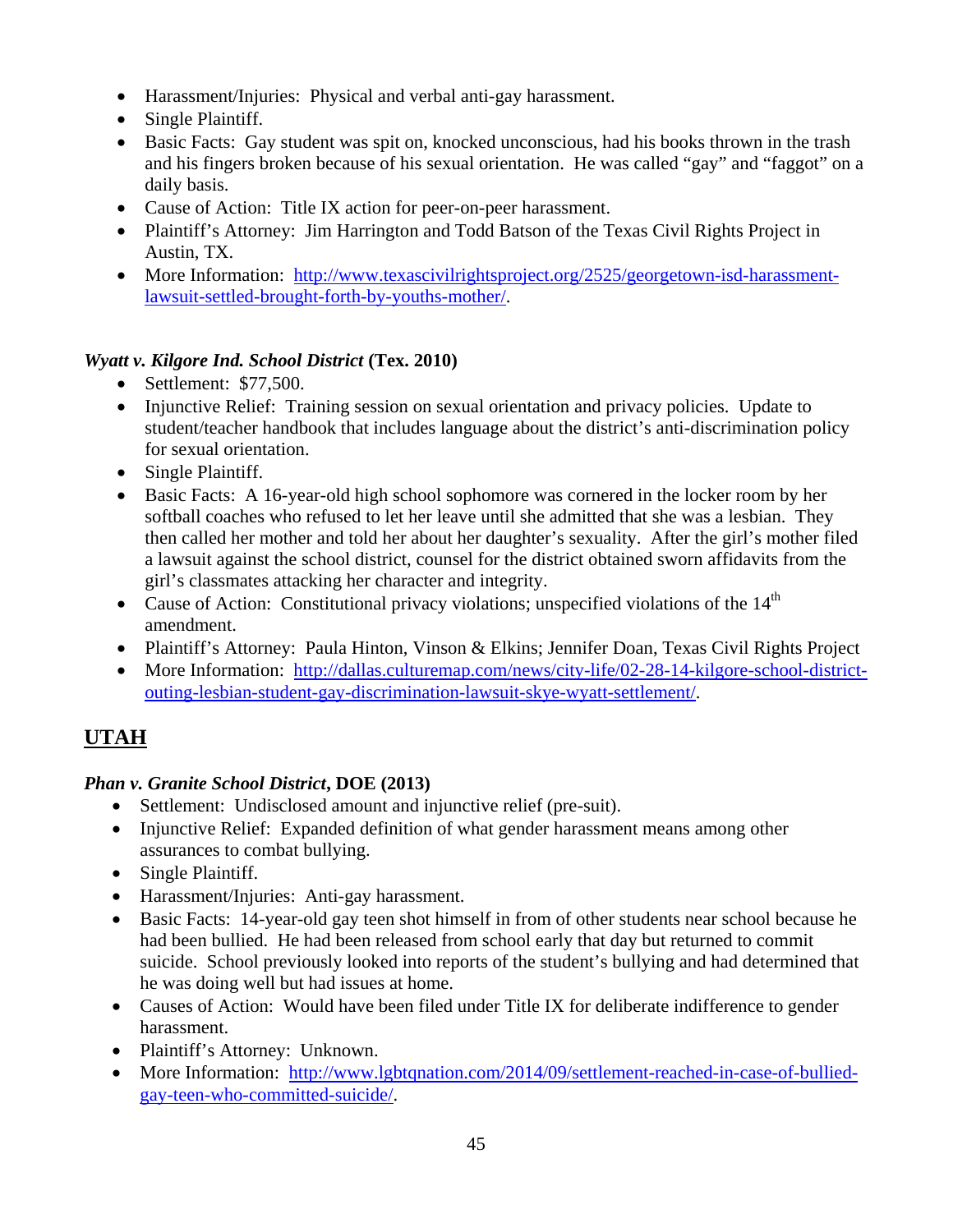- Harassment/Injuries: Physical and verbal anti-gay harassment.
- Single Plaintiff.
- Basic Facts: Gay student was spit on, knocked unconscious, had his books thrown in the trash and his fingers broken because of his sexual orientation. He was called "gay" and "faggot" on a daily basis.
- Cause of Action: Title IX action for peer-on-peer harassment.
- Plaintiff's Attorney: Jim Harrington and Todd Batson of the Texas Civil Rights Project in Austin, TX.
- More Information: http://www.texascivilrightsproject.org/2525/georgetown-isd-harassment-lawsuit-settled-brought-forth-by-youths-mother/.

### *Wyatt v. Kilgore Ind. School District* (Tex. 2010)

- Settlement: $77,500.
- Injunctive Relief: Training session on sexual orientation and privacy policies. Update to student/teacher handbook that includes language about the district's anti-discrimination policy for sexual orientation.
- Single Plaintiff.
- Basic Facts: A 16-year-old high school sophomore was cornered in the locker room by her softball coaches who refused to let her leave until she admitted that she was a lesbian. They then called her mother and told her about her daughter's sexuality. After the girl's mother filed a lawsuit against the school district, counsel for the district obtained sworn affidavits from the girl's classmates attacking her character and integrity.
- Cause of Action: Constitutional privacy violations; unspecified violations of the 14th amendment.
- Plaintiff's Attorney: Paula Hinton, Vinson & Elkins; Jennifer Doan, Texas Civil Rights Project
- More Information: http://dallas.culturemap.com/news/city-life/02-28-14-kilgore-school-district-outing-lesbian-student-gay-discrimination-lawsuit-skye-wyatt-settlement/.

## UTAH

### *Phan v. Granite School District*, DOE (2013)

- Settlement: Undisclosed amount and injunctive relief (pre-suit).
- Injunctive Relief: Expanded definition of what gender harassment means among other assurances to combat bullying.
- Single Plaintiff.
- Harassment/Injuries: Anti-gay harassment.
- Basic Facts: 14-year-old gay teen shot himself in from of other students near school because he had been bullied. He had been released from school early that day but returned to commit suicide. School previously looked into reports of the student's bullying and had determined that he was doing well but had issues at home.
- Causes of Action: Would have been filed under Title IX for deliberate indifference to gender harassment.
- Plaintiff's Attorney: Unknown.
- More Information: http://www.lgbtqnation.com/2014/09/settlement-reached-in-case-of-bullied-gay-teen-who-committed-suicide/.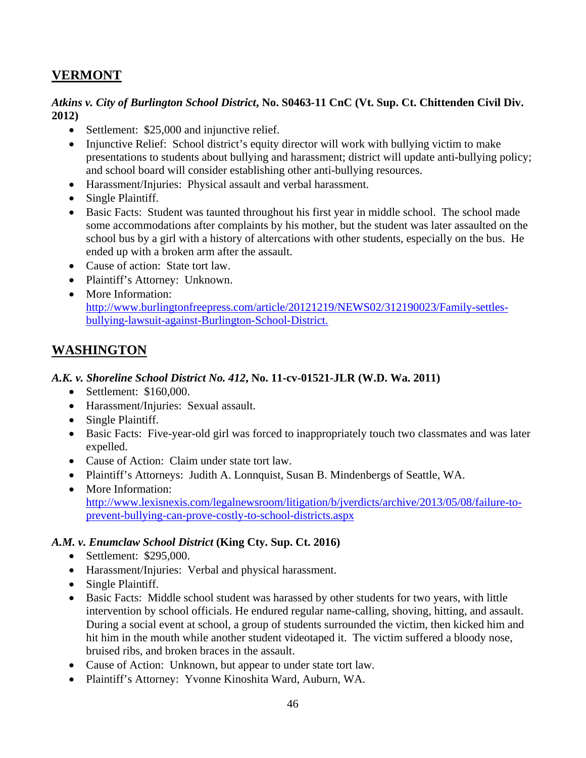## VERMONT

***Atkins v. City of Burlington School District*, No. S0463-11 CnC (Vt. Sup. Ct. Chittenden Civil Div. 2012)**

- Settlement: $25,000 and injunctive relief.
- Injunctive Relief: School district's equity director will work with bullying victim to make presentations to students about bullying and harassment; district will update anti-bullying policy; and school board will consider establishing other anti-bullying resources.
- Harassment/Injuries: Physical assault and verbal harassment.
- Single Plaintiff.
- Basic Facts: Student was taunted throughout his first year in middle school. The school made some accommodations after complaints by his mother, but the student was later assaulted on the school bus by a girl with a history of altercations with other students, especially on the bus. He ended up with a broken arm after the assault.
- Cause of action: State tort law.
- Plaintiff's Attorney: Unknown.
- More Information: [http://www.burlingtonfreepress.com/article/20121219/NEWS02/312190023/Family-settles-bullying-lawsuit-against-Burlington-School-District.](http://www.burlingtonfreepress.com/article/20121219/NEWS02/312190023/Family-settles-bullying-lawsuit-against-Burlington-School-District.)

## WASHINGTON

***A.K. v. Shoreline School District No. 412*, No. 11-cv-01521-JLR (W.D. Wa. 2011)**

- Settlement: $160,000.
- Harassment/Injuries: Sexual assault.
- Single Plaintiff.
- Basic Facts: Five-year-old girl was forced to inappropriately touch two classmates and was later expelled.
- Cause of Action: Claim under state tort law.
- Plaintiff's Attorneys: Judith A. Lonnquist, Susan B. Mindenbergs of Seattle, WA.
- More Information: [http://www.lexisnexis.com/legalnewsroom/litigation/b/jverdicts/archive/2013/05/08/failure-to-prevent-bullying-can-prove-costly-to-school-districts.aspx](http://www.lexisnexis.com/legalnewsroom/litigation/b/jverdicts/archive/2013/05/08/failure-to-prevent-bullying-can-prove-costly-to-school-districts.aspx)

***A.M. v. Enumclaw School District* (King Cty. Sup. Ct. 2016)**

- Settlement: $295,000.
- Harassment/Injuries: Verbal and physical harassment.
- Single Plaintiff.
- Basic Facts: Middle school student was harassed by other students for two years, with little intervention by school officials. He endured regular name-calling, shoving, hitting, and assault. During a social event at school, a group of students surrounded the victim, then kicked him and hit him in the mouth while another student videotaped it. The victim suffered a bloody nose, bruised ribs, and broken braces in the assault.
- Cause of Action: Unknown, but appear to under state tort law.
- Plaintiff's Attorney: Yvonne Kinoshita Ward, Auburn, WA.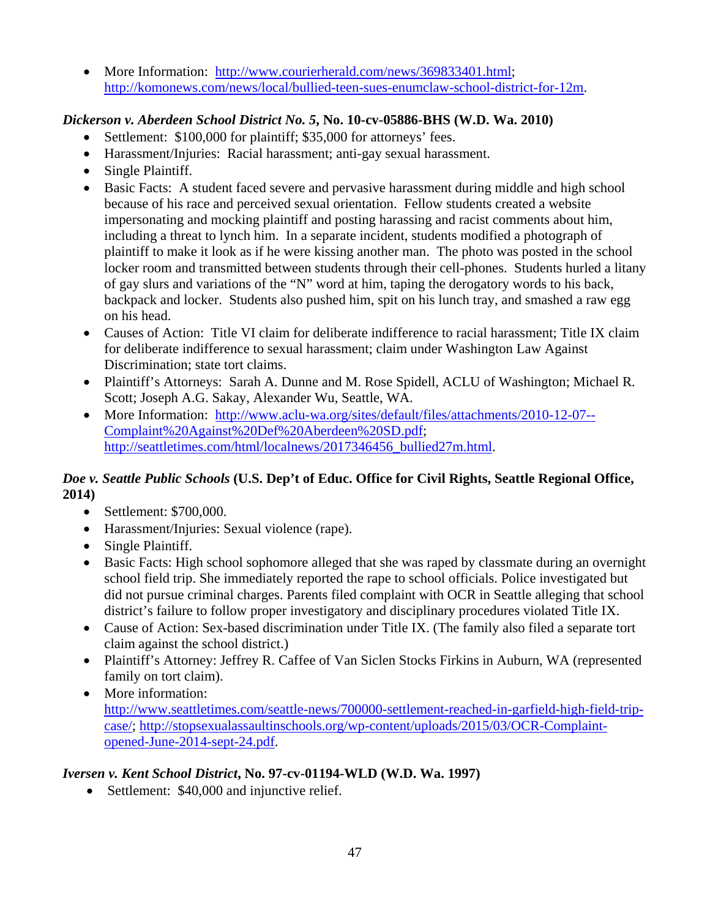- More Information: http://www.courierherald.com/news/369833401.html; http://komonews.com/news/local/bullied-teen-sues-enumclaw-school-district-for-12m.

***Dickerson v. Aberdeen School District No. 5*, No. 10-cv-05886-BHS (W.D. Wa. 2010)**

- Settlement: $100,000 for plaintiff; $35,000 for attorneys' fees.
- Harassment/Injuries: Racial harassment; anti-gay sexual harassment.
- Single Plaintiff.
- Basic Facts: A student faced severe and pervasive harassment during middle and high school because of his race and perceived sexual orientation. Fellow students created a website impersonating and mocking plaintiff and posting harassing and racist comments about him, including a threat to lynch him. In a separate incident, students modified a photograph of plaintiff to make it look as if he were kissing another man. The photo was posted in the school locker room and transmitted between students through their cell-phones. Students hurled a litany of gay slurs and variations of the "N" word at him, taping the derogatory words to his back, backpack and locker. Students also pushed him, spit on his lunch tray, and smashed a raw egg on his head.
- Causes of Action: Title VI claim for deliberate indifference to racial harassment; Title IX claim for deliberate indifference to sexual harassment; claim under Washington Law Against Discrimination; state tort claims.
- Plaintiff's Attorneys: Sarah A. Dunne and M. Rose Spidell, ACLU of Washington; Michael R. Scott; Joseph A.G. Sakay, Alexander Wu, Seattle, WA.
- More Information: http://www.aclu-wa.org/sites/default/files/attachments/2010-12-07--Complaint%20Against%20Def%20Aberdeen%20SD.pdf; http://seattletimes.com/html/localnews/2017346456_bullied27m.html.

***Doe v. Seattle Public Schools* (U.S. Dep't of Educ. Office for Civil Rights, Seattle Regional Office, 2014)**

- Settlement: $700,000.
- Harassment/Injuries: Sexual violence (rape).
- Single Plaintiff.
- Basic Facts: High school sophomore alleged that she was raped by classmate during an overnight school field trip. She immediately reported the rape to school officials. Police investigated but did not pursue criminal charges. Parents filed complaint with OCR in Seattle alleging that school district's failure to follow proper investigatory and disciplinary procedures violated Title IX.
- Cause of Action: Sex-based discrimination under Title IX. (The family also filed a separate tort claim against the school district.)
- Plaintiff's Attorney: Jeffrey R. Caffee of Van Siclen Stocks Firkins in Auburn, WA (represented family on tort claim).
- More information: http://www.seattletimes.com/seattle-news/700000-settlement-reached-in-garfield-high-field-trip-case/; http://stopsexualassaultinschools.org/wp-content/uploads/2015/03/OCR-Complaint-opened-June-2014-sept-24.pdf.

***Iversen v. Kent School District*, No. 97-cv-01194-WLD (W.D. Wa. 1997)**

- Settlement: $40,000 and injunctive relief.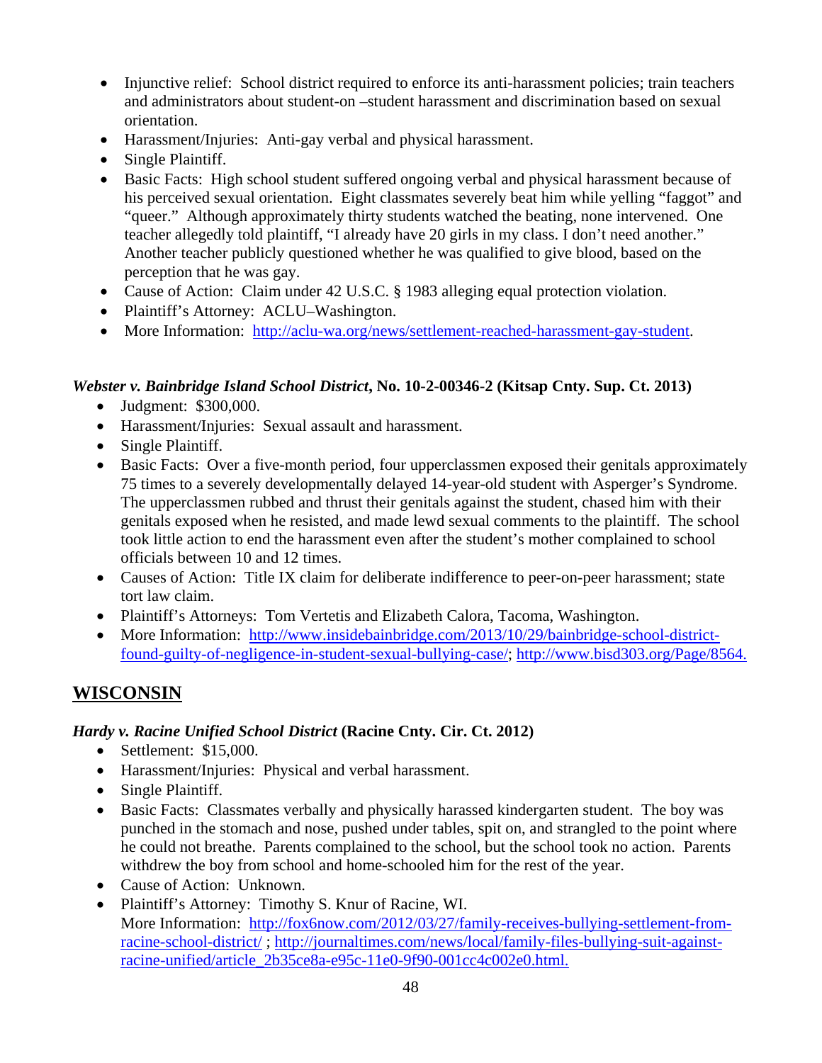- Injunctive relief: School district required to enforce its anti-harassment policies; train teachers and administrators about student-on –student harassment and discrimination based on sexual orientation.
- Harassment/Injuries: Anti-gay verbal and physical harassment.
- Single Plaintiff.
- Basic Facts: High school student suffered ongoing verbal and physical harassment because of his perceived sexual orientation. Eight classmates severely beat him while yelling "faggot" and "queer." Although approximately thirty students watched the beating, none intervened. One teacher allegedly told plaintiff, "I already have 20 girls in my class. I don't need another." Another teacher publicly questioned whether he was qualified to give blood, based on the perception that he was gay.
- Cause of Action: Claim under 42 U.S.C. § 1983 alleging equal protection violation.
- Plaintiff's Attorney: ACLU–Washington.
- More Information: [http://aclu-wa.org/news/settlement-reached-harassment-gay-student](http://aclu-wa.org/news/settlement-reached-harassment-gay-student).

***Webster v. Bainbridge Island School District*, No. 10-2-00346-2 (Kitsap Cnty. Sup. Ct. 2013)**

- Judgment: $300,000.
- Harassment/Injuries: Sexual assault and harassment.
- Single Plaintiff.
- Basic Facts: Over a five-month period, four upperclassmen exposed their genitals approximately 75 times to a severely developmentally delayed 14-year-old student with Asperger's Syndrome. The upperclassmen rubbed and thrust their genitals against the student, chased him with their genitals exposed when he resisted, and made lewd sexual comments to the plaintiff. The school took little action to end the harassment even after the student's mother complained to school officials between 10 and 12 times.
- Causes of Action: Title IX claim for deliberate indifference to peer-on-peer harassment; state tort law claim.
- Plaintiff's Attorneys: Tom Vertetis and Elizabeth Calora, Tacoma, Washington.
- More Information: [http://www.insidebainbridge.com/2013/10/29/bainbridge-school-district-found-guilty-of-negligence-in-student-sexual-bullying-case/](http://www.insidebainbridge.com/2013/10/29/bainbridge-school-district-found-guilty-of-negligence-in-student-sexual-bullying-case/); [http://www.bisd303.org/Page/8564.](http://www.bisd303.org/Page/8564)

## WISCONSIN

***Hardy v. Racine Unified School District* (Racine Cnty. Cir. Ct. 2012)**

- Settlement: $15,000.
- Harassment/Injuries: Physical and verbal harassment.
- Single Plaintiff.
- Basic Facts: Classmates verbally and physically harassed kindergarten student. The boy was punched in the stomach and nose, pushed under tables, spit on, and strangled to the point where he could not breathe. Parents complained to the school, but the school took no action. Parents withdrew the boy from school and home-schooled him for the rest of the year.
- Cause of Action: Unknown.
- Plaintiff's Attorney: Timothy S. Knur of Racine, WI.
  More Information: [http://fox6now.com/2012/03/27/family-receives-bullying-settlement-from-racine-school-district/](http://fox6now.com/2012/03/27/family-receives-bullying-settlement-from-racine-school-district/) ; [http://journaltimes.com/news/local/family-files-bullying-suit-against-racine-unified/article_2b35ce8a-e95c-11e0-9f90-001cc4c002e0.html.](http://journaltimes.com/news/local/family-files-bullying-suit-against-racine-unified/article_2b35ce8a-e95c-11e0-9f90-001cc4c002e0.html)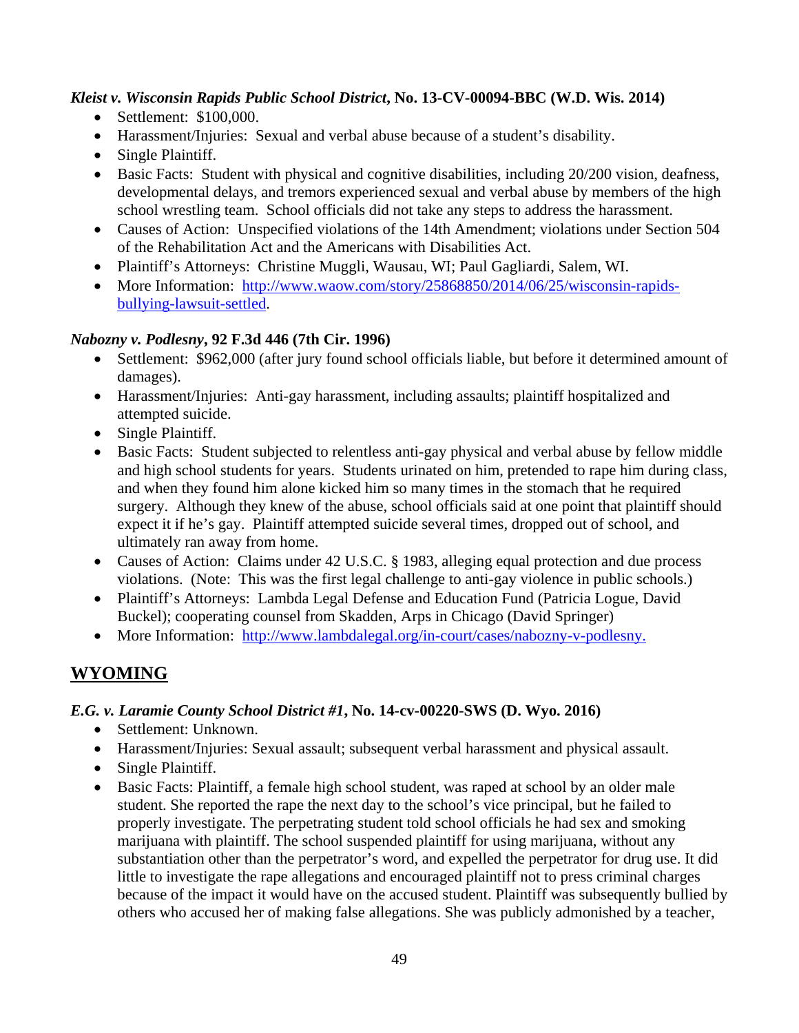***Kleist v. Wisconsin Rapids Public School District*, No. 13-CV-00094-BBC (W.D. Wis. 2014)**

- Settlement: $100,000.
- Harassment/Injuries: Sexual and verbal abuse because of a student's disability.
- Single Plaintiff.
- Basic Facts: Student with physical and cognitive disabilities, including 20/200 vision, deafness, developmental delays, and tremors experienced sexual and verbal abuse by members of the high school wrestling team. School officials did not take any steps to address the harassment.
- Causes of Action: Unspecified violations of the 14th Amendment; violations under Section 504 of the Rehabilitation Act and the Americans with Disabilities Act.
- Plaintiff's Attorneys: Christine Muggli, Wausau, WI; Paul Gagliardi, Salem, WI.
- More Information: [http://www.waow.com/story/25868850/2014/06/25/wisconsin-rapids-bullying-lawsuit-settled](http://www.waow.com/story/25868850/2014/06/25/wisconsin-rapids-bullying-lawsuit-settled).

***Nabozny v. Podlesny*, 92 F.3d 446 (7th Cir. 1996)**

- Settlement: $962,000 (after jury found school officials liable, but before it determined amount of damages).
- Harassment/Injuries: Anti-gay harassment, including assaults; plaintiff hospitalized and attempted suicide.
- Single Plaintiff.
- Basic Facts: Student subjected to relentless anti-gay physical and verbal abuse by fellow middle and high school students for years. Students urinated on him, pretended to rape him during class, and when they found him alone kicked him so many times in the stomach that he required surgery. Although they knew of the abuse, school officials said at one point that plaintiff should expect it if he's gay. Plaintiff attempted suicide several times, dropped out of school, and ultimately ran away from home.
- Causes of Action: Claims under 42 U.S.C. § 1983, alleging equal protection and due process violations. (Note: This was the first legal challenge to anti-gay violence in public schools.)
- Plaintiff's Attorneys: Lambda Legal Defense and Education Fund (Patricia Logue, David Buckel); cooperating counsel from Skadden, Arps in Chicago (David Springer)
- More Information: [http://www.lambdalegal.org/in-court/cases/nabozny-v-podlesny.](http://www.lambdalegal.org/in-court/cases/nabozny-v-podlesny)

## WYOMING

***E.G. v. Laramie County School District #1*, No. 14-cv-00220-SWS (D. Wyo. 2016)**

- Settlement: Unknown.
- Harassment/Injuries: Sexual assault; subsequent verbal harassment and physical assault.
- Single Plaintiff.
- Basic Facts: Plaintiff, a female high school student, was raped at school by an older male student. She reported the rape the next day to the school's vice principal, but he failed to properly investigate. The perpetrating student told school officials he had sex and smoking marijuana with plaintiff. The school suspended plaintiff for using marijuana, without any substantiation other than the perpetrator's word, and expelled the perpetrator for drug use. It did little to investigate the rape allegations and encouraged plaintiff not to press criminal charges because of the impact it would have on the accused student. Plaintiff was subsequently bullied by others who accused her of making false allegations. She was publicly admonished by a teacher,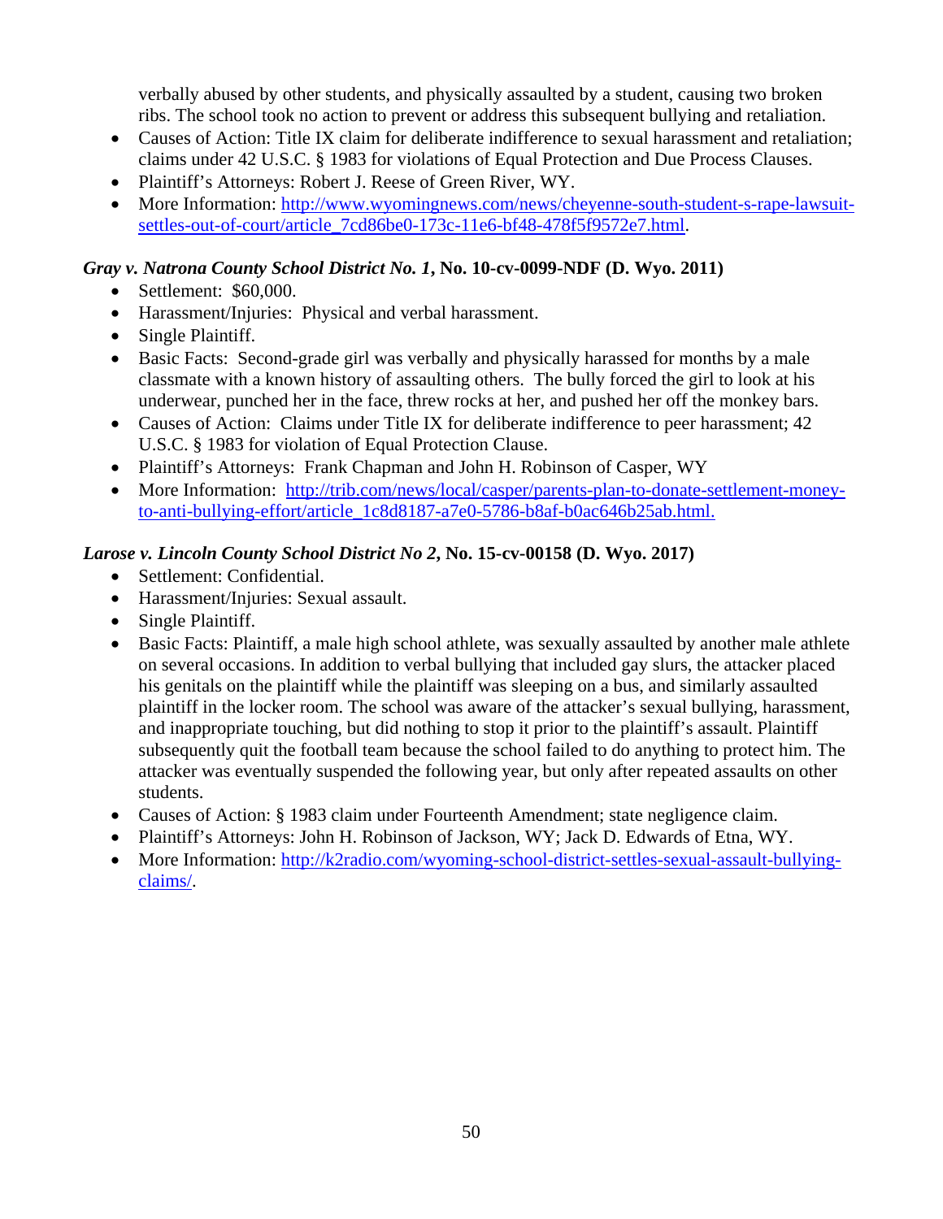verbally abused by other students, and physically assaulted by a student, causing two broken ribs. The school took no action to prevent or address this subsequent bullying and retaliation.

- Causes of Action: Title IX claim for deliberate indifference to sexual harassment and retaliation; claims under 42 U.S.C. § 1983 for violations of Equal Protection and Due Process Clauses.
- Plaintiff's Attorneys: Robert J. Reese of Green River, WY.
- More Information: [http://www.wyomingnews.com/news/cheyenne-south-student-s-rape-lawsuit-settles-out-of-court/article_7cd86be0-173c-11e6-bf48-478f5f9572e7.html](http://www.wyomingnews.com/news/cheyenne-south-student-s-rape-lawsuit-settles-out-of-court/article_7cd86be0-173c-11e6-bf48-478f5f9572e7.html).

***Gray v. Natrona County School District No. 1*, No. 10-cv-0099-NDF (D. Wyo. 2011)**

- Settlement: $60,000.
- Harassment/Injuries: Physical and verbal harassment.
- Single Plaintiff.
- Basic Facts: Second-grade girl was verbally and physically harassed for months by a male classmate with a known history of assaulting others. The bully forced the girl to look at his underwear, punched her in the face, threw rocks at her, and pushed her off the monkey bars.
- Causes of Action: Claims under Title IX for deliberate indifference to peer harassment; 42 U.S.C. § 1983 for violation of Equal Protection Clause.
- Plaintiff's Attorneys: Frank Chapman and John H. Robinson of Casper, WY
- More Information: [http://trib.com/news/local/casper/parents-plan-to-donate-settlement-money-to-anti-bullying-effort/article_1c8d8187-a7e0-5786-b8af-b0ac646b25ab.html.](http://trib.com/news/local/casper/parents-plan-to-donate-settlement-money-to-anti-bullying-effort/article_1c8d8187-a7e0-5786-b8af-b0ac646b25ab.html)

***Larose v. Lincoln County School District No 2*, No. 15-cv-00158 (D. Wyo. 2017)**

- Settlement: Confidential.
- Harassment/Injuries: Sexual assault.
- Single Plaintiff.
- Basic Facts: Plaintiff, a male high school athlete, was sexually assaulted by another male athlete on several occasions. In addition to verbal bullying that included gay slurs, the attacker placed his genitals on the plaintiff while the plaintiff was sleeping on a bus, and similarly assaulted plaintiff in the locker room. The school was aware of the attacker's sexual bullying, harassment, and inappropriate touching, but did nothing to stop it prior to the plaintiff's assault. Plaintiff subsequently quit the football team because the school failed to do anything to protect him. The attacker was eventually suspended the following year, but only after repeated assaults on other students.
- Causes of Action: § 1983 claim under Fourteenth Amendment; state negligence claim.
- Plaintiff's Attorneys: John H. Robinson of Jackson, WY; Jack D. Edwards of Etna, WY.
- More Information: [http://k2radio.com/wyoming-school-district-settles-sexual-assault-bullying-claims/](http://k2radio.com/wyoming-school-district-settles-sexual-assault-bullying-claims/).